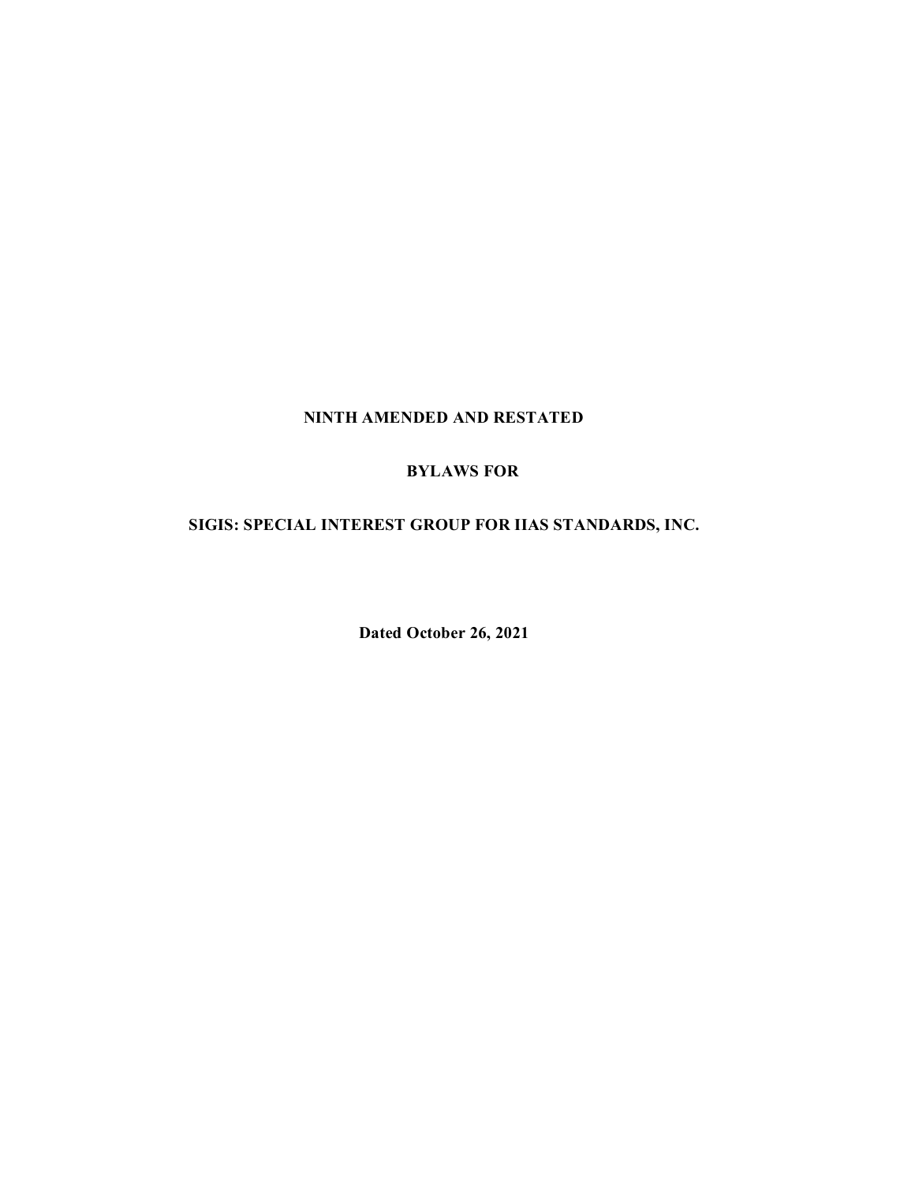**NINTH AMENDED AND RESTATED**

**BYLAWS FOR**

**SIGIS: SPECIAL INTEREST GROUP FOR IIAS STANDARDS, INC.**

**Dated October 26, 2021**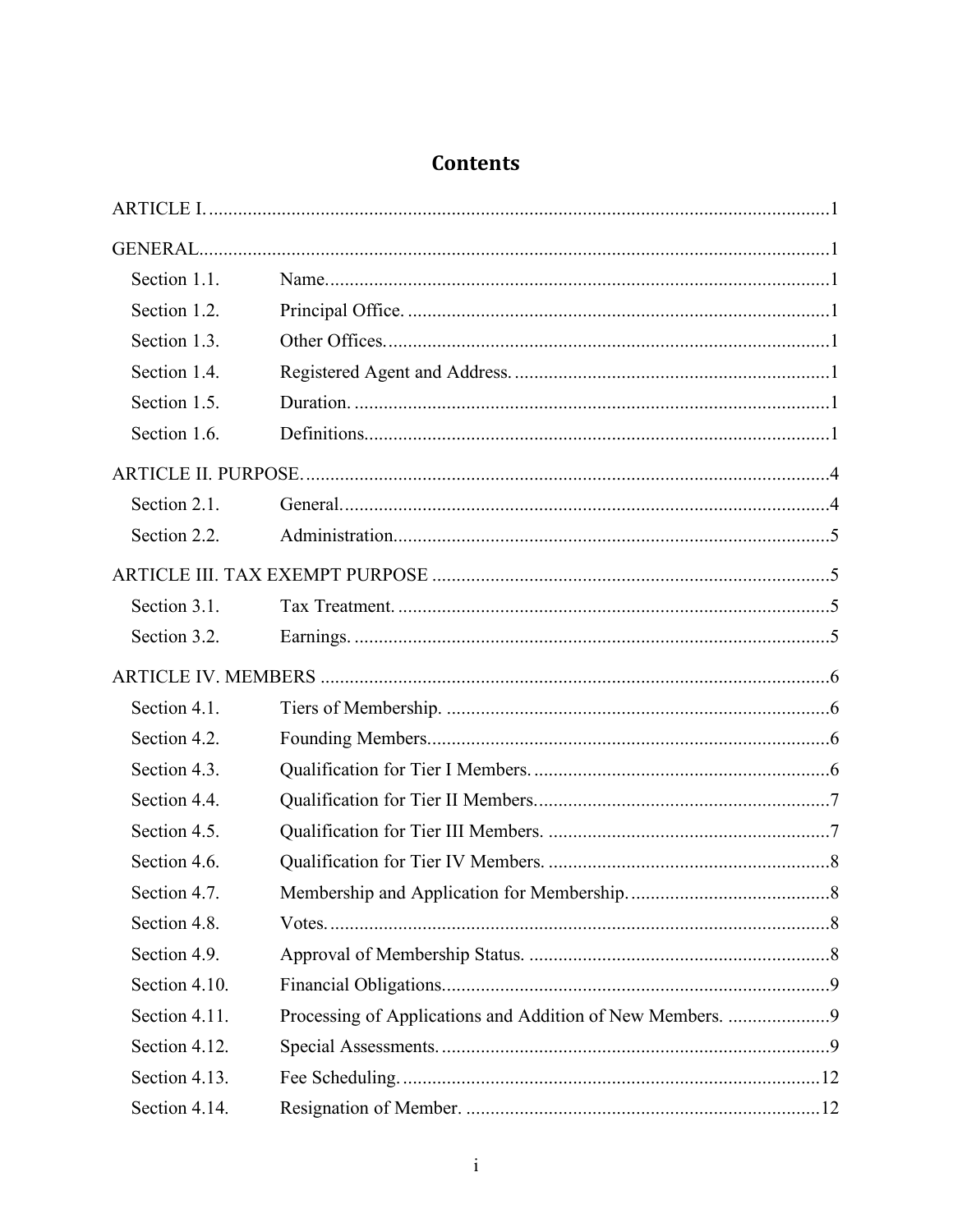# Contents

ARTICLE I. .......... 1

GENERAL .......... 1

- Section 1.1. Name .......... 1
- Section 1.2. Principal Office. .......... 1
- Section 1.3. Other Offices. .......... 1
- Section 1.4. Registered Agent and Address. .......... 1
- Section 1.5. Duration. .......... 1
- Section 1.6. Definitions. .......... 1

ARTICLE II. PURPOSE. .......... 4

- Section 2.1. General. .......... 4
- Section 2.2. Administration. .......... 5

ARTICLE III. TAX EXEMPT PURPOSE .......... 5

- Section 3.1. Tax Treatment. .......... 5
- Section 3.2. Earnings. .......... 5

ARTICLE IV. MEMBERS .......... 6

- Section 4.1. Tiers of Membership. .......... 6
- Section 4.2. Founding Members. .......... 6
- Section 4.3. Qualification for Tier I Members. .......... 6
- Section 4.4. Qualification for Tier II Members. .......... 7
- Section 4.5. Qualification for Tier III Members. .......... 7
- Section 4.6. Qualification for Tier IV Members. .......... 8
- Section 4.7. Membership and Application for Membership. .......... 8
- Section 4.8. Votes. .......... 8
- Section 4.9. Approval of Membership Status. .......... 8
- Section 4.10. Financial Obligations. .......... 9
- Section 4.11. Processing of Applications and Addition of New Members. .......... 9
- Section 4.12. Special Assessments. .......... 9
- Section 4.13. Fee Scheduling. .......... 12
- Section 4.14. Resignation of Member. .......... 12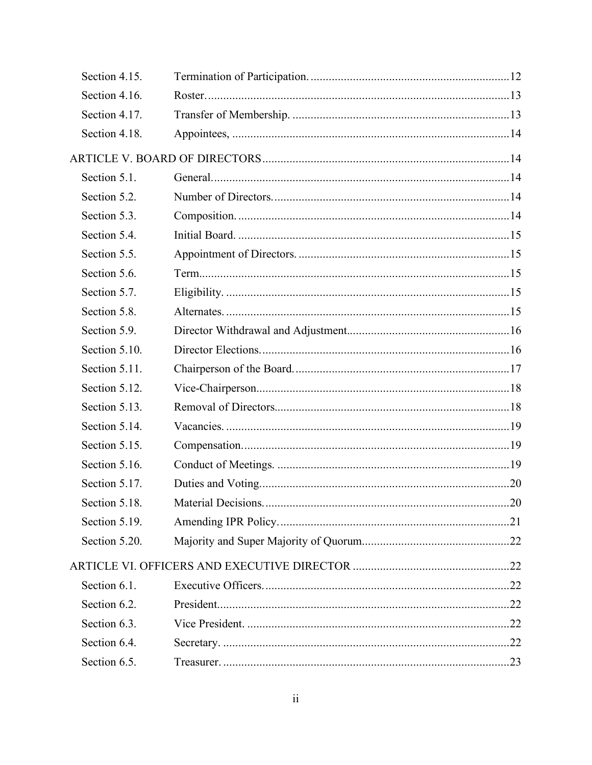| | | |
|---|---|---|
| Section 4.15. | Termination of Participation. | 12 |
| Section 4.16. | Roster. | 13 |
| Section 4.17. | Transfer of Membership. | 13 |
| Section 4.18. | Appointees, | 14 |

ARTICLE V. BOARD OF DIRECTORS ..... 14

| | | |
|---|---|---|
| Section 5.1. | General. | 14 |
| Section 5.2. | Number of Directors. | 14 |
| Section 5.3. | Composition. | 14 |
| Section 5.4. | Initial Board. | 15 |
| Section 5.5. | Appointment of Directors. | 15 |
| Section 5.6. | Term. | 15 |
| Section 5.7. | Eligibility. | 15 |
| Section 5.8. | Alternates. | 15 |
| Section 5.9. | Director Withdrawal and Adjustment | 16 |
| Section 5.10. | Director Elections. | 16 |
| Section 5.11. | Chairperson of the Board. | 17 |
| Section 5.12. | Vice-Chairperson. | 18 |
| Section 5.13. | Removal of Directors. | 18 |
| Section 5.14. | Vacancies. | 19 |
| Section 5.15. | Compensation. | 19 |
| Section 5.16. | Conduct of Meetings. | 19 |
| Section 5.17. | Duties and Voting. | 20 |
| Section 5.18. | Material Decisions. | 20 |
| Section 5.19. | Amending IPR Policy. | 21 |
| Section 5.20. | Majority and Super Majority of Quorum | 22 |

ARTICLE VI. OFFICERS AND EXECUTIVE DIRECTOR ..... 22

| | | |
|---|---|---|
| Section 6.1. | Executive Officers. | 22 |
| Section 6.2. | President. | 22 |
| Section 6.3. | Vice President. | 22 |
| Section 6.4. | Secretary. | 22 |
| Section 6.5. | Treasurer. | 23 |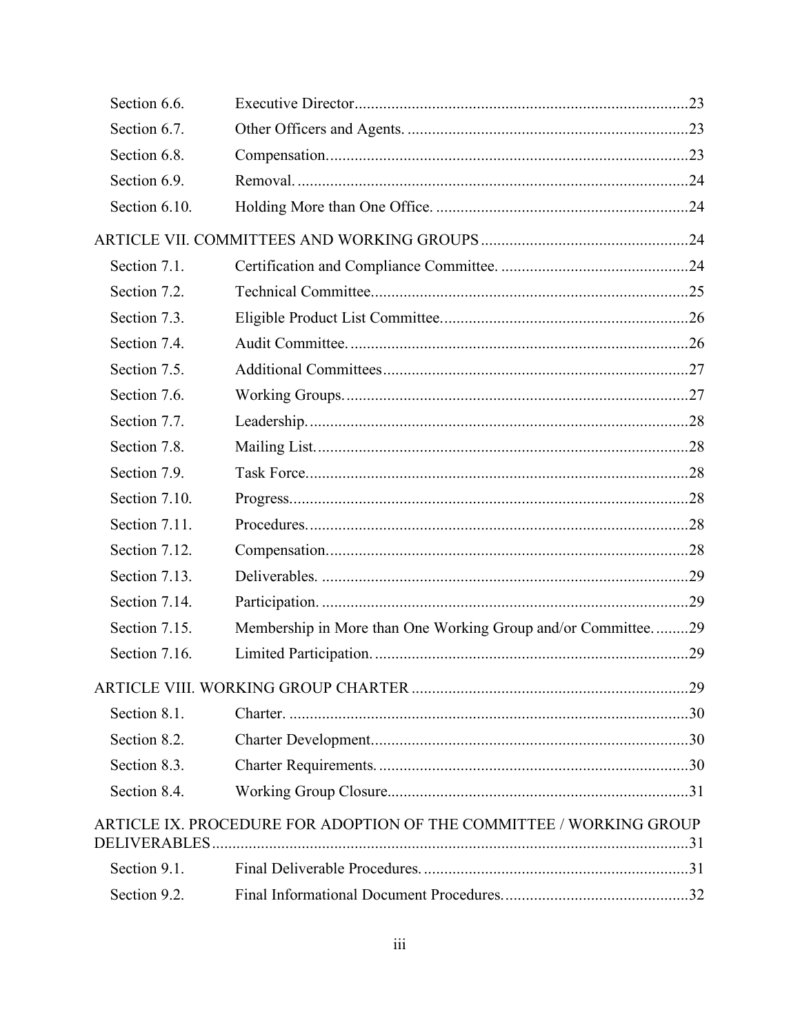| | | |
|---|---|---|
| Section 6.6. | Executive Director | 23 |
| Section 6.7. | Other Officers and Agents. | 23 |
| Section 6.8. | Compensation. | 23 |
| Section 6.9. | Removal. | 24 |
| Section 6.10. | Holding More than One Office. | 24 |
| ARTICLE VII. COMMITTEES AND WORKING GROUPS | | 24 |
| Section 7.1. | Certification and Compliance Committee. | 24 |
| Section 7.2. | Technical Committee. | 25 |
| Section 7.3. | Eligible Product List Committee. | 26 |
| Section 7.4. | Audit Committee. | 26 |
| Section 7.5. | Additional Committees | 27 |
| Section 7.6. | Working Groups. | 27 |
| Section 7.7. | Leadership. | 28 |
| Section 7.8. | Mailing List. | 28 |
| Section 7.9. | Task Force. | 28 |
| Section 7.10. | Progress. | 28 |
| Section 7.11. | Procedures. | 28 |
| Section 7.12. | Compensation. | 28 |
| Section 7.13. | Deliverables. | 29 |
| Section 7.14. | Participation. | 29 |
| Section 7.15. | Membership in More than One Working Group and/or Committee. | 29 |
| Section 7.16. | Limited Participation. | 29 |
| ARTICLE VIII. WORKING GROUP CHARTER | | 29 |
| Section 8.1. | Charter. | 30 |
| Section 8.2. | Charter Development. | 30 |
| Section 8.3. | Charter Requirements. | 30 |
| Section 8.4. | Working Group Closure. | 31 |
| ARTICLE IX. PROCEDURE FOR ADOPTION OF THE COMMITTEE / WORKING GROUP DELIVERABLES | | 31 |
| Section 9.1. | Final Deliverable Procedures. | 31 |
| Section 9.2. | Final Informational Document Procedures. | 32 |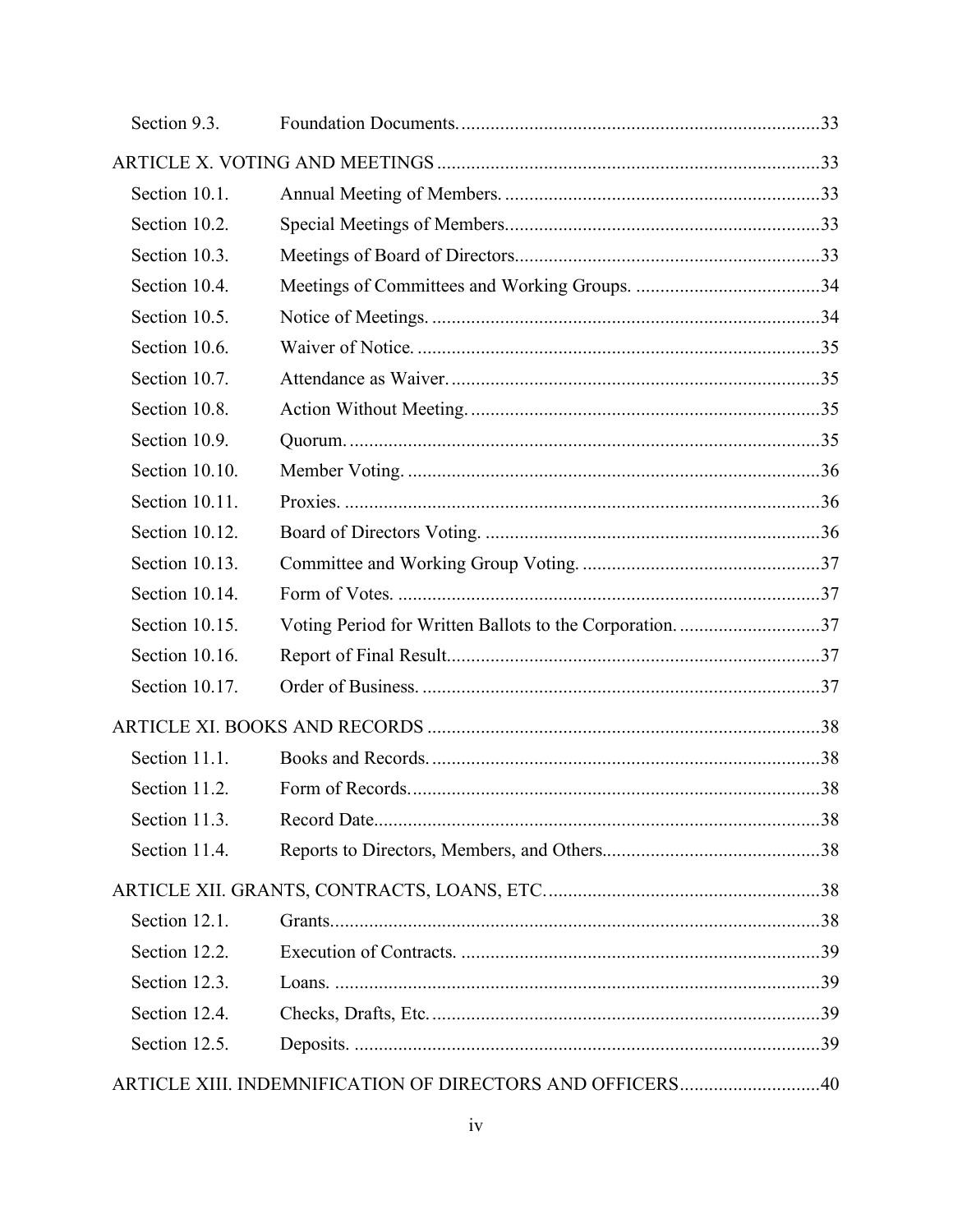| | | |
|---|---|---|
| Section 9.3. | Foundation Documents. | 33 |
| **ARTICLE X. VOTING AND MEETINGS** | | 33 |
| Section 10.1. | Annual Meeting of Members. | 33 |
| Section 10.2. | Special Meetings of Members. | 33 |
| Section 10.3. | Meetings of Board of Directors. | 33 |
| Section 10.4. | Meetings of Committees and Working Groups. | 34 |
| Section 10.5. | Notice of Meetings. | 34 |
| Section 10.6. | Waiver of Notice. | 35 |
| Section 10.7. | Attendance as Waiver. | 35 |
| Section 10.8. | Action Without Meeting. | 35 |
| Section 10.9. | Quorum. | 35 |
| Section 10.10. | Member Voting. | 36 |
| Section 10.11. | Proxies. | 36 |
| Section 10.12. | Board of Directors Voting. | 36 |
| Section 10.13. | Committee and Working Group Voting. | 37 |
| Section 10.14. | Form of Votes. | 37 |
| Section 10.15. | Voting Period for Written Ballots to the Corporation. | 37 |
| Section 10.16. | Report of Final Result. | 37 |
| Section 10.17. | Order of Business. | 37 |
| **ARTICLE XI. BOOKS AND RECORDS** | | 38 |
| Section 11.1. | Books and Records. | 38 |
| Section 11.2. | Form of Records. | 38 |
| Section 11.3. | Record Date. | 38 |
| Section 11.4. | Reports to Directors, Members, and Others. | 38 |
| **ARTICLE XII. GRANTS, CONTRACTS, LOANS, ETC.** | | 38 |
| Section 12.1. | Grants. | 38 |
| Section 12.2. | Execution of Contracts. | 39 |
| Section 12.3. | Loans. | 39 |
| Section 12.4. | Checks, Drafts, Etc. | 39 |
| Section 12.5. | Deposits. | 39 |
| **ARTICLE XIII. INDEMNIFICATION OF DIRECTORS AND OFFICERS** | | 40 |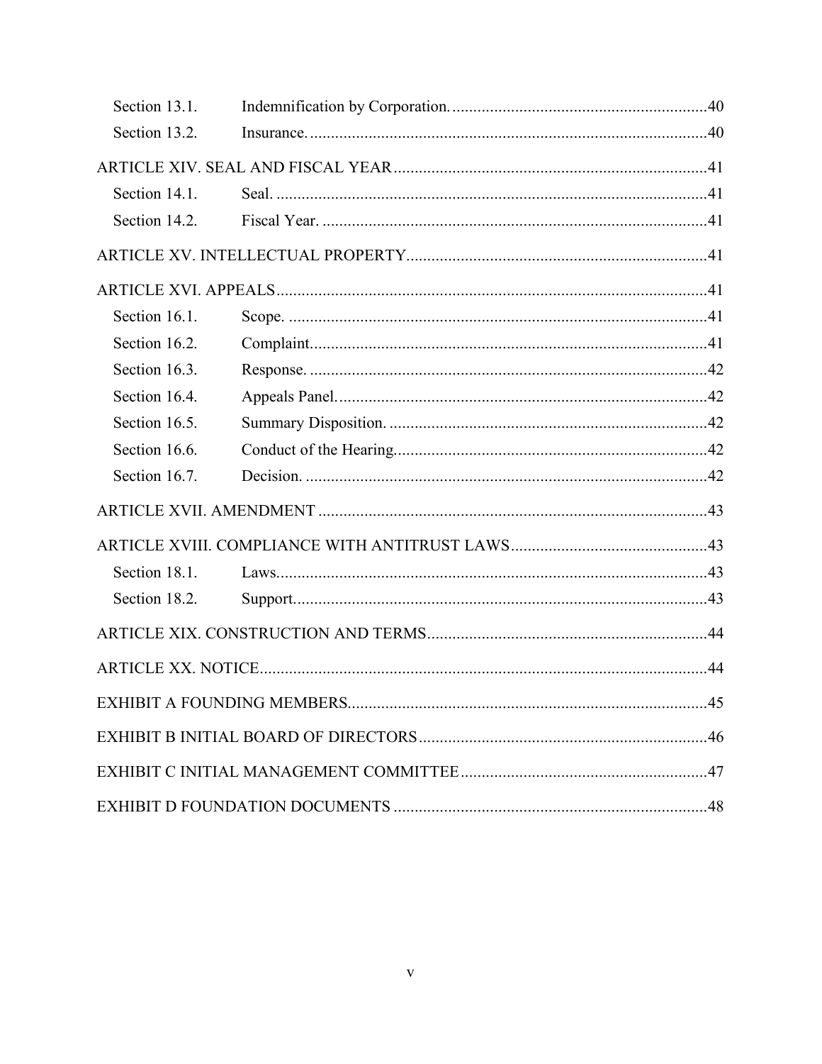Section 13.1. Indemnification by Corporation. 40

Section 13.2. Insurance. 40

ARTICLE XIV. SEAL AND FISCAL YEAR 41

Section 14.1. Seal. 41

Section 14.2. Fiscal Year. 41

ARTICLE XV. INTELLECTUAL PROPERTY 41

ARTICLE XVI. APPEALS 41

Section 16.1. Scope. 41

Section 16.2. Complaint. 41

Section 16.3. Response. 42

Section 16.4. Appeals Panel. 42

Section 16.5. Summary Disposition. 42

Section 16.6. Conduct of the Hearing. 42

Section 16.7. Decision. 42

ARTICLE XVII. AMENDMENT 43

ARTICLE XVIII. COMPLIANCE WITH ANTITRUST LAWS 43

Section 18.1. Laws. 43

Section 18.2. Support. 43

ARTICLE XIX. CONSTRUCTION AND TERMS 44

ARTICLE XX. NOTICE 44

EXHIBIT A FOUNDING MEMBERS 45

EXHIBIT B INITIAL BOARD OF DIRECTORS 46

EXHIBIT C INITIAL MANAGEMENT COMMITTEE 47

EXHIBIT D FOUNDATION DOCUMENTS 48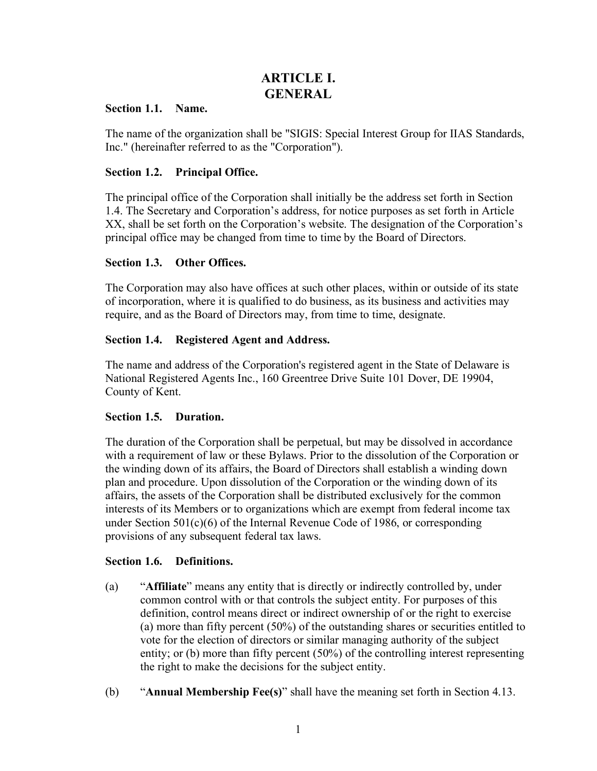# ARTICLE I.
# GENERAL

### Section 1.1. Name.

The name of the organization shall be "SIGIS: Special Interest Group for IIAS Standards, Inc." (hereinafter referred to as the "Corporation").

### Section 1.2. Principal Office.

The principal office of the Corporation shall initially be the address set forth in Section 1.4. The Secretary and Corporation's address, for notice purposes as set forth in Article XX, shall be set forth on the Corporation's website. The designation of the Corporation's principal office may be changed from time to time by the Board of Directors.

### Section 1.3. Other Offices.

The Corporation may also have offices at such other places, within or outside of its state of incorporation, where it is qualified to do business, as its business and activities may require, and as the Board of Directors may, from time to time, designate.

### Section 1.4. Registered Agent and Address.

The name and address of the Corporation's registered agent in the State of Delaware is National Registered Agents Inc., 160 Greentree Drive Suite 101 Dover, DE 19904, County of Kent.

### Section 1.5. Duration.

The duration of the Corporation shall be perpetual, but may be dissolved in accordance with a requirement of law or these Bylaws. Prior to the dissolution of the Corporation or the winding down of its affairs, the Board of Directors shall establish a winding down plan and procedure. Upon dissolution of the Corporation or the winding down of its affairs, the assets of the Corporation shall be distributed exclusively for the common interests of its Members or to organizations which are exempt from federal income tax under Section 501(c)(6) of the Internal Revenue Code of 1986, or corresponding provisions of any subsequent federal tax laws.

### Section 1.6. Definitions.

(a) "**Affiliate**" means any entity that is directly or indirectly controlled by, under common control with or that controls the subject entity. For purposes of this definition, control means direct or indirect ownership of or the right to exercise (a) more than fifty percent (50%) of the outstanding shares or securities entitled to vote for the election of directors or similar managing authority of the subject entity; or (b) more than fifty percent (50%) of the controlling interest representing the right to make the decisions for the subject entity.

(b) "**Annual Membership Fee(s)**" shall have the meaning set forth in Section 4.13.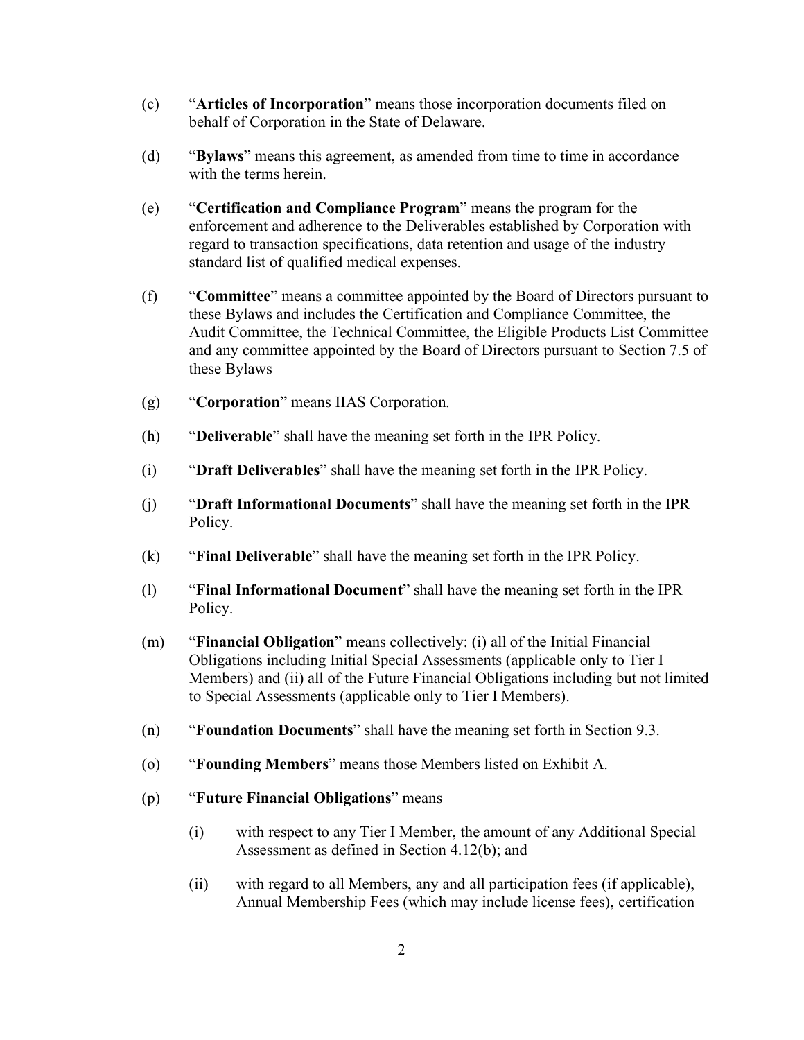(c) "**Articles of Incorporation**" means those incorporation documents filed on behalf of Corporation in the State of Delaware.

(d) "**Bylaws**" means this agreement, as amended from time to time in accordance with the terms herein.

(e) "**Certification and Compliance Program**" means the program for the enforcement and adherence to the Deliverables established by Corporation with regard to transaction specifications, data retention and usage of the industry standard list of qualified medical expenses.

(f) "**Committee**" means a committee appointed by the Board of Directors pursuant to these Bylaws and includes the Certification and Compliance Committee, the Audit Committee, the Technical Committee, the Eligible Products List Committee and any committee appointed by the Board of Directors pursuant to Section 7.5 of these Bylaws

(g) "**Corporation**" means IIAS Corporation.

(h) "**Deliverable**" shall have the meaning set forth in the IPR Policy.

(i) "**Draft Deliverables**" shall have the meaning set forth in the IPR Policy.

(j) "**Draft Informational Documents**" shall have the meaning set forth in the IPR Policy.

(k) "**Final Deliverable**" shall have the meaning set forth in the IPR Policy.

(l) "**Final Informational Document**" shall have the meaning set forth in the IPR Policy.

(m) "**Financial Obligation**" means collectively: (i) all of the Initial Financial Obligations including Initial Special Assessments (applicable only to Tier I Members) and (ii) all of the Future Financial Obligations including but not limited to Special Assessments (applicable only to Tier I Members).

(n) "**Foundation Documents**" shall have the meaning set forth in Section 9.3.

(o) "**Founding Members**" means those Members listed on Exhibit A.

(p) "**Future Financial Obligations**" means

(i) with respect to any Tier I Member, the amount of any Additional Special Assessment as defined in Section 4.12(b); and

(ii) with regard to all Members, any and all participation fees (if applicable), Annual Membership Fees (which may include license fees), certification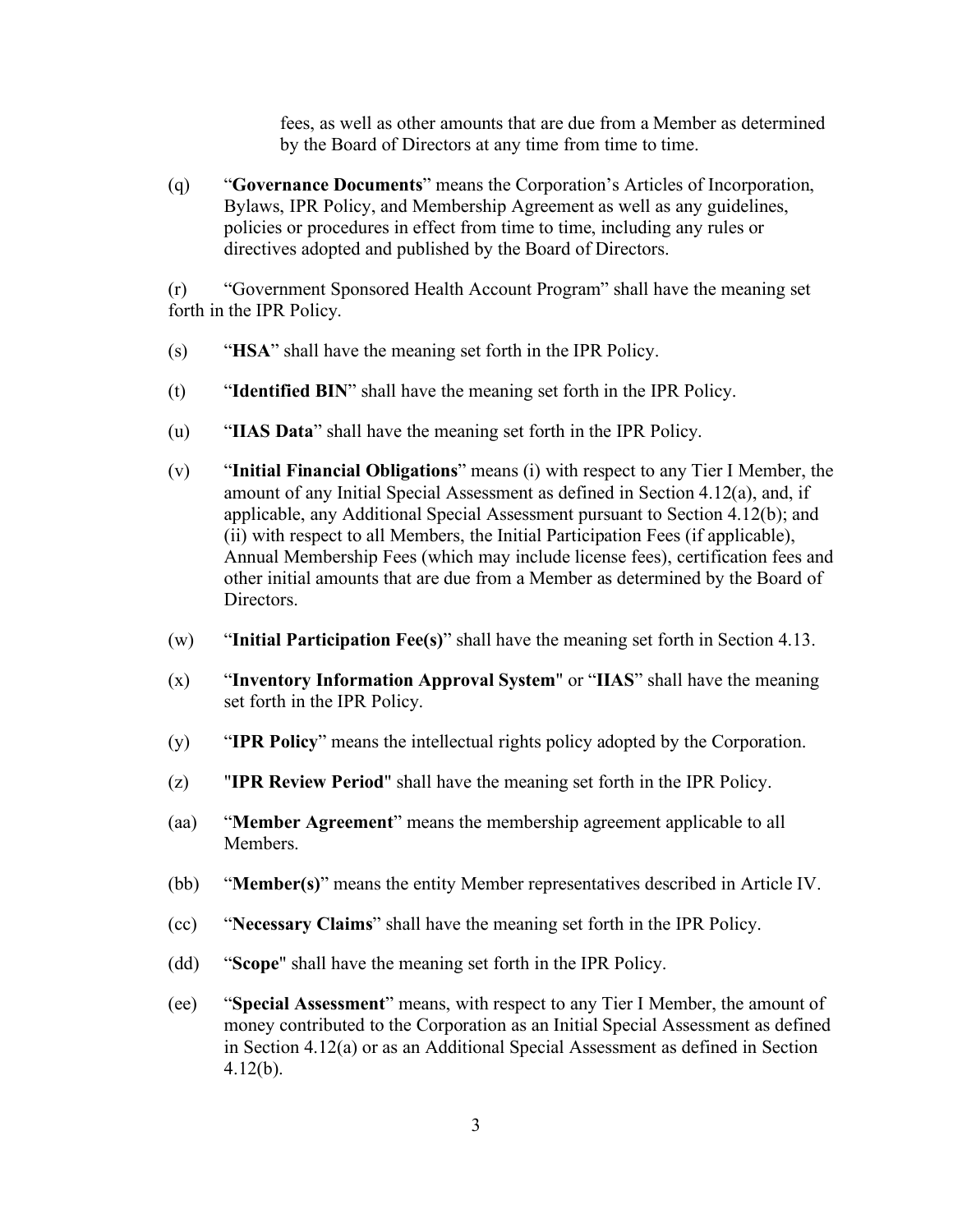fees, as well as other amounts that are due from a Member as determined by the Board of Directors at any time from time to time.

(q) “**Governance Documents**” means the Corporation’s Articles of Incorporation, Bylaws, IPR Policy, and Membership Agreement as well as any guidelines, policies or procedures in effect from time to time, including any rules or directives adopted and published by the Board of Directors.

(r) “Government Sponsored Health Account Program” shall have the meaning set forth in the IPR Policy.

(s) “**HSA**” shall have the meaning set forth in the IPR Policy.

(t) “**Identified BIN**” shall have the meaning set forth in the IPR Policy.

(u) “**IIAS Data**” shall have the meaning set forth in the IPR Policy.

(v) “**Initial Financial Obligations**” means (i) with respect to any Tier I Member, the amount of any Initial Special Assessment as defined in Section 4.12(a), and, if applicable, any Additional Special Assessment pursuant to Section 4.12(b); and (ii) with respect to all Members, the Initial Participation Fees (if applicable), Annual Membership Fees (which may include license fees), certification fees and other initial amounts that are due from a Member as determined by the Board of Directors.

(w) “**Initial Participation Fee(s)**” shall have the meaning set forth in Section 4.13.

(x) “**Inventory Information Approval System**" or “**IIAS**” shall have the meaning set forth in the IPR Policy.

(y) “**IPR Policy**” means the intellectual rights policy adopted by the Corporation.

(z) "**IPR Review Period**" shall have the meaning set forth in the IPR Policy.

(aa) “**Member Agreement**” means the membership agreement applicable to all Members.

(bb) “**Member(s)**” means the entity Member representatives described in Article IV.

(cc) “**Necessary Claims**” shall have the meaning set forth in the IPR Policy.

(dd) “**Scope**" shall have the meaning set forth in the IPR Policy.

(ee) “**Special Assessment**” means, with respect to any Tier I Member, the amount of money contributed to the Corporation as an Initial Special Assessment as defined in Section 4.12(a) or as an Additional Special Assessment as defined in Section 4.12(b).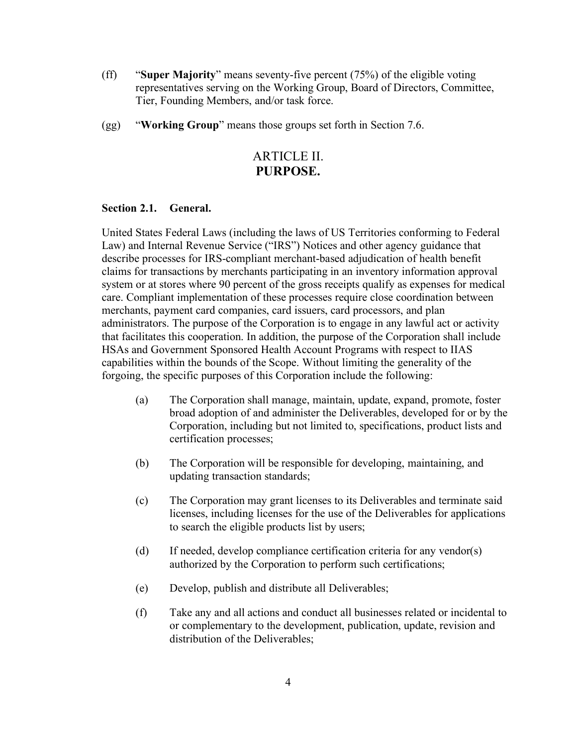(ff) "**Super Majority**" means seventy-five percent (75%) of the eligible voting representatives serving on the Working Group, Board of Directors, Committee, Tier, Founding Members, and/or task force.

(gg) "**Working Group**" means those groups set forth in Section 7.6.

# ARTICLE II. **PURPOSE.**

**Section 2.1. General.**

United States Federal Laws (including the laws of US Territories conforming to Federal Law) and Internal Revenue Service ("IRS") Notices and other agency guidance that describe processes for IRS-compliant merchant-based adjudication of health benefit claims for transactions by merchants participating in an inventory information approval system or at stores where 90 percent of the gross receipts qualify as expenses for medical care. Compliant implementation of these processes require close coordination between merchants, payment card companies, card issuers, card processors, and plan administrators. The purpose of the Corporation is to engage in any lawful act or activity that facilitates this cooperation. In addition, the purpose of the Corporation shall include HSAs and Government Sponsored Health Account Programs with respect to IIAS capabilities within the bounds of the Scope. Without limiting the generality of the forgoing, the specific purposes of this Corporation include the following:

(a) The Corporation shall manage, maintain, update, expand, promote, foster broad adoption of and administer the Deliverables, developed for or by the Corporation, including but not limited to, specifications, product lists and certification processes;

(b) The Corporation will be responsible for developing, maintaining, and updating transaction standards;

(c) The Corporation may grant licenses to its Deliverables and terminate said licenses, including licenses for the use of the Deliverables for applications to search the eligible products list by users;

(d) If needed, develop compliance certification criteria for any vendor(s) authorized by the Corporation to perform such certifications;

(e) Develop, publish and distribute all Deliverables;

(f) Take any and all actions and conduct all businesses related or incidental to or complementary to the development, publication, update, revision and distribution of the Deliverables;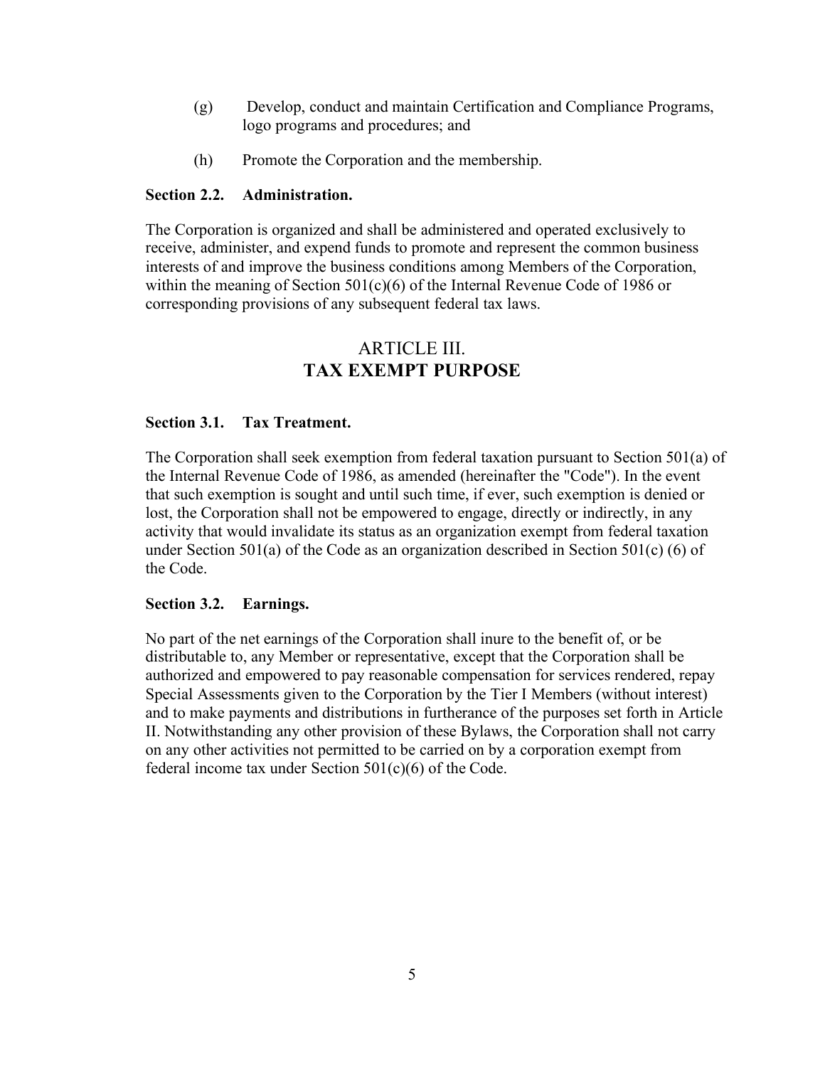(g) Develop, conduct and maintain Certification and Compliance Programs, logo programs and procedures; and

(h) Promote the Corporation and the membership.

**Section 2.2. Administration.**

The Corporation is organized and shall be administered and operated exclusively to receive, administer, and expend funds to promote and represent the common business interests of and improve the business conditions among Members of the Corporation, within the meaning of Section 501(c)(6) of the Internal Revenue Code of 1986 or corresponding provisions of any subsequent federal tax laws.

## ARTICLE III.
## TAX EXEMPT PURPOSE

**Section 3.1. Tax Treatment.**

The Corporation shall seek exemption from federal taxation pursuant to Section 501(a) of the Internal Revenue Code of 1986, as amended (hereinafter the "Code"). In the event that such exemption is sought and until such time, if ever, such exemption is denied or lost, the Corporation shall not be empowered to engage, directly or indirectly, in any activity that would invalidate its status as an organization exempt from federal taxation under Section 501(a) of the Code as an organization described in Section 501(c) (6) of the Code.

**Section 3.2. Earnings.**

No part of the net earnings of the Corporation shall inure to the benefit of, or be distributable to, any Member or representative, except that the Corporation shall be authorized and empowered to pay reasonable compensation for services rendered, repay Special Assessments given to the Corporation by the Tier I Members (without interest) and to make payments and distributions in furtherance of the purposes set forth in Article II. Notwithstanding any other provision of these Bylaws, the Corporation shall not carry on any other activities not permitted to be carried on by a corporation exempt from federal income tax under Section 501(c)(6) of the Code.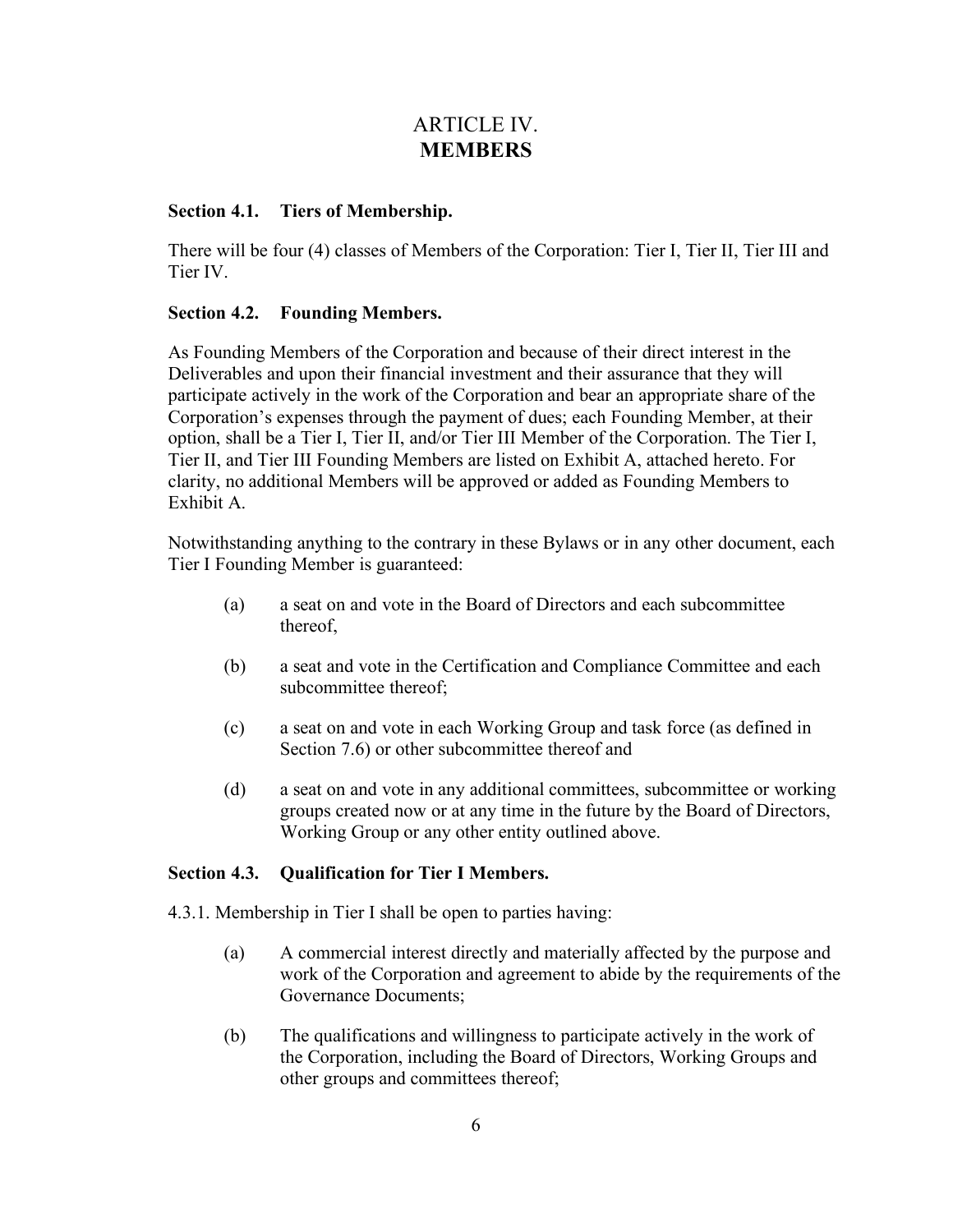# ARTICLE IV.
# MEMBERS

### Section 4.1. Tiers of Membership.

There will be four (4) classes of Members of the Corporation: Tier I, Tier II, Tier III and Tier IV.

### Section 4.2. Founding Members.

As Founding Members of the Corporation and because of their direct interest in the Deliverables and upon their financial investment and their assurance that they will participate actively in the work of the Corporation and bear an appropriate share of the Corporation's expenses through the payment of dues; each Founding Member, at their option, shall be a Tier I, Tier II, and/or Tier III Member of the Corporation. The Tier I, Tier II, and Tier III Founding Members are listed on Exhibit A, attached hereto. For clarity, no additional Members will be approved or added as Founding Members to Exhibit A.

Notwithstanding anything to the contrary in these Bylaws or in any other document, each Tier I Founding Member is guaranteed:

- (a) a seat on and vote in the Board of Directors and each subcommittee thereof,
- (b) a seat and vote in the Certification and Compliance Committee and each subcommittee thereof;
- (c) a seat on and vote in each Working Group and task force (as defined in Section 7.6) or other subcommittee thereof and
- (d) a seat on and vote in any additional committees, subcommittee or working groups created now or at any time in the future by the Board of Directors, Working Group or any other entity outlined above.

### Section 4.3. Qualification for Tier I Members.

4.3.1. Membership in Tier I shall be open to parties having:

- (a) A commercial interest directly and materially affected by the purpose and work of the Corporation and agreement to abide by the requirements of the Governance Documents;
- (b) The qualifications and willingness to participate actively in the work of the Corporation, including the Board of Directors, Working Groups and other groups and committees thereof;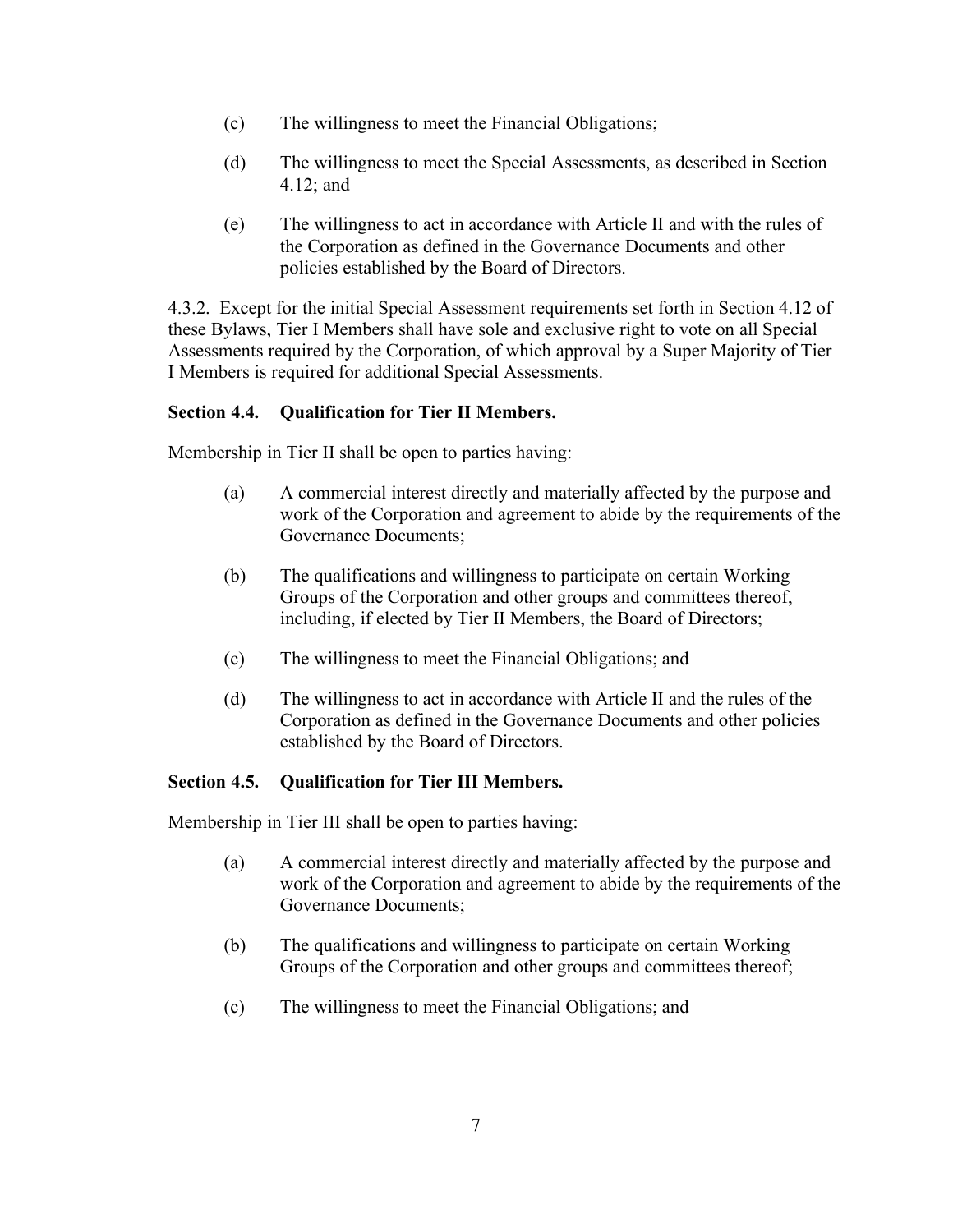(c) The willingness to meet the Financial Obligations;

(d) The willingness to meet the Special Assessments, as described in Section 4.12; and

(e) The willingness to act in accordance with Article II and with the rules of the Corporation as defined in the Governance Documents and other policies established by the Board of Directors.

4.3.2. Except for the initial Special Assessment requirements set forth in Section 4.12 of these Bylaws, Tier I Members shall have sole and exclusive right to vote on all Special Assessments required by the Corporation, of which approval by a Super Majority of Tier I Members is required for additional Special Assessments.

**Section 4.4. Qualification for Tier II Members.**

Membership in Tier II shall be open to parties having:

(a) A commercial interest directly and materially affected by the purpose and work of the Corporation and agreement to abide by the requirements of the Governance Documents;

(b) The qualifications and willingness to participate on certain Working Groups of the Corporation and other groups and committees thereof, including, if elected by Tier II Members, the Board of Directors;

(c) The willingness to meet the Financial Obligations; and

(d) The willingness to act in accordance with Article II and the rules of the Corporation as defined in the Governance Documents and other policies established by the Board of Directors.

**Section 4.5. Qualification for Tier III Members.**

Membership in Tier III shall be open to parties having:

(a) A commercial interest directly and materially affected by the purpose and work of the Corporation and agreement to abide by the requirements of the Governance Documents;

(b) The qualifications and willingness to participate on certain Working Groups of the Corporation and other groups and committees thereof;

(c) The willingness to meet the Financial Obligations; and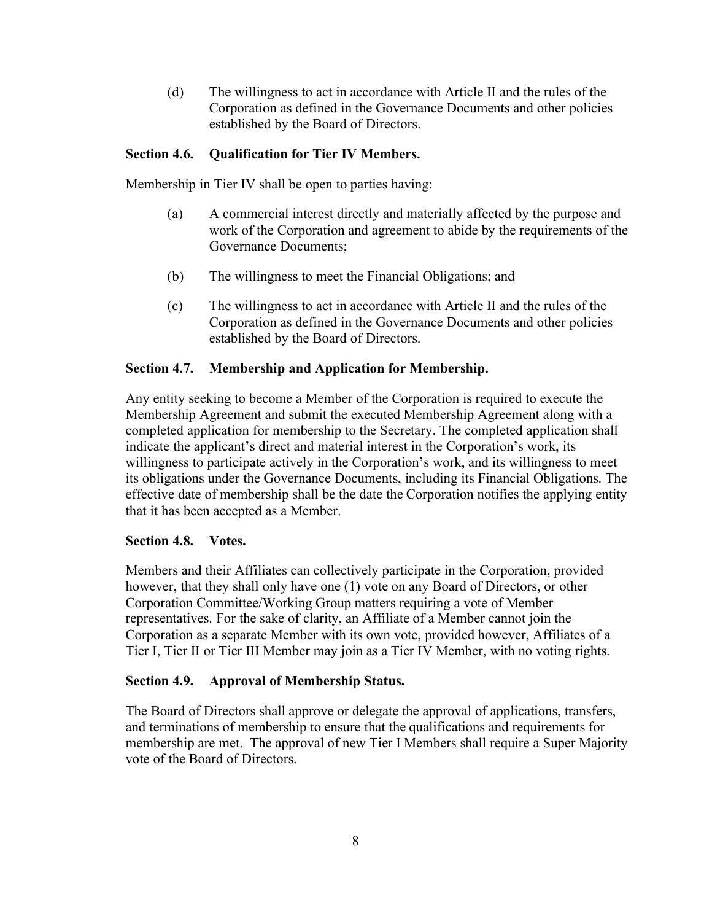(d) The willingness to act in accordance with Article II and the rules of the Corporation as defined in the Governance Documents and other policies established by the Board of Directors.

### Section 4.6. Qualification for Tier IV Members.

Membership in Tier IV shall be open to parties having:

(a) A commercial interest directly and materially affected by the purpose and work of the Corporation and agreement to abide by the requirements of the Governance Documents;

(b) The willingness to meet the Financial Obligations; and

(c) The willingness to act in accordance with Article II and the rules of the Corporation as defined in the Governance Documents and other policies established by the Board of Directors.

### Section 4.7. Membership and Application for Membership.

Any entity seeking to become a Member of the Corporation is required to execute the Membership Agreement and submit the executed Membership Agreement along with a completed application for membership to the Secretary. The completed application shall indicate the applicant's direct and material interest in the Corporation's work, its willingness to participate actively in the Corporation's work, and its willingness to meet its obligations under the Governance Documents, including its Financial Obligations. The effective date of membership shall be the date the Corporation notifies the applying entity that it has been accepted as a Member.

### Section 4.8. Votes.

Members and their Affiliates can collectively participate in the Corporation, provided however, that they shall only have one (1) vote on any Board of Directors, or other Corporation Committee/Working Group matters requiring a vote of Member representatives. For the sake of clarity, an Affiliate of a Member cannot join the Corporation as a separate Member with its own vote, provided however, Affiliates of a Tier I, Tier II or Tier III Member may join as a Tier IV Member, with no voting rights.

### Section 4.9. Approval of Membership Status.

The Board of Directors shall approve or delegate the approval of applications, transfers, and terminations of membership to ensure that the qualifications and requirements for membership are met. The approval of new Tier I Members shall require a Super Majority vote of the Board of Directors.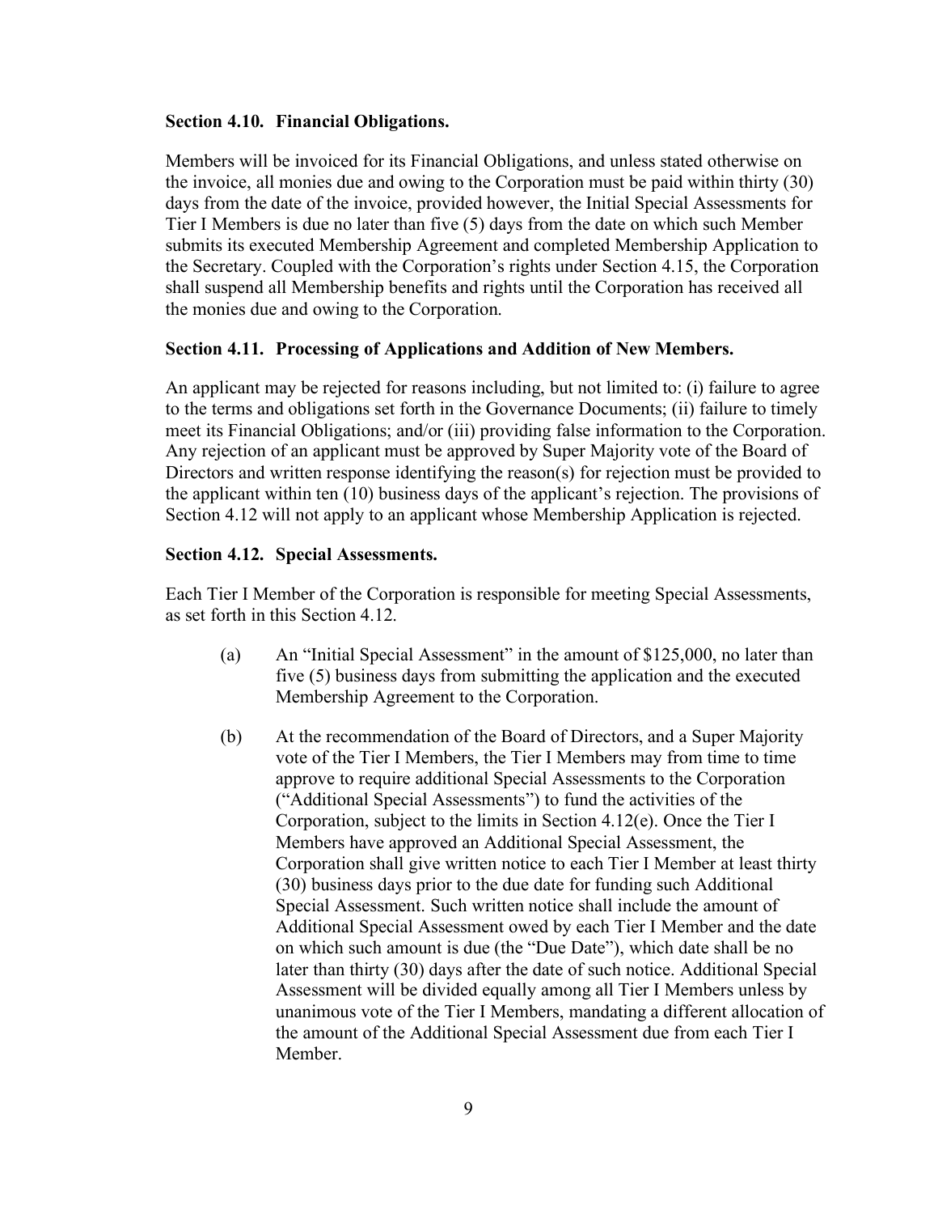**Section 4.10. Financial Obligations.**

Members will be invoiced for its Financial Obligations, and unless stated otherwise on the invoice, all monies due and owing to the Corporation must be paid within thirty (30) days from the date of the invoice, provided however, the Initial Special Assessments for Tier I Members is due no later than five (5) days from the date on which such Member submits its executed Membership Agreement and completed Membership Application to the Secretary. Coupled with the Corporation's rights under Section 4.15, the Corporation shall suspend all Membership benefits and rights until the Corporation has received all the monies due and owing to the Corporation.

**Section 4.11. Processing of Applications and Addition of New Members.**

An applicant may be rejected for reasons including, but not limited to: (i) failure to agree to the terms and obligations set forth in the Governance Documents; (ii) failure to timely meet its Financial Obligations; and/or (iii) providing false information to the Corporation. Any rejection of an applicant must be approved by Super Majority vote of the Board of Directors and written response identifying the reason(s) for rejection must be provided to the applicant within ten (10) business days of the applicant's rejection. The provisions of Section 4.12 will not apply to an applicant whose Membership Application is rejected.

**Section 4.12. Special Assessments.**

Each Tier I Member of the Corporation is responsible for meeting Special Assessments, as set forth in this Section 4.12.

(a) An "Initial Special Assessment" in the amount of $125,000, no later than five (5) business days from submitting the application and the executed Membership Agreement to the Corporation.

(b) At the recommendation of the Board of Directors, and a Super Majority vote of the Tier I Members, the Tier I Members may from time to time approve to require additional Special Assessments to the Corporation ("Additional Special Assessments") to fund the activities of the Corporation, subject to the limits in Section 4.12(e). Once the Tier I Members have approved an Additional Special Assessment, the Corporation shall give written notice to each Tier I Member at least thirty (30) business days prior to the due date for funding such Additional Special Assessment. Such written notice shall include the amount of Additional Special Assessment owed by each Tier I Member and the date on which such amount is due (the "Due Date"), which date shall be no later than thirty (30) days after the date of such notice. Additional Special Assessment will be divided equally among all Tier I Members unless by unanimous vote of the Tier I Members, mandating a different allocation of the amount of the Additional Special Assessment due from each Tier I Member.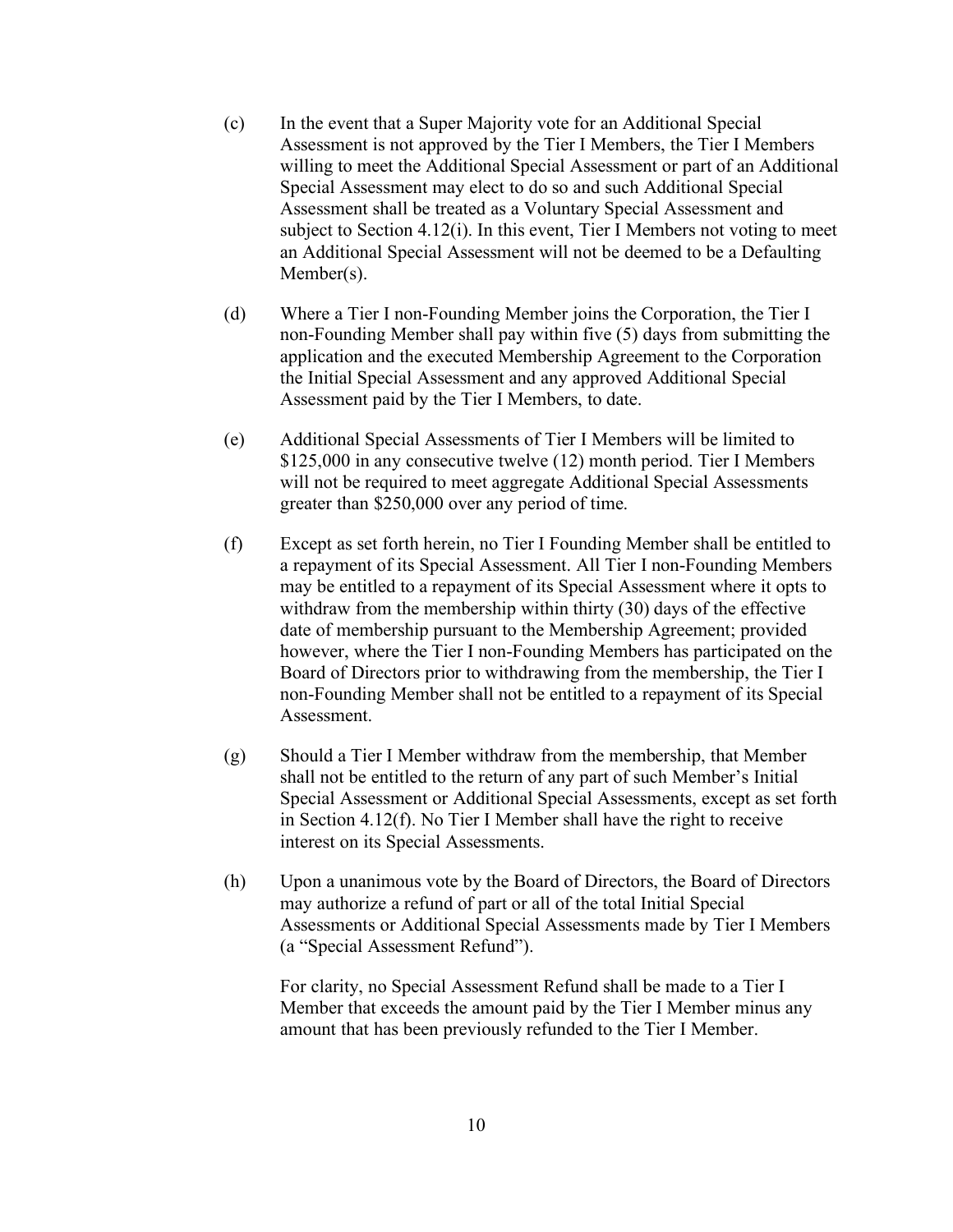(c) In the event that a Super Majority vote for an Additional Special Assessment is not approved by the Tier I Members, the Tier I Members willing to meet the Additional Special Assessment or part of an Additional Special Assessment may elect to do so and such Additional Special Assessment shall be treated as a Voluntary Special Assessment and subject to Section 4.12(i). In this event, Tier I Members not voting to meet an Additional Special Assessment will not be deemed to be a Defaulting Member(s).

(d) Where a Tier I non-Founding Member joins the Corporation, the Tier I non-Founding Member shall pay within five (5) days from submitting the application and the executed Membership Agreement to the Corporation the Initial Special Assessment and any approved Additional Special Assessment paid by the Tier I Members, to date.

(e) Additional Special Assessments of Tier I Members will be limited to $125,000 in any consecutive twelve (12) month period. Tier I Members will not be required to meet aggregate Additional Special Assessments greater than $250,000 over any period of time.

(f) Except as set forth herein, no Tier I Founding Member shall be entitled to a repayment of its Special Assessment. All Tier I non-Founding Members may be entitled to a repayment of its Special Assessment where it opts to withdraw from the membership within thirty (30) days of the effective date of membership pursuant to the Membership Agreement; provided however, where the Tier I non-Founding Members has participated on the Board of Directors prior to withdrawing from the membership, the Tier I non-Founding Member shall not be entitled to a repayment of its Special Assessment.

(g) Should a Tier I Member withdraw from the membership, that Member shall not be entitled to the return of any part of such Member's Initial Special Assessment or Additional Special Assessments, except as set forth in Section 4.12(f). No Tier I Member shall have the right to receive interest on its Special Assessments.

(h) Upon a unanimous vote by the Board of Directors, the Board of Directors may authorize a refund of part or all of the total Initial Special Assessments or Additional Special Assessments made by Tier I Members (a "Special Assessment Refund").

For clarity, no Special Assessment Refund shall be made to a Tier I Member that exceeds the amount paid by the Tier I Member minus any amount that has been previously refunded to the Tier I Member.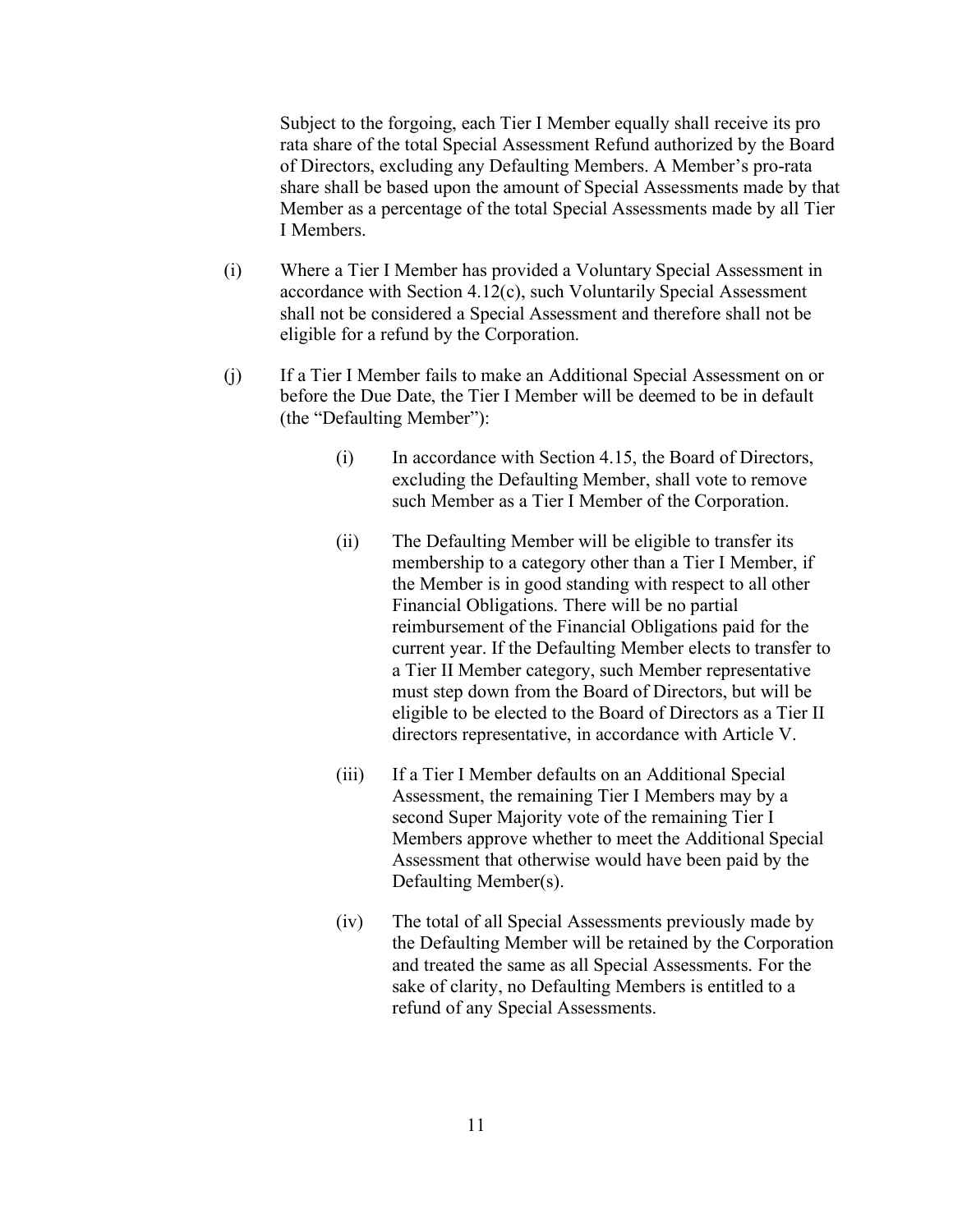Subject to the forgoing, each Tier I Member equally shall receive its pro rata share of the total Special Assessment Refund authorized by the Board of Directors, excluding any Defaulting Members. A Member's pro-rata share shall be based upon the amount of Special Assessments made by that Member as a percentage of the total Special Assessments made by all Tier I Members.

(i) Where a Tier I Member has provided a Voluntary Special Assessment in accordance with Section 4.12(c), such Voluntarily Special Assessment shall not be considered a Special Assessment and therefore shall not be eligible for a refund by the Corporation.

(j) If a Tier I Member fails to make an Additional Special Assessment on or before the Due Date, the Tier I Member will be deemed to be in default (the "Defaulting Member"):

> (i) In accordance with Section 4.15, the Board of Directors, excluding the Defaulting Member, shall vote to remove such Member as a Tier I Member of the Corporation.
>
> (ii) The Defaulting Member will be eligible to transfer its membership to a category other than a Tier I Member, if the Member is in good standing with respect to all other Financial Obligations. There will be no partial reimbursement of the Financial Obligations paid for the current year. If the Defaulting Member elects to transfer to a Tier II Member category, such Member representative must step down from the Board of Directors, but will be eligible to be elected to the Board of Directors as a Tier II directors representative, in accordance with Article V.
>
> (iii) If a Tier I Member defaults on an Additional Special Assessment, the remaining Tier I Members may by a second Super Majority vote of the remaining Tier I Members approve whether to meet the Additional Special Assessment that otherwise would have been paid by the Defaulting Member(s).
>
> (iv) The total of all Special Assessments previously made by the Defaulting Member will be retained by the Corporation and treated the same as all Special Assessments. For the sake of clarity, no Defaulting Members is entitled to a refund of any Special Assessments.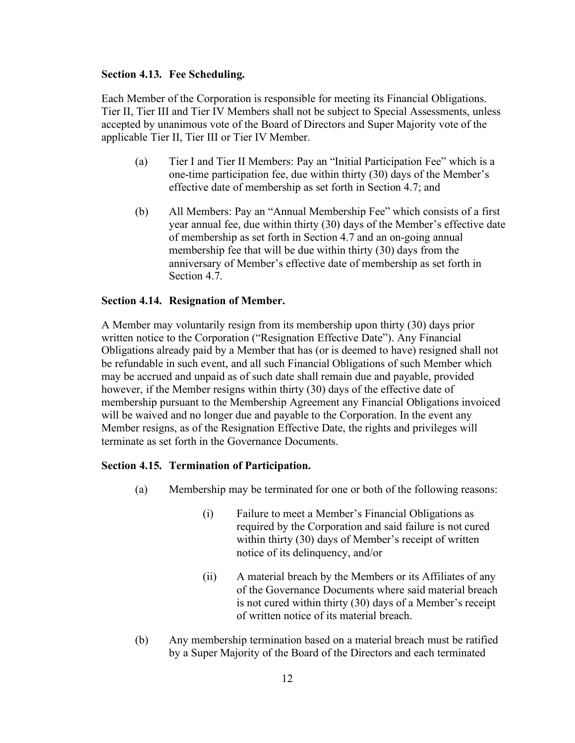**Section 4.13. Fee Scheduling.**

Each Member of the Corporation is responsible for meeting its Financial Obligations. Tier II, Tier III and Tier IV Members shall not be subject to Special Assessments, unless accepted by unanimous vote of the Board of Directors and Super Majority vote of the applicable Tier II, Tier III or Tier IV Member.

(a) Tier I and Tier II Members: Pay an "Initial Participation Fee" which is a one-time participation fee, due within thirty (30) days of the Member's effective date of membership as set forth in Section 4.7; and

(b) All Members: Pay an "Annual Membership Fee" which consists of a first year annual fee, due within thirty (30) days of the Member's effective date of membership as set forth in Section 4.7 and an on-going annual membership fee that will be due within thirty (30) days from the anniversary of Member's effective date of membership as set forth in Section 4.7.

**Section 4.14. Resignation of Member.**

A Member may voluntarily resign from its membership upon thirty (30) days prior written notice to the Corporation ("Resignation Effective Date"). Any Financial Obligations already paid by a Member that has (or is deemed to have) resigned shall not be refundable in such event, and all such Financial Obligations of such Member which may be accrued and unpaid as of such date shall remain due and payable, provided however, if the Member resigns within thirty (30) days of the effective date of membership pursuant to the Membership Agreement any Financial Obligations invoiced will be waived and no longer due and payable to the Corporation. In the event any Member resigns, as of the Resignation Effective Date, the rights and privileges will terminate as set forth in the Governance Documents.

**Section 4.15. Termination of Participation.**

(a) Membership may be terminated for one or both of the following reasons:

(i) Failure to meet a Member's Financial Obligations as required by the Corporation and said failure is not cured within thirty (30) days of Member's receipt of written notice of its delinquency, and/or

(ii) A material breach by the Members or its Affiliates of any of the Governance Documents where said material breach is not cured within thirty (30) days of a Member's receipt of written notice of its material breach.

(b) Any membership termination based on a material breach must be ratified by a Super Majority of the Board of the Directors and each terminated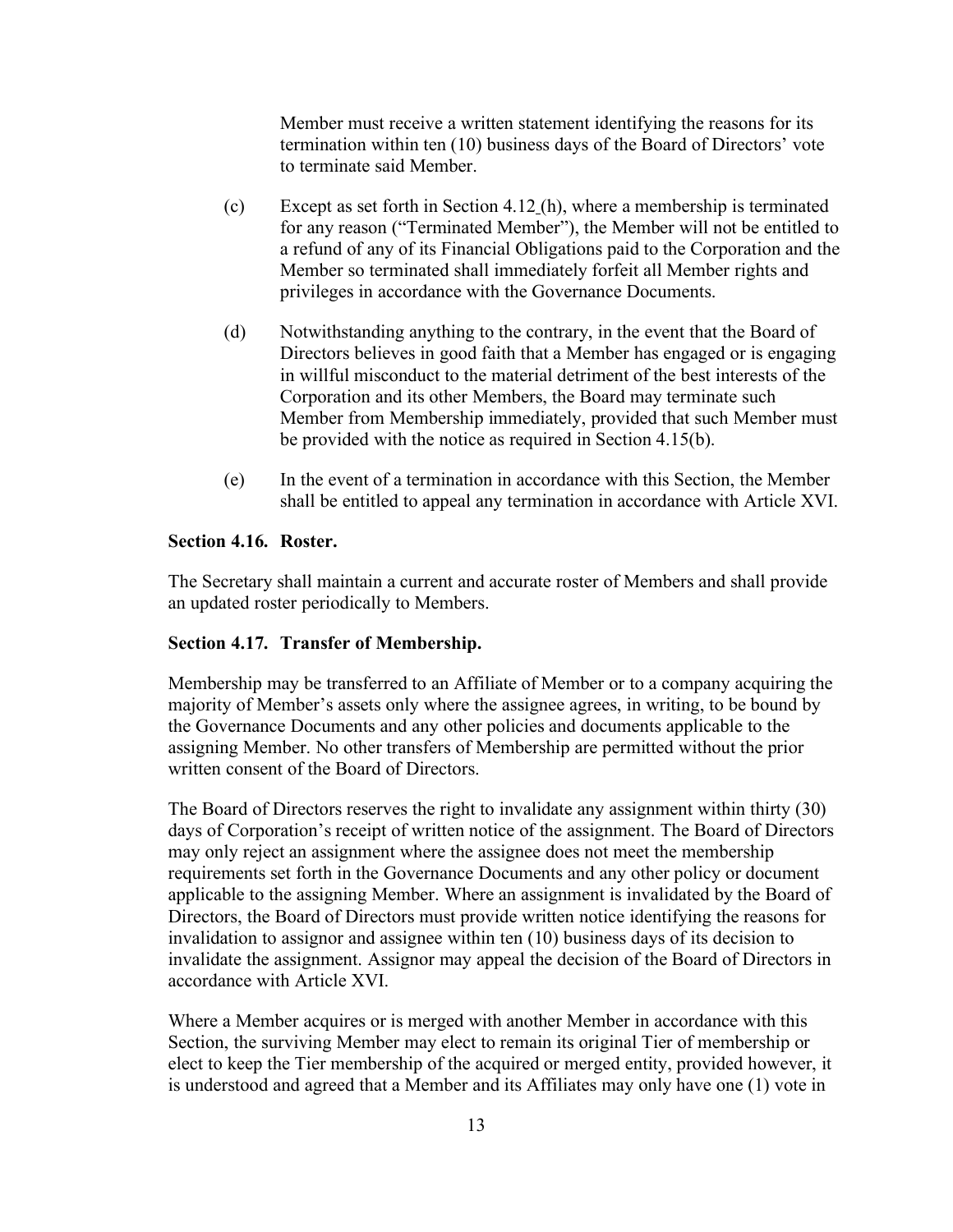Member must receive a written statement identifying the reasons for its termination within ten (10) business days of the Board of Directors' vote to terminate said Member.

(c) Except as set forth in Section 4.12 (h), where a membership is terminated for any reason ("Terminated Member"), the Member will not be entitled to a refund of any of its Financial Obligations paid to the Corporation and the Member so terminated shall immediately forfeit all Member rights and privileges in accordance with the Governance Documents.

(d) Notwithstanding anything to the contrary, in the event that the Board of Directors believes in good faith that a Member has engaged or is engaging in willful misconduct to the material detriment of the best interests of the Corporation and its other Members, the Board may terminate such Member from Membership immediately, provided that such Member must be provided with the notice as required in Section 4.15(b).

(e) In the event of a termination in accordance with this Section, the Member shall be entitled to appeal any termination in accordance with Article XVI.

**Section 4.16. Roster.**

The Secretary shall maintain a current and accurate roster of Members and shall provide an updated roster periodically to Members.

**Section 4.17. Transfer of Membership.**

Membership may be transferred to an Affiliate of Member or to a company acquiring the majority of Member's assets only where the assignee agrees, in writing, to be bound by the Governance Documents and any other policies and documents applicable to the assigning Member. No other transfers of Membership are permitted without the prior written consent of the Board of Directors.

The Board of Directors reserves the right to invalidate any assignment within thirty (30) days of Corporation's receipt of written notice of the assignment. The Board of Directors may only reject an assignment where the assignee does not meet the membership requirements set forth in the Governance Documents and any other policy or document applicable to the assigning Member. Where an assignment is invalidated by the Board of Directors, the Board of Directors must provide written notice identifying the reasons for invalidation to assignor and assignee within ten (10) business days of its decision to invalidate the assignment. Assignor may appeal the decision of the Board of Directors in accordance with Article XVI.

Where a Member acquires or is merged with another Member in accordance with this Section, the surviving Member may elect to remain its original Tier of membership or elect to keep the Tier membership of the acquired or merged entity, provided however, it is understood and agreed that a Member and its Affiliates may only have one (1) vote in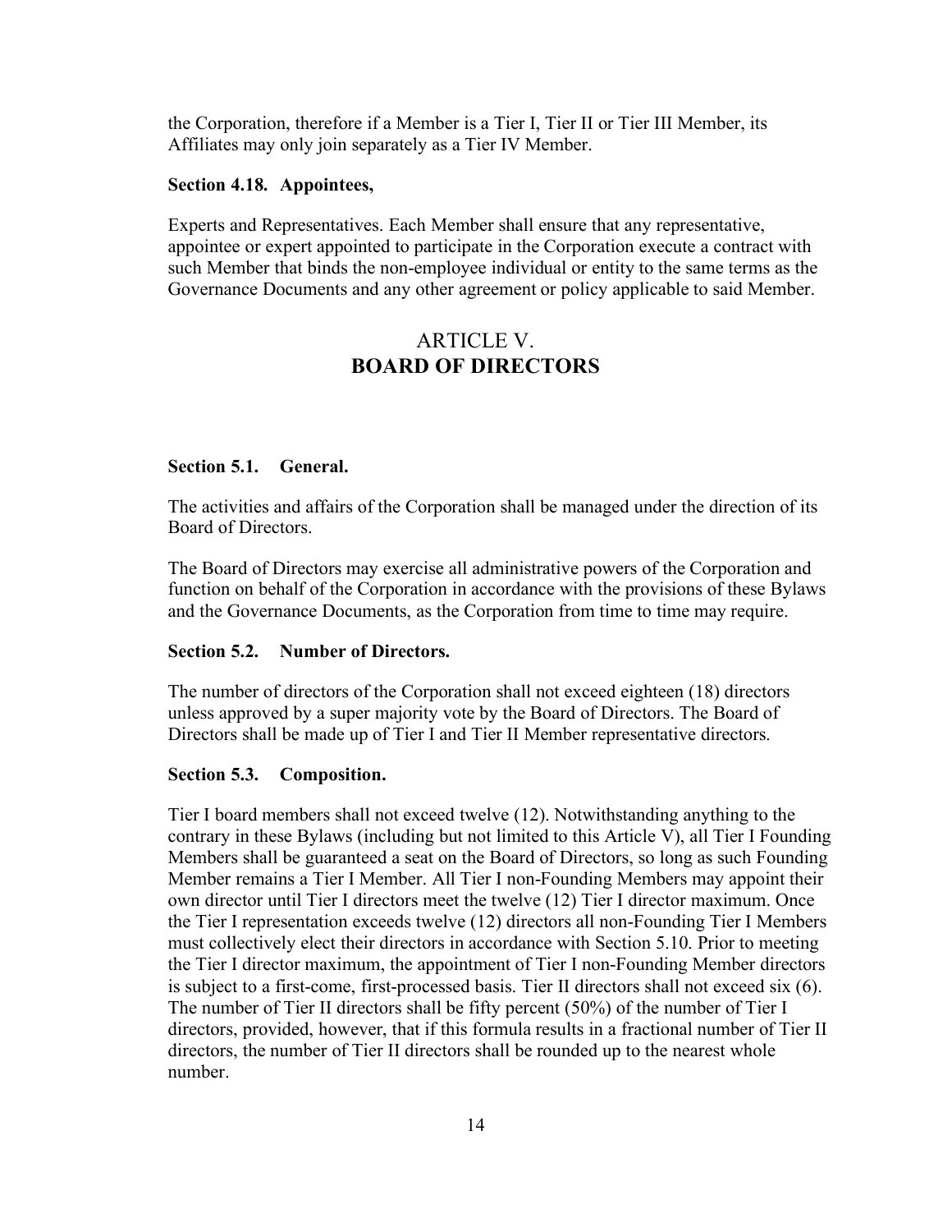the Corporation, therefore if a Member is a Tier I, Tier II or Tier III Member, its Affiliates may only join separately as a Tier IV Member.

**Section 4.18. Appointees,**

Experts and Representatives. Each Member shall ensure that any representative, appointee or expert appointed to participate in the Corporation execute a contract with such Member that binds the non-employee individual or entity to the same terms as the Governance Documents and any other agreement or policy applicable to said Member.

# ARTICLE V.
# BOARD OF DIRECTORS

**Section 5.1. General.**

The activities and affairs of the Corporation shall be managed under the direction of its Board of Directors.

The Board of Directors may exercise all administrative powers of the Corporation and function on behalf of the Corporation in accordance with the provisions of these Bylaws and the Governance Documents, as the Corporation from time to time may require.

**Section 5.2. Number of Directors.**

The number of directors of the Corporation shall not exceed eighteen (18) directors unless approved by a super majority vote by the Board of Directors. The Board of Directors shall be made up of Tier I and Tier II Member representative directors.

**Section 5.3. Composition.**

Tier I board members shall not exceed twelve (12). Notwithstanding anything to the contrary in these Bylaws (including but not limited to this Article V), all Tier I Founding Members shall be guaranteed a seat on the Board of Directors, so long as such Founding Member remains a Tier I Member. All Tier I non-Founding Members may appoint their own director until Tier I directors meet the twelve (12) Tier I director maximum. Once the Tier I representation exceeds twelve (12) directors all non-Founding Tier I Members must collectively elect their directors in accordance with Section 5.10. Prior to meeting the Tier I director maximum, the appointment of Tier I non-Founding Member directors is subject to a first-come, first-processed basis. Tier II directors shall not exceed six (6). The number of Tier II directors shall be fifty percent (50%) of the number of Tier I directors, provided, however, that if this formula results in a fractional number of Tier II directors, the number of Tier II directors shall be rounded up to the nearest whole number.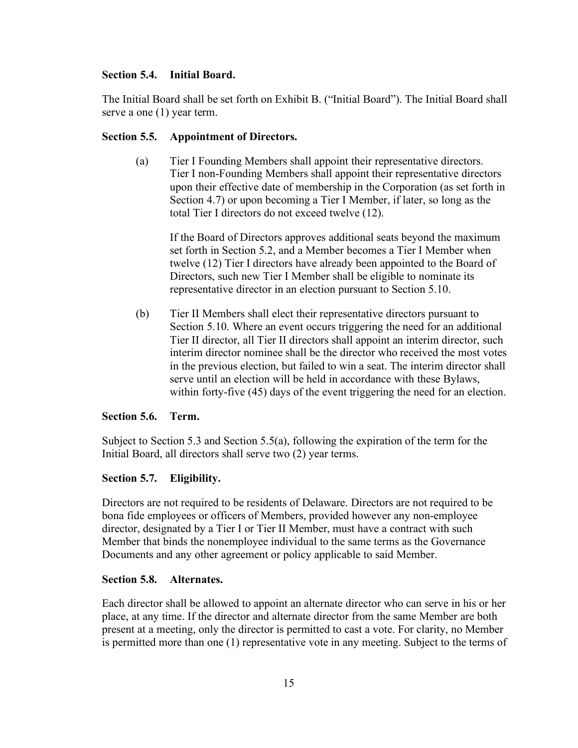### Section 5.4. Initial Board.

The Initial Board shall be set forth on Exhibit B. ("Initial Board"). The Initial Board shall serve a one (1) year term.

### Section 5.5. Appointment of Directors.

(a) Tier I Founding Members shall appoint their representative directors. Tier I non-Founding Members shall appoint their representative directors upon their effective date of membership in the Corporation (as set forth in Section 4.7) or upon becoming a Tier I Member, if later, so long as the total Tier I directors do not exceed twelve (12).

If the Board of Directors approves additional seats beyond the maximum set forth in Section 5.2, and a Member becomes a Tier I Member when twelve (12) Tier I directors have already been appointed to the Board of Directors, such new Tier I Member shall be eligible to nominate its representative director in an election pursuant to Section 5.10.

(b) Tier II Members shall elect their representative directors pursuant to Section 5.10. Where an event occurs triggering the need for an additional Tier II director, all Tier II directors shall appoint an interim director, such interim director nominee shall be the director who received the most votes in the previous election, but failed to win a seat. The interim director shall serve until an election will be held in accordance with these Bylaws, within forty-five (45) days of the event triggering the need for an election.

### Section 5.6. Term.

Subject to Section 5.3 and Section 5.5(a), following the expiration of the term for the Initial Board, all directors shall serve two (2) year terms.

### Section 5.7. Eligibility.

Directors are not required to be residents of Delaware. Directors are not required to be bona fide employees or officers of Members, provided however any non-employee director, designated by a Tier I or Tier II Member, must have a contract with such Member that binds the nonemployee individual to the same terms as the Governance Documents and any other agreement or policy applicable to said Member.

### Section 5.8. Alternates.

Each director shall be allowed to appoint an alternate director who can serve in his or her place, at any time. If the director and alternate director from the same Member are both present at a meeting, only the director is permitted to cast a vote. For clarity, no Member is permitted more than one (1) representative vote in any meeting. Subject to the terms of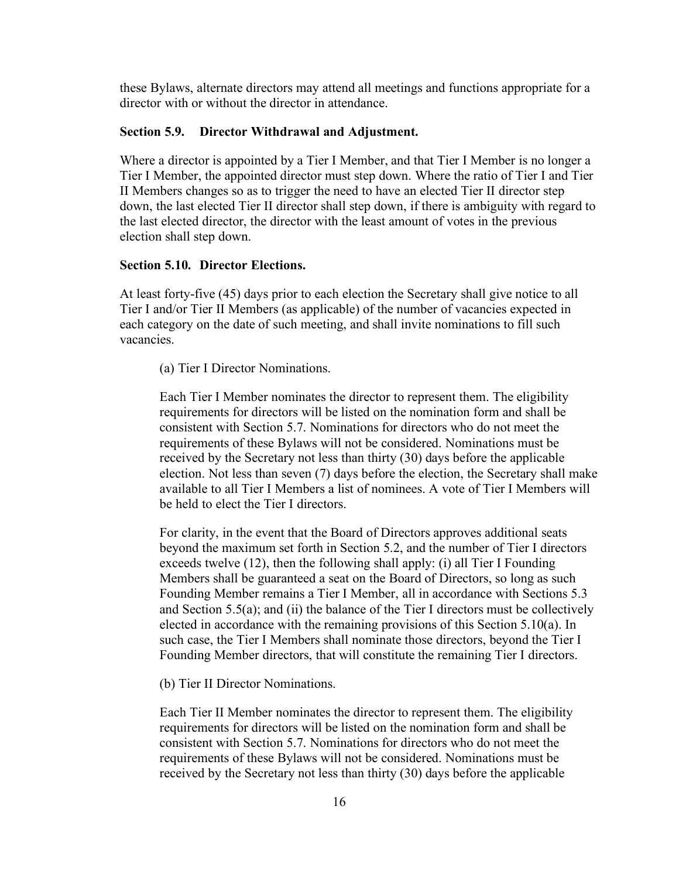these Bylaws, alternate directors may attend all meetings and functions appropriate for a director with or without the director in attendance.

### Section 5.9. Director Withdrawal and Adjustment.

Where a director is appointed by a Tier I Member, and that Tier I Member is no longer a Tier I Member, the appointed director must step down. Where the ratio of Tier I and Tier II Members changes so as to trigger the need to have an elected Tier II director step down, the last elected Tier II director shall step down, if there is ambiguity with regard to the last elected director, the director with the least amount of votes in the previous election shall step down.

### Section 5.10. Director Elections.

At least forty-five (45) days prior to each election the Secretary shall give notice to all Tier I and/or Tier II Members (as applicable) of the number of vacancies expected in each category on the date of such meeting, and shall invite nominations to fill such vacancies.

(a) Tier I Director Nominations.

Each Tier I Member nominates the director to represent them. The eligibility requirements for directors will be listed on the nomination form and shall be consistent with Section 5.7. Nominations for directors who do not meet the requirements of these Bylaws will not be considered. Nominations must be received by the Secretary not less than thirty (30) days before the applicable election. Not less than seven (7) days before the election, the Secretary shall make available to all Tier I Members a list of nominees. A vote of Tier I Members will be held to elect the Tier I directors.

For clarity, in the event that the Board of Directors approves additional seats beyond the maximum set forth in Section 5.2, and the number of Tier I directors exceeds twelve (12), then the following shall apply: (i) all Tier I Founding Members shall be guaranteed a seat on the Board of Directors, so long as such Founding Member remains a Tier I Member, all in accordance with Sections 5.3 and Section 5.5(a); and (ii) the balance of the Tier I directors must be collectively elected in accordance with the remaining provisions of this Section 5.10(a). In such case, the Tier I Members shall nominate those directors, beyond the Tier I Founding Member directors, that will constitute the remaining Tier I directors.

(b) Tier II Director Nominations.

Each Tier II Member nominates the director to represent them. The eligibility requirements for directors will be listed on the nomination form and shall be consistent with Section 5.7. Nominations for directors who do not meet the requirements of these Bylaws will not be considered. Nominations must be received by the Secretary not less than thirty (30) days before the applicable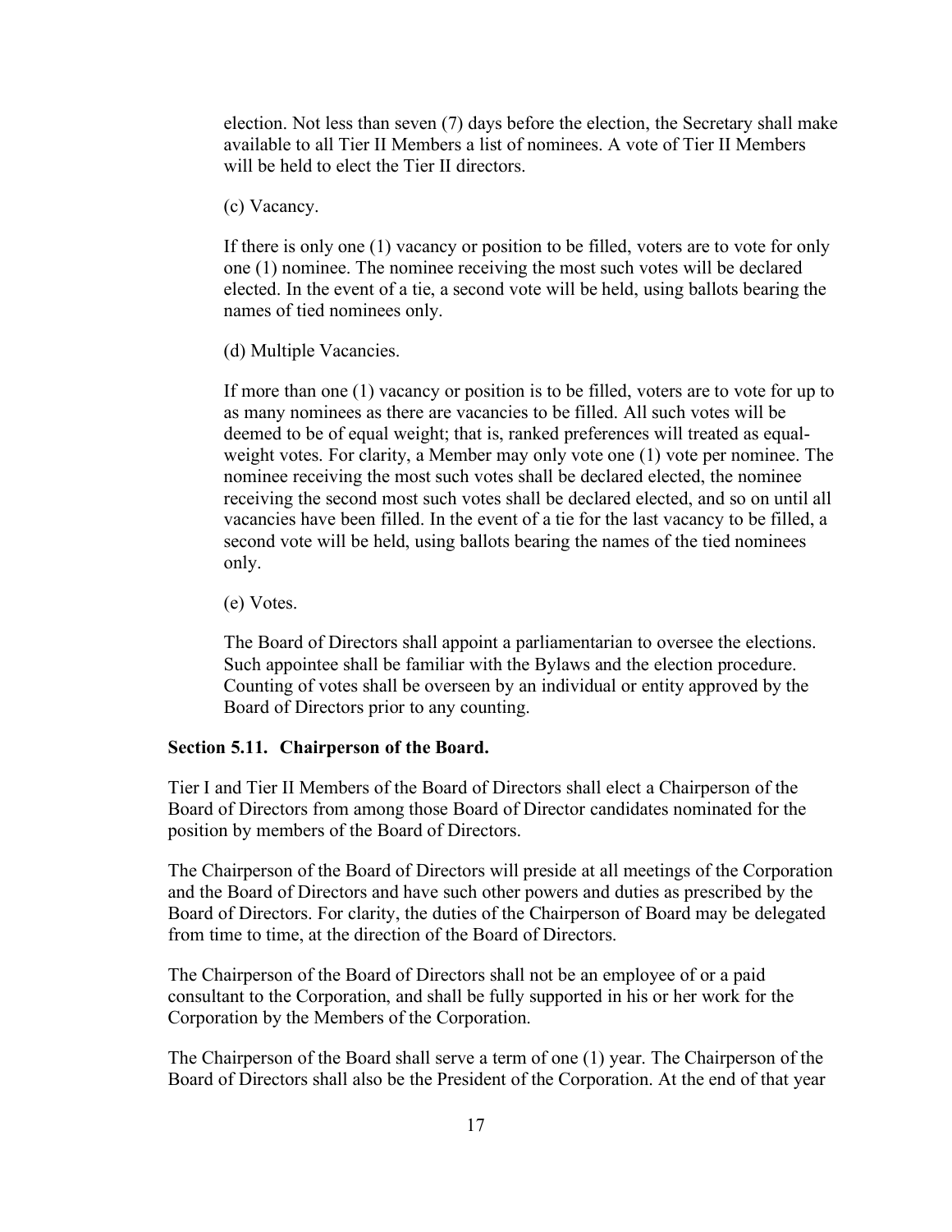election. Not less than seven (7) days before the election, the Secretary shall make available to all Tier II Members a list of nominees. A vote of Tier II Members will be held to elect the Tier II directors.

(c) Vacancy.

If there is only one (1) vacancy or position to be filled, voters are to vote for only one (1) nominee. The nominee receiving the most such votes will be declared elected. In the event of a tie, a second vote will be held, using ballots bearing the names of tied nominees only.

(d) Multiple Vacancies.

If more than one (1) vacancy or position is to be filled, voters are to vote for up to as many nominees as there are vacancies to be filled. All such votes will be deemed to be of equal weight; that is, ranked preferences will treated as equal-weight votes. For clarity, a Member may only vote one (1) vote per nominee. The nominee receiving the most such votes shall be declared elected, the nominee receiving the second most such votes shall be declared elected, and so on until all vacancies have been filled. In the event of a tie for the last vacancy to be filled, a second vote will be held, using ballots bearing the names of the tied nominees only.

(e) Votes.

The Board of Directors shall appoint a parliamentarian to oversee the elections. Such appointee shall be familiar with the Bylaws and the election procedure. Counting of votes shall be overseen by an individual or entity approved by the Board of Directors prior to any counting.

**Section 5.11. Chairperson of the Board.**

Tier I and Tier II Members of the Board of Directors shall elect a Chairperson of the Board of Directors from among those Board of Director candidates nominated for the position by members of the Board of Directors.

The Chairperson of the Board of Directors will preside at all meetings of the Corporation and the Board of Directors and have such other powers and duties as prescribed by the Board of Directors. For clarity, the duties of the Chairperson of Board may be delegated from time to time, at the direction of the Board of Directors.

The Chairperson of the Board of Directors shall not be an employee of or a paid consultant to the Corporation, and shall be fully supported in his or her work for the Corporation by the Members of the Corporation.

The Chairperson of the Board shall serve a term of one (1) year. The Chairperson of the Board of Directors shall also be the President of the Corporation. At the end of that year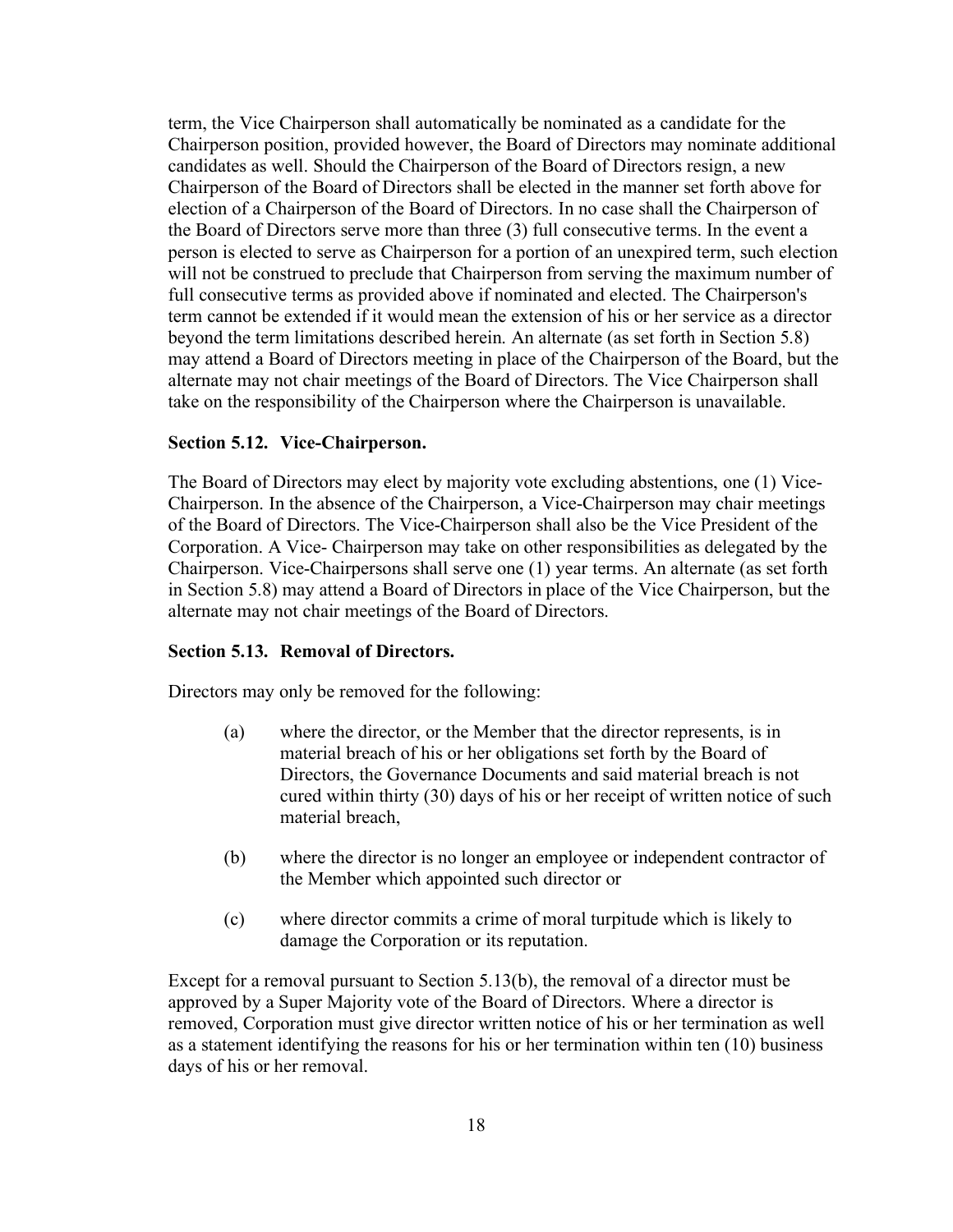term, the Vice Chairperson shall automatically be nominated as a candidate for the Chairperson position, provided however, the Board of Directors may nominate additional candidates as well. Should the Chairperson of the Board of Directors resign, a new Chairperson of the Board of Directors shall be elected in the manner set forth above for election of a Chairperson of the Board of Directors. In no case shall the Chairperson of the Board of Directors serve more than three (3) full consecutive terms. In the event a person is elected to serve as Chairperson for a portion of an unexpired term, such election will not be construed to preclude that Chairperson from serving the maximum number of full consecutive terms as provided above if nominated and elected. The Chairperson's term cannot be extended if it would mean the extension of his or her service as a director beyond the term limitations described herein. An alternate (as set forth in Section 5.8) may attend a Board of Directors meeting in place of the Chairperson of the Board, but the alternate may not chair meetings of the Board of Directors. The Vice Chairperson shall take on the responsibility of the Chairperson where the Chairperson is unavailable.

**Section 5.12. Vice-Chairperson.**

The Board of Directors may elect by majority vote excluding abstentions, one (1) Vice-Chairperson. In the absence of the Chairperson, a Vice-Chairperson may chair meetings of the Board of Directors. The Vice-Chairperson shall also be the Vice President of the Corporation. A Vice- Chairperson may take on other responsibilities as delegated by the Chairperson. Vice-Chairpersons shall serve one (1) year terms. An alternate (as set forth in Section 5.8) may attend a Board of Directors in place of the Vice Chairperson, but the alternate may not chair meetings of the Board of Directors.

**Section 5.13. Removal of Directors.**

Directors may only be removed for the following:

(a) where the director, or the Member that the director represents, is in material breach of his or her obligations set forth by the Board of Directors, the Governance Documents and said material breach is not cured within thirty (30) days of his or her receipt of written notice of such material breach,

(b) where the director is no longer an employee or independent contractor of the Member which appointed such director or

(c) where director commits a crime of moral turpitude which is likely to damage the Corporation or its reputation.

Except for a removal pursuant to Section 5.13(b), the removal of a director must be approved by a Super Majority vote of the Board of Directors. Where a director is removed, Corporation must give director written notice of his or her termination as well as a statement identifying the reasons for his or her termination within ten (10) business days of his or her removal.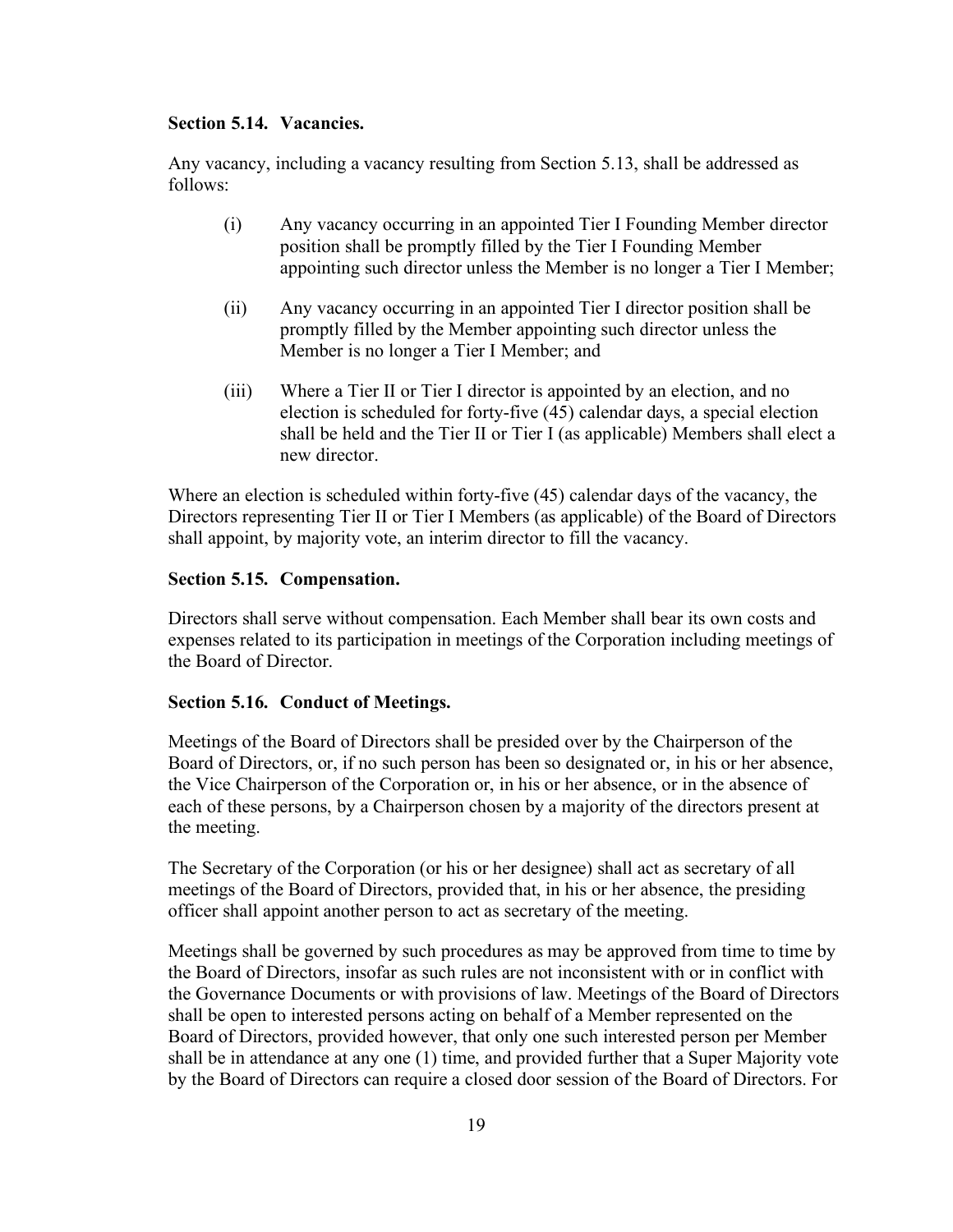### Section 5.14. Vacancies.

Any vacancy, including a vacancy resulting from Section 5.13, shall be addressed as follows:

(i) Any vacancy occurring in an appointed Tier I Founding Member director position shall be promptly filled by the Tier I Founding Member appointing such director unless the Member is no longer a Tier I Member;

(ii) Any vacancy occurring in an appointed Tier I director position shall be promptly filled by the Member appointing such director unless the Member is no longer a Tier I Member; and

(iii) Where a Tier II or Tier I director is appointed by an election, and no election is scheduled for forty-five (45) calendar days, a special election shall be held and the Tier II or Tier I (as applicable) Members shall elect a new director.

Where an election is scheduled within forty-five (45) calendar days of the vacancy, the Directors representing Tier II or Tier I Members (as applicable) of the Board of Directors shall appoint, by majority vote, an interim director to fill the vacancy.

### Section 5.15. Compensation.

Directors shall serve without compensation. Each Member shall bear its own costs and expenses related to its participation in meetings of the Corporation including meetings of the Board of Director.

### Section 5.16. Conduct of Meetings.

Meetings of the Board of Directors shall be presided over by the Chairperson of the Board of Directors, or, if no such person has been so designated or, in his or her absence, the Vice Chairperson of the Corporation or, in his or her absence, or in the absence of each of these persons, by a Chairperson chosen by a majority of the directors present at the meeting.

The Secretary of the Corporation (or his or her designee) shall act as secretary of all meetings of the Board of Directors, provided that, in his or her absence, the presiding officer shall appoint another person to act as secretary of the meeting.

Meetings shall be governed by such procedures as may be approved from time to time by the Board of Directors, insofar as such rules are not inconsistent with or in conflict with the Governance Documents or with provisions of law. Meetings of the Board of Directors shall be open to interested persons acting on behalf of a Member represented on the Board of Directors, provided however, that only one such interested person per Member shall be in attendance at any one (1) time, and provided further that a Super Majority vote by the Board of Directors can require a closed door session of the Board of Directors. For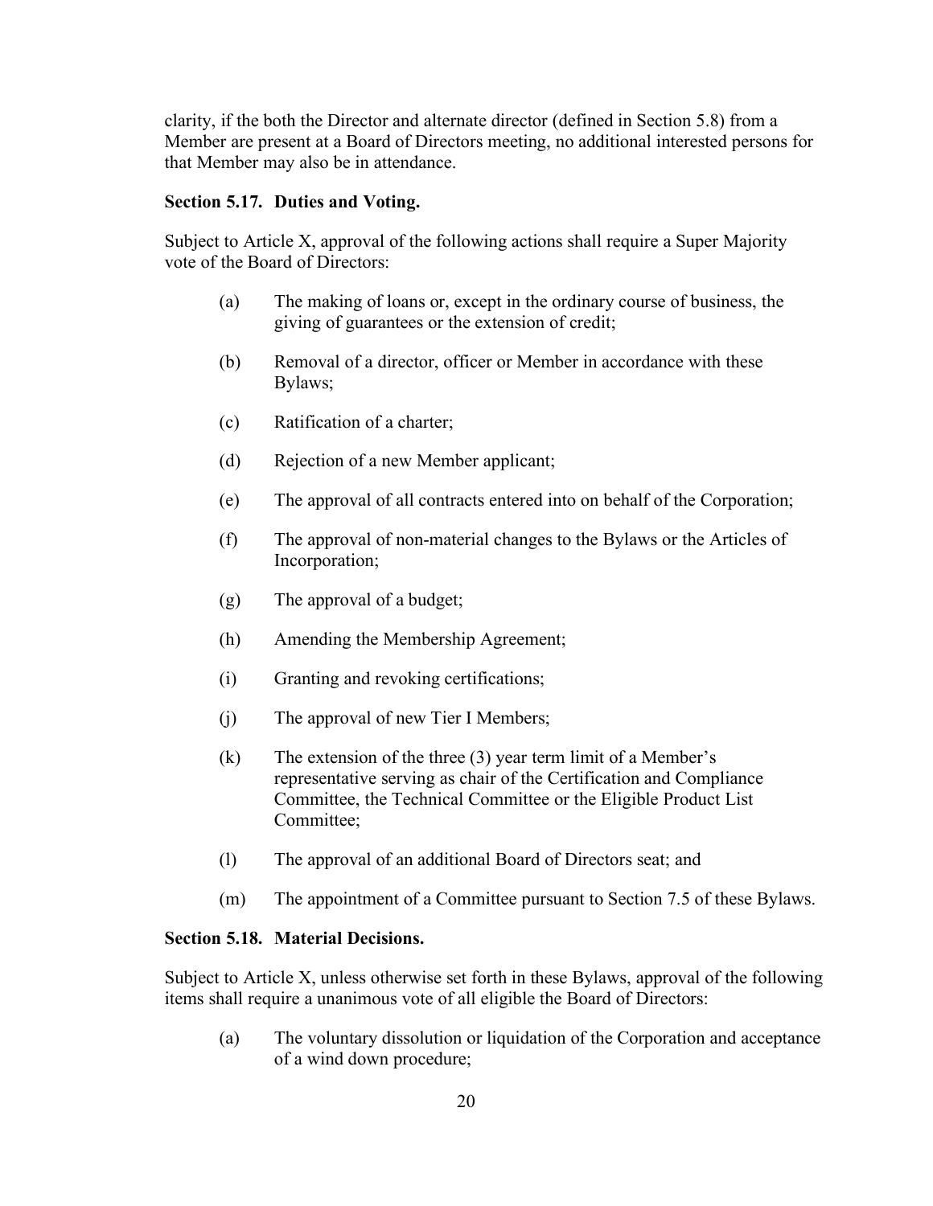clarity, if the both the Director and alternate director (defined in Section 5.8) from a Member are present at a Board of Directors meeting, no additional interested persons for that Member may also be in attendance.

**Section 5.17. Duties and Voting.**

Subject to Article X, approval of the following actions shall require a Super Majority vote of the Board of Directors:

(a) The making of loans or, except in the ordinary course of business, the giving of guarantees or the extension of credit;

(b) Removal of a director, officer or Member in accordance with these Bylaws;

(c) Ratification of a charter;

(d) Rejection of a new Member applicant;

(e) The approval of all contracts entered into on behalf of the Corporation;

(f) The approval of non-material changes to the Bylaws or the Articles of Incorporation;

(g) The approval of a budget;

(h) Amending the Membership Agreement;

(i) Granting and revoking certifications;

(j) The approval of new Tier I Members;

(k) The extension of the three (3) year term limit of a Member's representative serving as chair of the Certification and Compliance Committee, the Technical Committee or the Eligible Product List Committee;

(l) The approval of an additional Board of Directors seat; and

(m) The appointment of a Committee pursuant to Section 7.5 of these Bylaws.

**Section 5.18. Material Decisions.**

Subject to Article X, unless otherwise set forth in these Bylaws, approval of the following items shall require a unanimous vote of all eligible the Board of Directors:

(a) The voluntary dissolution or liquidation of the Corporation and acceptance of a wind down procedure;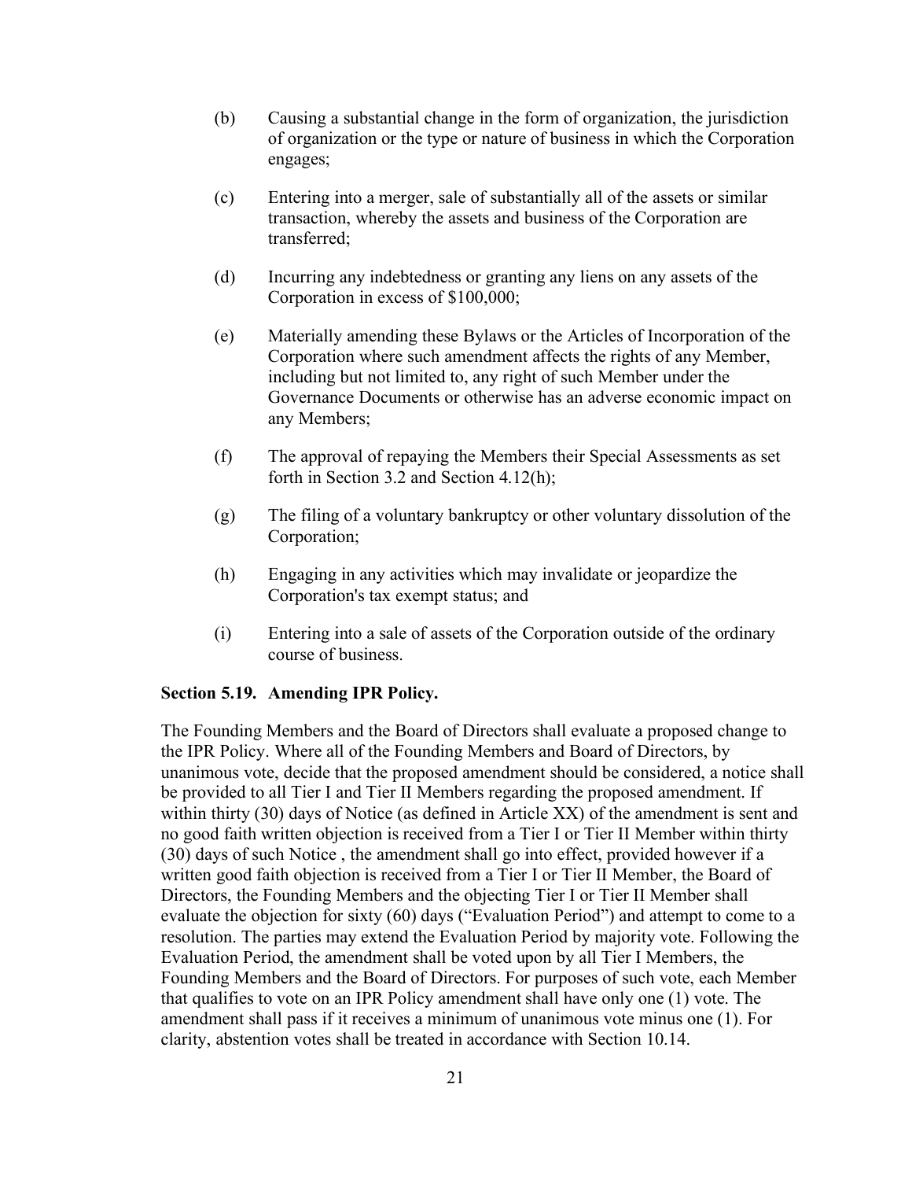(b) Causing a substantial change in the form of organization, the jurisdiction of organization or the type or nature of business in which the Corporation engages;

(c) Entering into a merger, sale of substantially all of the assets or similar transaction, whereby the assets and business of the Corporation are transferred;

(d) Incurring any indebtedness or granting any liens on any assets of the Corporation in excess of $100,000;

(e) Materially amending these Bylaws or the Articles of Incorporation of the Corporation where such amendment affects the rights of any Member, including but not limited to, any right of such Member under the Governance Documents or otherwise has an adverse economic impact on any Members;

(f) The approval of repaying the Members their Special Assessments as set forth in Section 3.2 and Section 4.12(h);

(g) The filing of a voluntary bankruptcy or other voluntary dissolution of the Corporation;

(h) Engaging in any activities which may invalidate or jeopardize the Corporation's tax exempt status; and

(i) Entering into a sale of assets of the Corporation outside of the ordinary course of business.

**Section 5.19. Amending IPR Policy.**

The Founding Members and the Board of Directors shall evaluate a proposed change to the IPR Policy. Where all of the Founding Members and Board of Directors, by unanimous vote, decide that the proposed amendment should be considered, a notice shall be provided to all Tier I and Tier II Members regarding the proposed amendment. If within thirty (30) days of Notice (as defined in Article XX) of the amendment is sent and no good faith written objection is received from a Tier I or Tier II Member within thirty (30) days of such Notice , the amendment shall go into effect, provided however if a written good faith objection is received from a Tier I or Tier II Member, the Board of Directors, the Founding Members and the objecting Tier I or Tier II Member shall evaluate the objection for sixty (60) days ("Evaluation Period") and attempt to come to a resolution. The parties may extend the Evaluation Period by majority vote. Following the Evaluation Period, the amendment shall be voted upon by all Tier I Members, the Founding Members and the Board of Directors. For purposes of such vote, each Member that qualifies to vote on an IPR Policy amendment shall have only one (1) vote. The amendment shall pass if it receives a minimum of unanimous vote minus one (1). For clarity, abstention votes shall be treated in accordance with Section 10.14.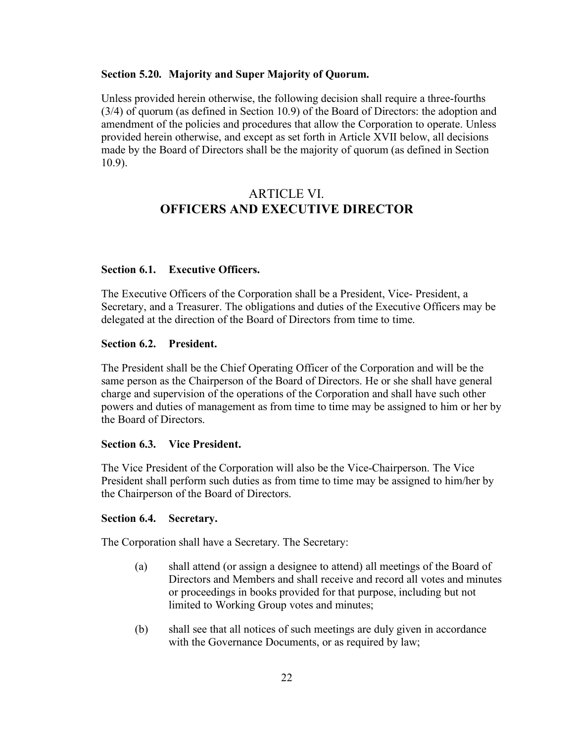**Section 5.20. Majority and Super Majority of Quorum.**

Unless provided herein otherwise, the following decision shall require a three-fourths (3/4) of quorum (as defined in Section 10.9) of the Board of Directors: the adoption and amendment of the policies and procedures that allow the Corporation to operate. Unless provided herein otherwise, and except as set forth in Article XVII below, all decisions made by the Board of Directors shall be the majority of quorum (as defined in Section 10.9).

# ARTICLE VI.
# OFFICERS AND EXECUTIVE DIRECTOR

**Section 6.1. Executive Officers.**

The Executive Officers of the Corporation shall be a President, Vice- President, a Secretary, and a Treasurer. The obligations and duties of the Executive Officers may be delegated at the direction of the Board of Directors from time to time.

**Section 6.2. President.**

The President shall be the Chief Operating Officer of the Corporation and will be the same person as the Chairperson of the Board of Directors. He or she shall have general charge and supervision of the operations of the Corporation and shall have such other powers and duties of management as from time to time may be assigned to him or her by the Board of Directors.

**Section 6.3. Vice President.**

The Vice President of the Corporation will also be the Vice-Chairperson. The Vice President shall perform such duties as from time to time may be assigned to him/her by the Chairperson of the Board of Directors.

**Section 6.4. Secretary.**

The Corporation shall have a Secretary. The Secretary:

(a) shall attend (or assign a designee to attend) all meetings of the Board of Directors and Members and shall receive and record all votes and minutes or proceedings in books provided for that purpose, including but not limited to Working Group votes and minutes;

(b) shall see that all notices of such meetings are duly given in accordance with the Governance Documents, or as required by law;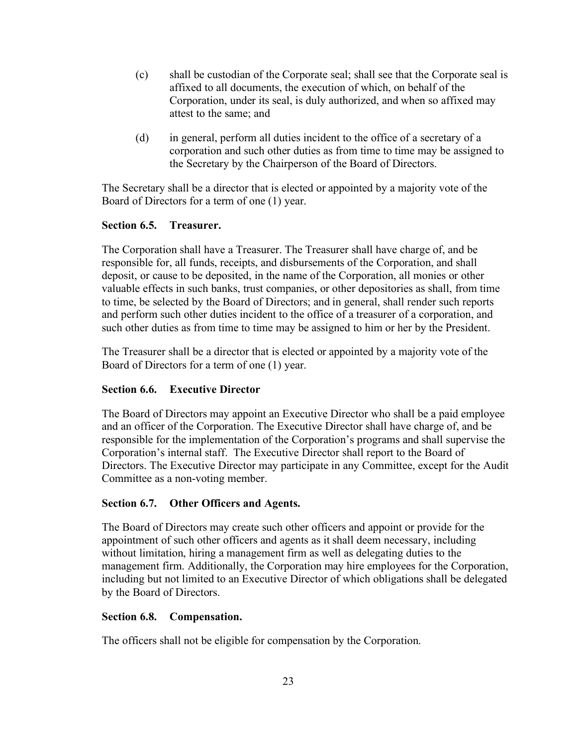(c) shall be custodian of the Corporate seal; shall see that the Corporate seal is affixed to all documents, the execution of which, on behalf of the Corporation, under its seal, is duly authorized, and when so affixed may attest to the same; and

(d) in general, perform all duties incident to the office of a secretary of a corporation and such other duties as from time to time may be assigned to the Secretary by the Chairperson of the Board of Directors.

The Secretary shall be a director that is elected or appointed by a majority vote of the Board of Directors for a term of one (1) year.

**Section 6.5. Treasurer.**

The Corporation shall have a Treasurer. The Treasurer shall have charge of, and be responsible for, all funds, receipts, and disbursements of the Corporation, and shall deposit, or cause to be deposited, in the name of the Corporation, all monies or other valuable effects in such banks, trust companies, or other depositories as shall, from time to time, be selected by the Board of Directors; and in general, shall render such reports and perform such other duties incident to the office of a treasurer of a corporation, and such other duties as from time to time may be assigned to him or her by the President.

The Treasurer shall be a director that is elected or appointed by a majority vote of the Board of Directors for a term of one (1) year.

**Section 6.6. Executive Director**

The Board of Directors may appoint an Executive Director who shall be a paid employee and an officer of the Corporation. The Executive Director shall have charge of, and be responsible for the implementation of the Corporation's programs and shall supervise the Corporation's internal staff. The Executive Director shall report to the Board of Directors. The Executive Director may participate in any Committee, except for the Audit Committee as a non-voting member.

**Section 6.7. Other Officers and Agents.**

The Board of Directors may create such other officers and appoint or provide for the appointment of such other officers and agents as it shall deem necessary, including without limitation, hiring a management firm as well as delegating duties to the management firm. Additionally, the Corporation may hire employees for the Corporation, including but not limited to an Executive Director of which obligations shall be delegated by the Board of Directors.

**Section 6.8. Compensation.**

The officers shall not be eligible for compensation by the Corporation.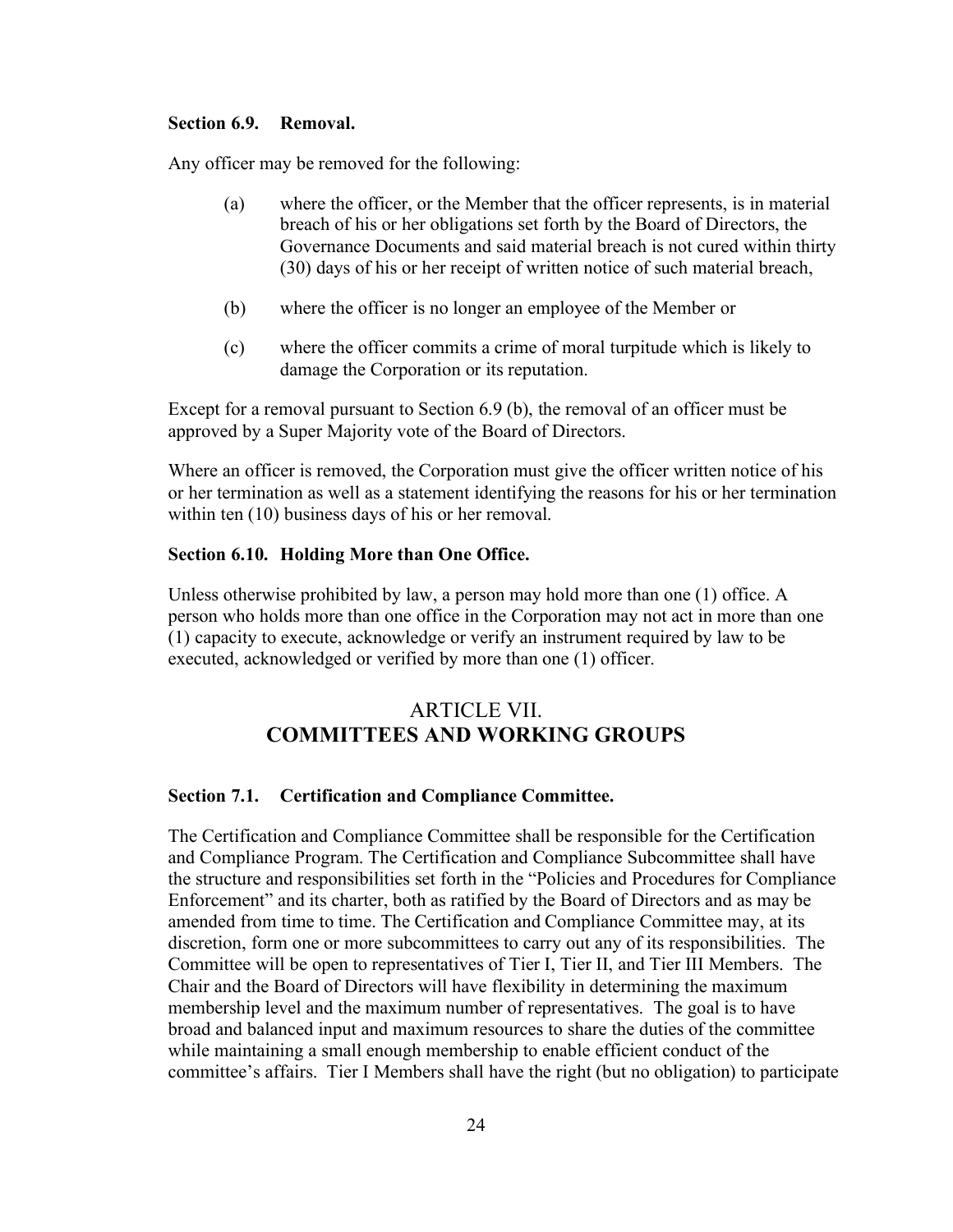**Section 6.9. Removal.**

Any officer may be removed for the following:

(a) where the officer, or the Member that the officer represents, is in material breach of his or her obligations set forth by the Board of Directors, the Governance Documents and said material breach is not cured within thirty (30) days of his or her receipt of written notice of such material breach,

(b) where the officer is no longer an employee of the Member or

(c) where the officer commits a crime of moral turpitude which is likely to damage the Corporation or its reputation.

Except for a removal pursuant to Section 6.9 (b), the removal of an officer must be approved by a Super Majority vote of the Board of Directors.

Where an officer is removed, the Corporation must give the officer written notice of his or her termination as well as a statement identifying the reasons for his or her termination within ten (10) business days of his or her removal.

**Section 6.10. Holding More than One Office.**

Unless otherwise prohibited by law, a person may hold more than one (1) office. A person who holds more than one office in the Corporation may not act in more than one (1) capacity to execute, acknowledge or verify an instrument required by law to be executed, acknowledged or verified by more than one (1) officer.

## ARTICLE VII.
## COMMITTEES AND WORKING GROUPS

**Section 7.1. Certification and Compliance Committee.**

The Certification and Compliance Committee shall be responsible for the Certification and Compliance Program. The Certification and Compliance Subcommittee shall have the structure and responsibilities set forth in the "Policies and Procedures for Compliance Enforcement" and its charter, both as ratified by the Board of Directors and as may be amended from time to time. The Certification and Compliance Committee may, at its discretion, form one or more subcommittees to carry out any of its responsibilities. The Committee will be open to representatives of Tier I, Tier II, and Tier III Members. The Chair and the Board of Directors will have flexibility in determining the maximum membership level and the maximum number of representatives. The goal is to have broad and balanced input and maximum resources to share the duties of the committee while maintaining a small enough membership to enable efficient conduct of the committee's affairs. Tier I Members shall have the right (but no obligation) to participate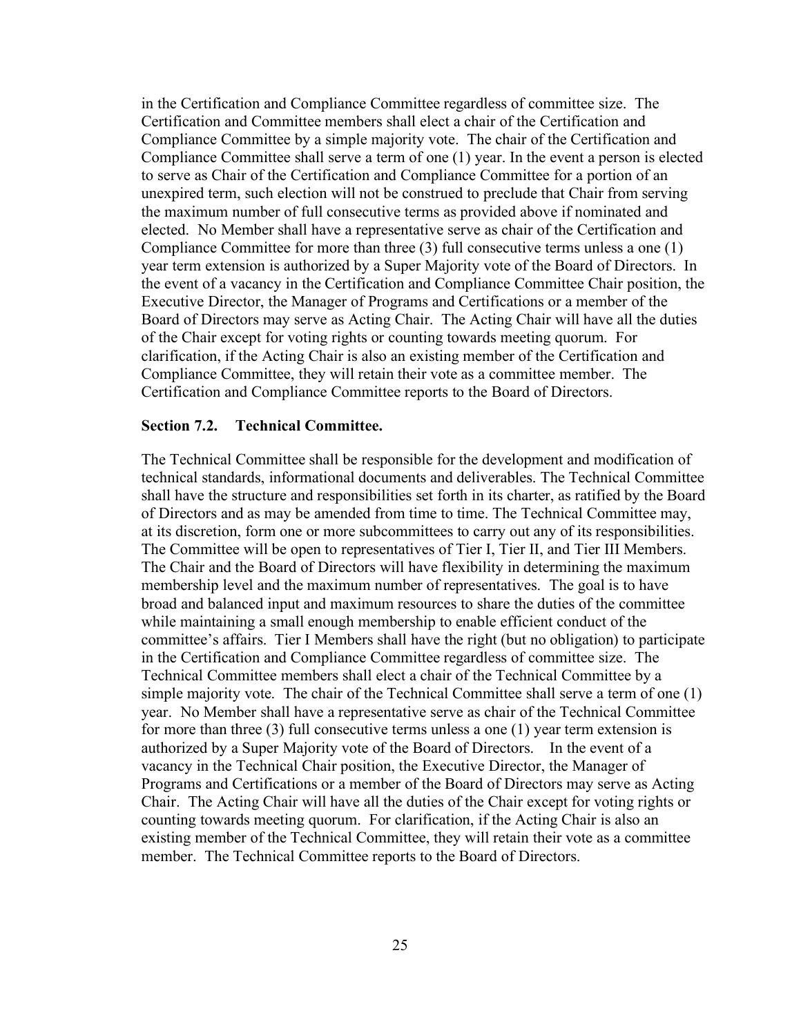in the Certification and Compliance Committee regardless of committee size. The Certification and Committee members shall elect a chair of the Certification and Compliance Committee by a simple majority vote. The chair of the Certification and Compliance Committee shall serve a term of one (1) year. In the event a person is elected to serve as Chair of the Certification and Compliance Committee for a portion of an unexpired term, such election will not be construed to preclude that Chair from serving the maximum number of full consecutive terms as provided above if nominated and elected. No Member shall have a representative serve as chair of the Certification and Compliance Committee for more than three (3) full consecutive terms unless a one (1) year term extension is authorized by a Super Majority vote of the Board of Directors. In the event of a vacancy in the Certification and Compliance Committee Chair position, the Executive Director, the Manager of Programs and Certifications or a member of the Board of Directors may serve as Acting Chair. The Acting Chair will have all the duties of the Chair except for voting rights or counting towards meeting quorum. For clarification, if the Acting Chair is also an existing member of the Certification and Compliance Committee, they will retain their vote as a committee member. The Certification and Compliance Committee reports to the Board of Directors.

**Section 7.2. Technical Committee.**

The Technical Committee shall be responsible for the development and modification of technical standards, informational documents and deliverables. The Technical Committee shall have the structure and responsibilities set forth in its charter, as ratified by the Board of Directors and as may be amended from time to time. The Technical Committee may, at its discretion, form one or more subcommittees to carry out any of its responsibilities. The Committee will be open to representatives of Tier I, Tier II, and Tier III Members. The Chair and the Board of Directors will have flexibility in determining the maximum membership level and the maximum number of representatives. The goal is to have broad and balanced input and maximum resources to share the duties of the committee while maintaining a small enough membership to enable efficient conduct of the committee's affairs. Tier I Members shall have the right (but no obligation) to participate in the Certification and Compliance Committee regardless of committee size. The Technical Committee members shall elect a chair of the Technical Committee by a simple majority vote. The chair of the Technical Committee shall serve a term of one (1) year. No Member shall have a representative serve as chair of the Technical Committee for more than three (3) full consecutive terms unless a one (1) year term extension is authorized by a Super Majority vote of the Board of Directors. In the event of a vacancy in the Technical Chair position, the Executive Director, the Manager of Programs and Certifications or a member of the Board of Directors may serve as Acting Chair. The Acting Chair will have all the duties of the Chair except for voting rights or counting towards meeting quorum. For clarification, if the Acting Chair is also an existing member of the Technical Committee, they will retain their vote as a committee member. The Technical Committee reports to the Board of Directors.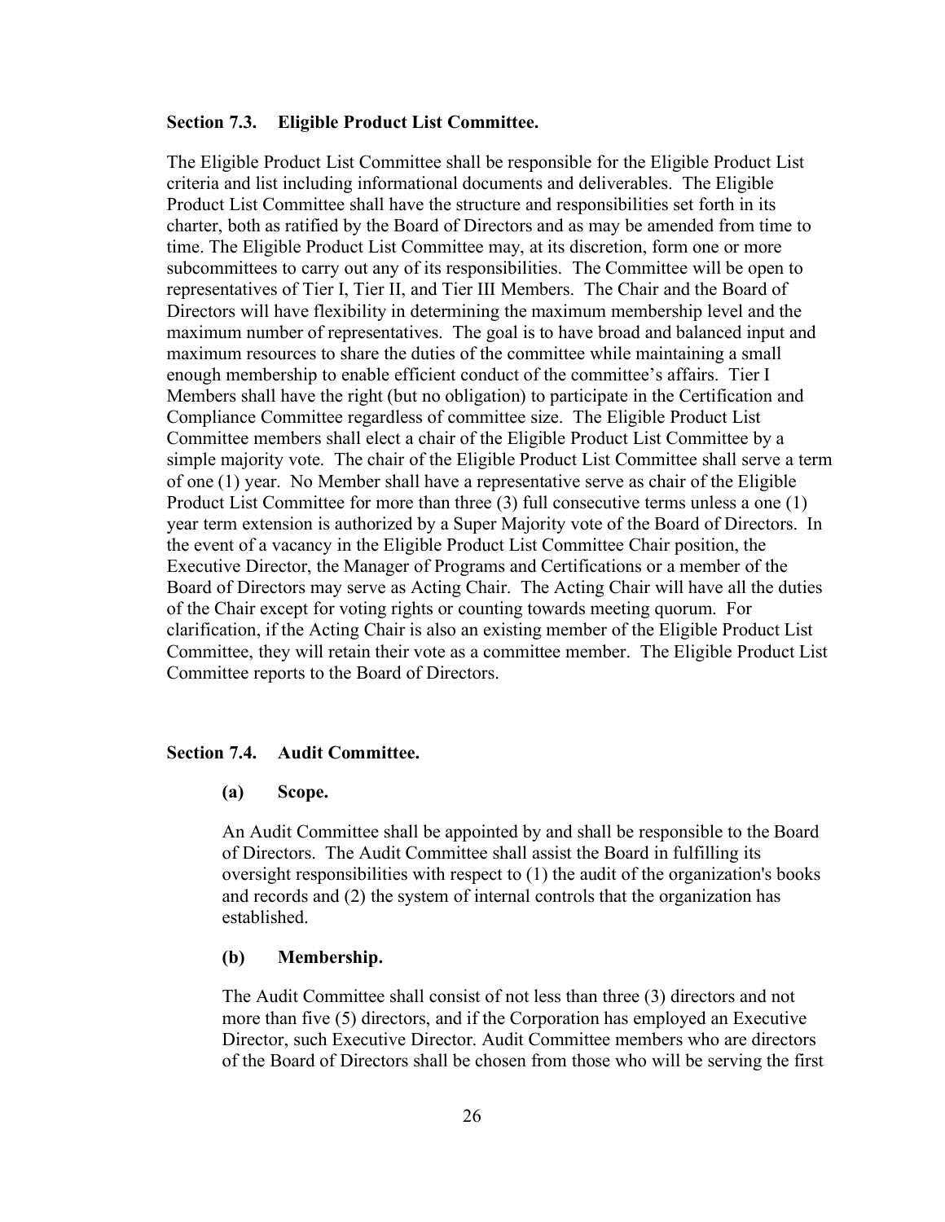**Section 7.3. Eligible Product List Committee.**

The Eligible Product List Committee shall be responsible for the Eligible Product List criteria and list including informational documents and deliverables. The Eligible Product List Committee shall have the structure and responsibilities set forth in its charter, both as ratified by the Board of Directors and as may be amended from time to time. The Eligible Product List Committee may, at its discretion, form one or more subcommittees to carry out any of its responsibilities. The Committee will be open to representatives of Tier I, Tier II, and Tier III Members. The Chair and the Board of Directors will have flexibility in determining the maximum membership level and the maximum number of representatives. The goal is to have broad and balanced input and maximum resources to share the duties of the committee while maintaining a small enough membership to enable efficient conduct of the committee's affairs. Tier I Members shall have the right (but no obligation) to participate in the Certification and Compliance Committee regardless of committee size. The Eligible Product List Committee members shall elect a chair of the Eligible Product List Committee by a simple majority vote. The chair of the Eligible Product List Committee shall serve a term of one (1) year. No Member shall have a representative serve as chair of the Eligible Product List Committee for more than three (3) full consecutive terms unless a one (1) year term extension is authorized by a Super Majority vote of the Board of Directors. In the event of a vacancy in the Eligible Product List Committee Chair position, the Executive Director, the Manager of Programs and Certifications or a member of the Board of Directors may serve as Acting Chair. The Acting Chair will have all the duties of the Chair except for voting rights or counting towards meeting quorum. For clarification, if the Acting Chair is also an existing member of the Eligible Product List Committee, they will retain their vote as a committee member. The Eligible Product List Committee reports to the Board of Directors.

**Section 7.4. Audit Committee.**

**(a) Scope.**

An Audit Committee shall be appointed by and shall be responsible to the Board of Directors. The Audit Committee shall assist the Board in fulfilling its oversight responsibilities with respect to (1) the audit of the organization's books and records and (2) the system of internal controls that the organization has established.

**(b) Membership.**

The Audit Committee shall consist of not less than three (3) directors and not more than five (5) directors, and if the Corporation has employed an Executive Director, such Executive Director. Audit Committee members who are directors of the Board of Directors shall be chosen from those who will be serving the first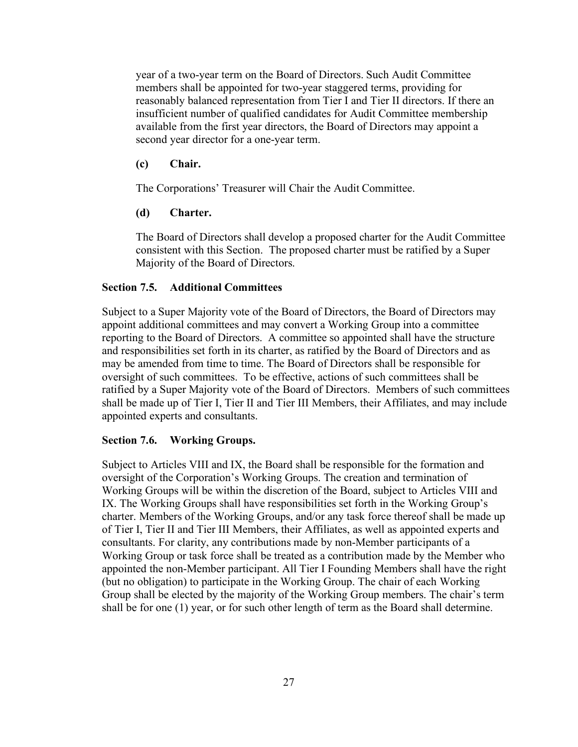year of a two-year term on the Board of Directors. Such Audit Committee members shall be appointed for two-year staggered terms, providing for reasonably balanced representation from Tier I and Tier II directors. If there an insufficient number of qualified candidates for Audit Committee membership available from the first year directors, the Board of Directors may appoint a second year director for a one-year term.

**(c) Chair.**

The Corporations' Treasurer will Chair the Audit Committee.

**(d) Charter.**

The Board of Directors shall develop a proposed charter for the Audit Committee consistent with this Section. The proposed charter must be ratified by a Super Majority of the Board of Directors.

### Section 7.5. Additional Committees

Subject to a Super Majority vote of the Board of Directors, the Board of Directors may appoint additional committees and may convert a Working Group into a committee reporting to the Board of Directors. A committee so appointed shall have the structure and responsibilities set forth in its charter, as ratified by the Board of Directors and as may be amended from time to time. The Board of Directors shall be responsible for oversight of such committees. To be effective, actions of such committees shall be ratified by a Super Majority vote of the Board of Directors. Members of such committees shall be made up of Tier I, Tier II and Tier III Members, their Affiliates, and may include appointed experts and consultants.

### Section 7.6. Working Groups.

Subject to Articles VIII and IX, the Board shall be responsible for the formation and oversight of the Corporation's Working Groups. The creation and termination of Working Groups will be within the discretion of the Board, subject to Articles VIII and IX. The Working Groups shall have responsibilities set forth in the Working Group's charter. Members of the Working Groups, and/or any task force thereof shall be made up of Tier I, Tier II and Tier III Members, their Affiliates, as well as appointed experts and consultants. For clarity, any contributions made by non-Member participants of a Working Group or task force shall be treated as a contribution made by the Member who appointed the non-Member participant. All Tier I Founding Members shall have the right (but no obligation) to participate in the Working Group. The chair of each Working Group shall be elected by the majority of the Working Group members. The chair's term shall be for one (1) year, or for such other length of term as the Board shall determine.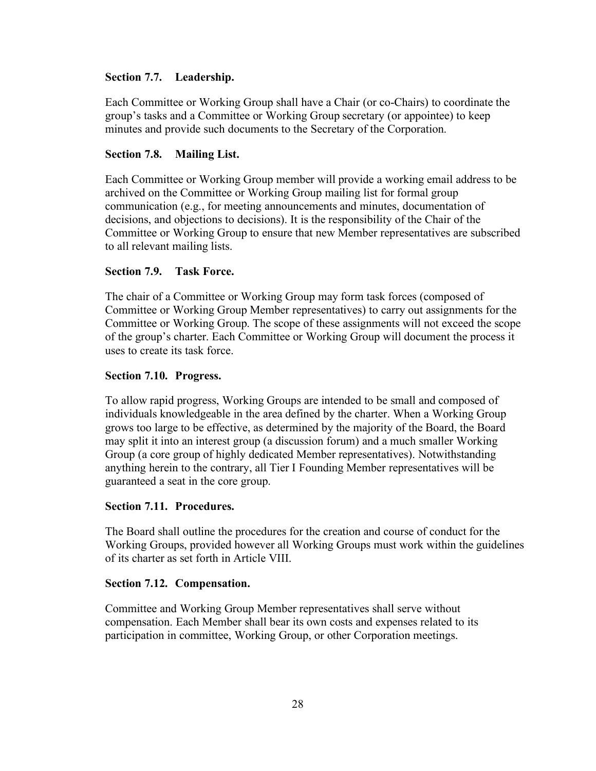### Section 7.7. Leadership.

Each Committee or Working Group shall have a Chair (or co-Chairs) to coordinate the group's tasks and a Committee or Working Group secretary (or appointee) to keep minutes and provide such documents to the Secretary of the Corporation.

### Section 7.8. Mailing List.

Each Committee or Working Group member will provide a working email address to be archived on the Committee or Working Group mailing list for formal group communication (e.g., for meeting announcements and minutes, documentation of decisions, and objections to decisions). It is the responsibility of the Chair of the Committee or Working Group to ensure that new Member representatives are subscribed to all relevant mailing lists.

### Section 7.9. Task Force.

The chair of a Committee or Working Group may form task forces (composed of Committee or Working Group Member representatives) to carry out assignments for the Committee or Working Group. The scope of these assignments will not exceed the scope of the group's charter. Each Committee or Working Group will document the process it uses to create its task force.

### Section 7.10. Progress.

To allow rapid progress, Working Groups are intended to be small and composed of individuals knowledgeable in the area defined by the charter. When a Working Group grows too large to be effective, as determined by the majority of the Board, the Board may split it into an interest group (a discussion forum) and a much smaller Working Group (a core group of highly dedicated Member representatives). Notwithstanding anything herein to the contrary, all Tier I Founding Member representatives will be guaranteed a seat in the core group.

### Section 7.11. Procedures.

The Board shall outline the procedures for the creation and course of conduct for the Working Groups, provided however all Working Groups must work within the guidelines of its charter as set forth in Article VIII.

### Section 7.12. Compensation.

Committee and Working Group Member representatives shall serve without compensation. Each Member shall bear its own costs and expenses related to its participation in committee, Working Group, or other Corporation meetings.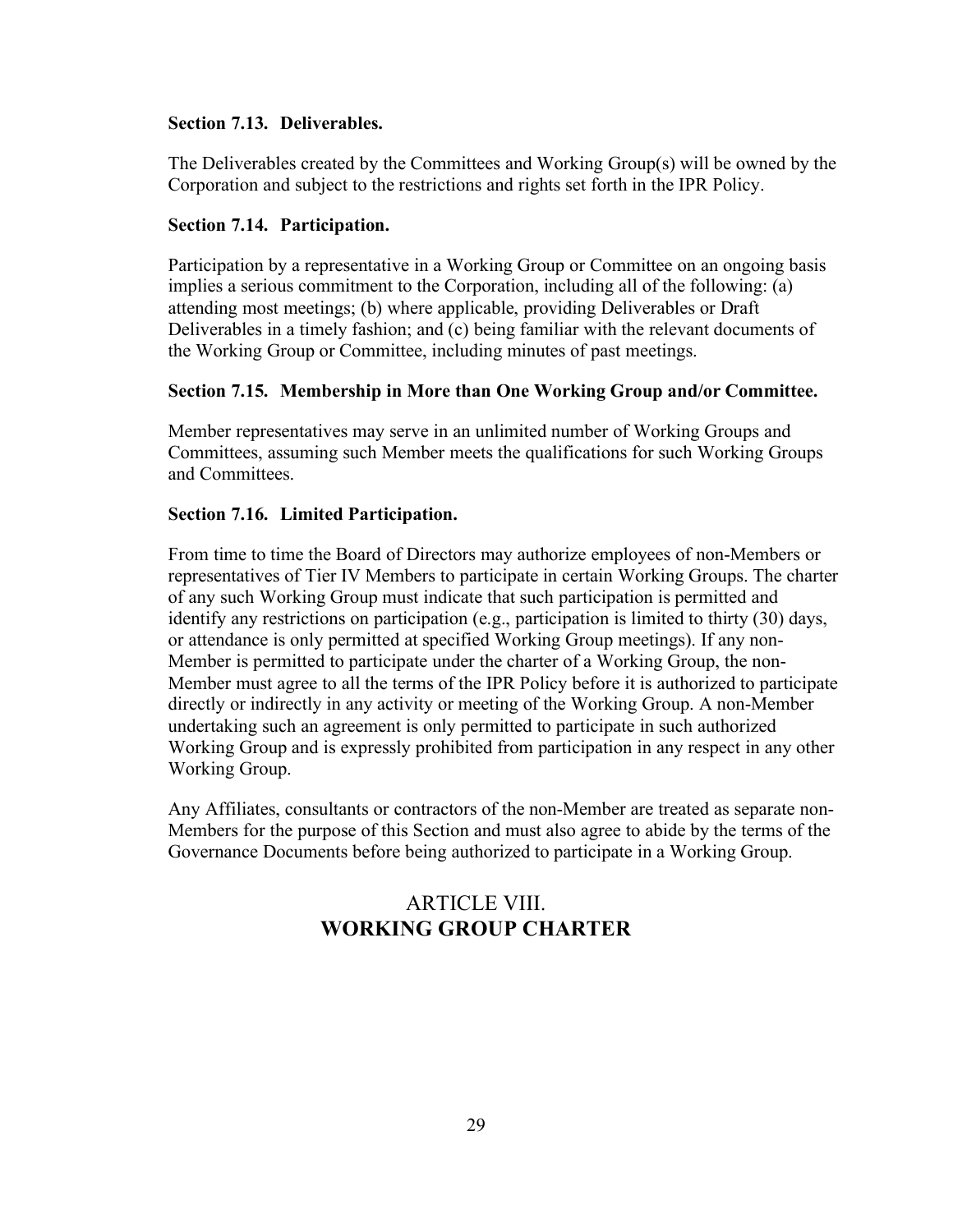### Section 7.13. Deliverables.

The Deliverables created by the Committees and Working Group(s) will be owned by the Corporation and subject to the restrictions and rights set forth in the IPR Policy.

### Section 7.14. Participation.

Participation by a representative in a Working Group or Committee on an ongoing basis implies a serious commitment to the Corporation, including all of the following: (a) attending most meetings; (b) where applicable, providing Deliverables or Draft Deliverables in a timely fashion; and (c) being familiar with the relevant documents of the Working Group or Committee, including minutes of past meetings.

### Section 7.15. Membership in More than One Working Group and/or Committee.

Member representatives may serve in an unlimited number of Working Groups and Committees, assuming such Member meets the qualifications for such Working Groups and Committees.

### Section 7.16. Limited Participation.

From time to time the Board of Directors may authorize employees of non-Members or representatives of Tier IV Members to participate in certain Working Groups. The charter of any such Working Group must indicate that such participation is permitted and identify any restrictions on participation (e.g., participation is limited to thirty (30) days, or attendance is only permitted at specified Working Group meetings). If any non-Member is permitted to participate under the charter of a Working Group, the non-Member must agree to all the terms of the IPR Policy before it is authorized to participate directly or indirectly in any activity or meeting of the Working Group. A non-Member undertaking such an agreement is only permitted to participate in such authorized Working Group and is expressly prohibited from participation in any respect in any other Working Group.

Any Affiliates, consultants or contractors of the non-Member are treated as separate non-Members for the purpose of this Section and must also agree to abide by the terms of the Governance Documents before being authorized to participate in a Working Group.

## ARTICLE VIII.
## WORKING GROUP CHARTER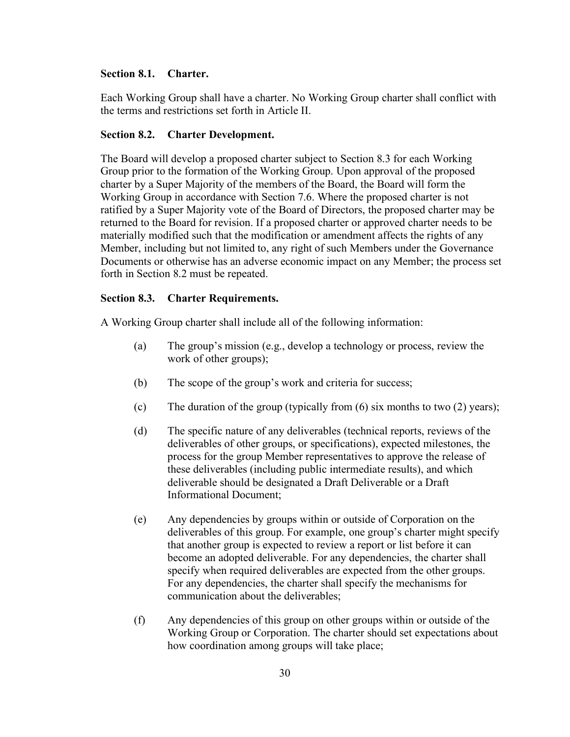### Section 8.1. Charter.

Each Working Group shall have a charter. No Working Group charter shall conflict with the terms and restrictions set forth in Article II.

### Section 8.2. Charter Development.

The Board will develop a proposed charter subject to Section 8.3 for each Working Group prior to the formation of the Working Group. Upon approval of the proposed charter by a Super Majority of the members of the Board, the Board will form the Working Group in accordance with Section 7.6. Where the proposed charter is not ratified by a Super Majority vote of the Board of Directors, the proposed charter may be returned to the Board for revision. If a proposed charter or approved charter needs to be materially modified such that the modification or amendment affects the rights of any Member, including but not limited to, any right of such Members under the Governance Documents or otherwise has an adverse economic impact on any Member; the process set forth in Section 8.2 must be repeated.

### Section 8.3. Charter Requirements.

A Working Group charter shall include all of the following information:

- (a) The group's mission (e.g., develop a technology or process, review the work of other groups);
- (b) The scope of the group's work and criteria for success;
- (c) The duration of the group (typically from (6) six months to two (2) years);
- (d) The specific nature of any deliverables (technical reports, reviews of the deliverables of other groups, or specifications), expected milestones, the process for the group Member representatives to approve the release of these deliverables (including public intermediate results), and which deliverable should be designated a Draft Deliverable or a Draft Informational Document;
- (e) Any dependencies by groups within or outside of Corporation on the deliverables of this group. For example, one group's charter might specify that another group is expected to review a report or list before it can become an adopted deliverable. For any dependencies, the charter shall specify when required deliverables are expected from the other groups. For any dependencies, the charter shall specify the mechanisms for communication about the deliverables;
- (f) Any dependencies of this group on other groups within or outside of the Working Group or Corporation. The charter should set expectations about how coordination among groups will take place;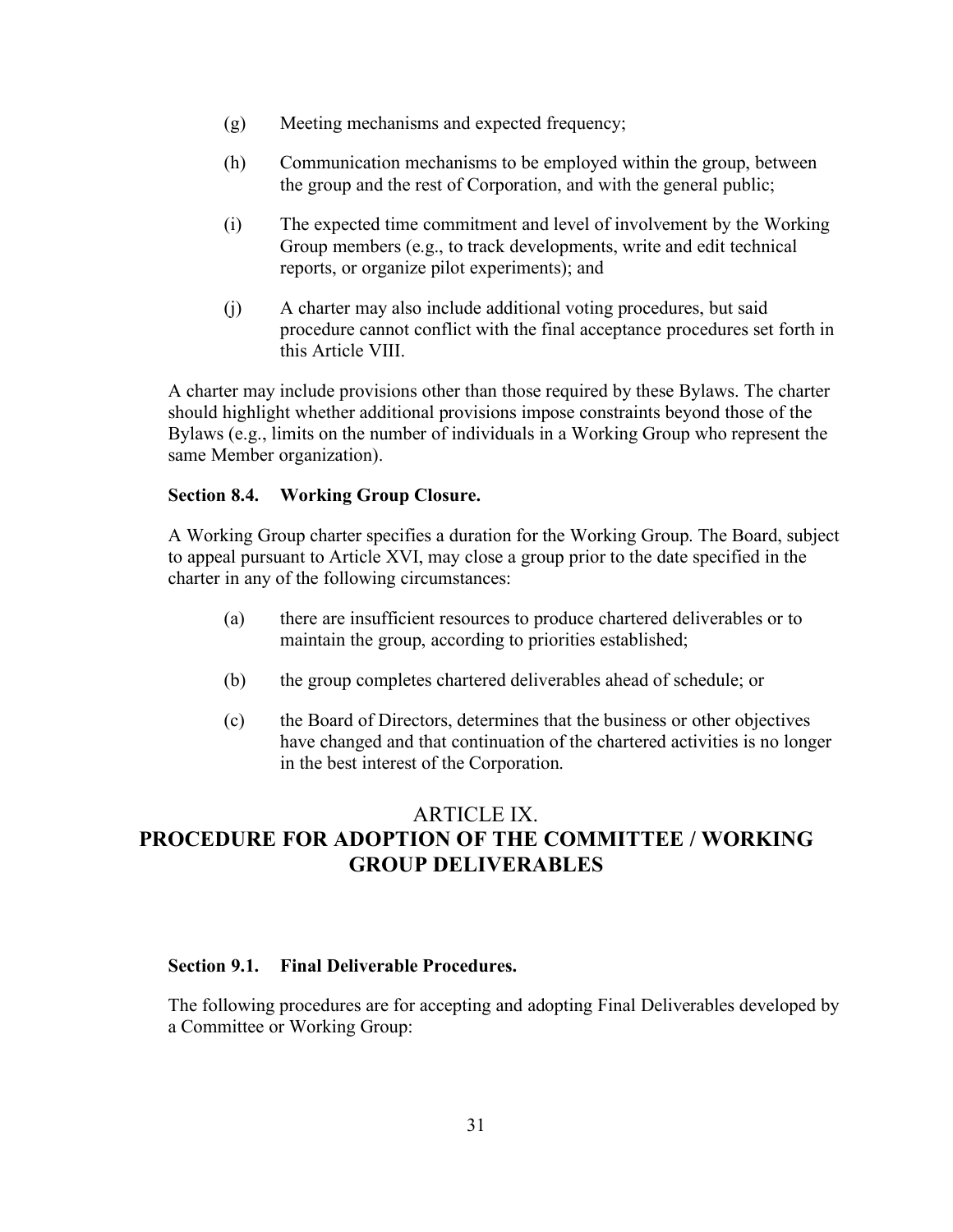(g) Meeting mechanisms and expected frequency;

(h) Communication mechanisms to be employed within the group, between the group and the rest of Corporation, and with the general public;

(i) The expected time commitment and level of involvement by the Working Group members (e.g., to track developments, write and edit technical reports, or organize pilot experiments); and

(j) A charter may also include additional voting procedures, but said procedure cannot conflict with the final acceptance procedures set forth in this Article VIII.

A charter may include provisions other than those required by these Bylaws. The charter should highlight whether additional provisions impose constraints beyond those of the Bylaws (e.g., limits on the number of individuals in a Working Group who represent the same Member organization).

**Section 8.4. Working Group Closure.**

A Working Group charter specifies a duration for the Working Group. The Board, subject to appeal pursuant to Article XVI, may close a group prior to the date specified in the charter in any of the following circumstances:

(a) there are insufficient resources to produce chartered deliverables or to maintain the group, according to priorities established;

(b) the group completes chartered deliverables ahead of schedule; or

(c) the Board of Directors, determines that the business or other objectives have changed and that continuation of the chartered activities is no longer in the best interest of the Corporation.

## ARTICLE IX.
## PROCEDURE FOR ADOPTION OF THE COMMITTEE / WORKING GROUP DELIVERABLES

**Section 9.1. Final Deliverable Procedures.**

The following procedures are for accepting and adopting Final Deliverables developed by a Committee or Working Group: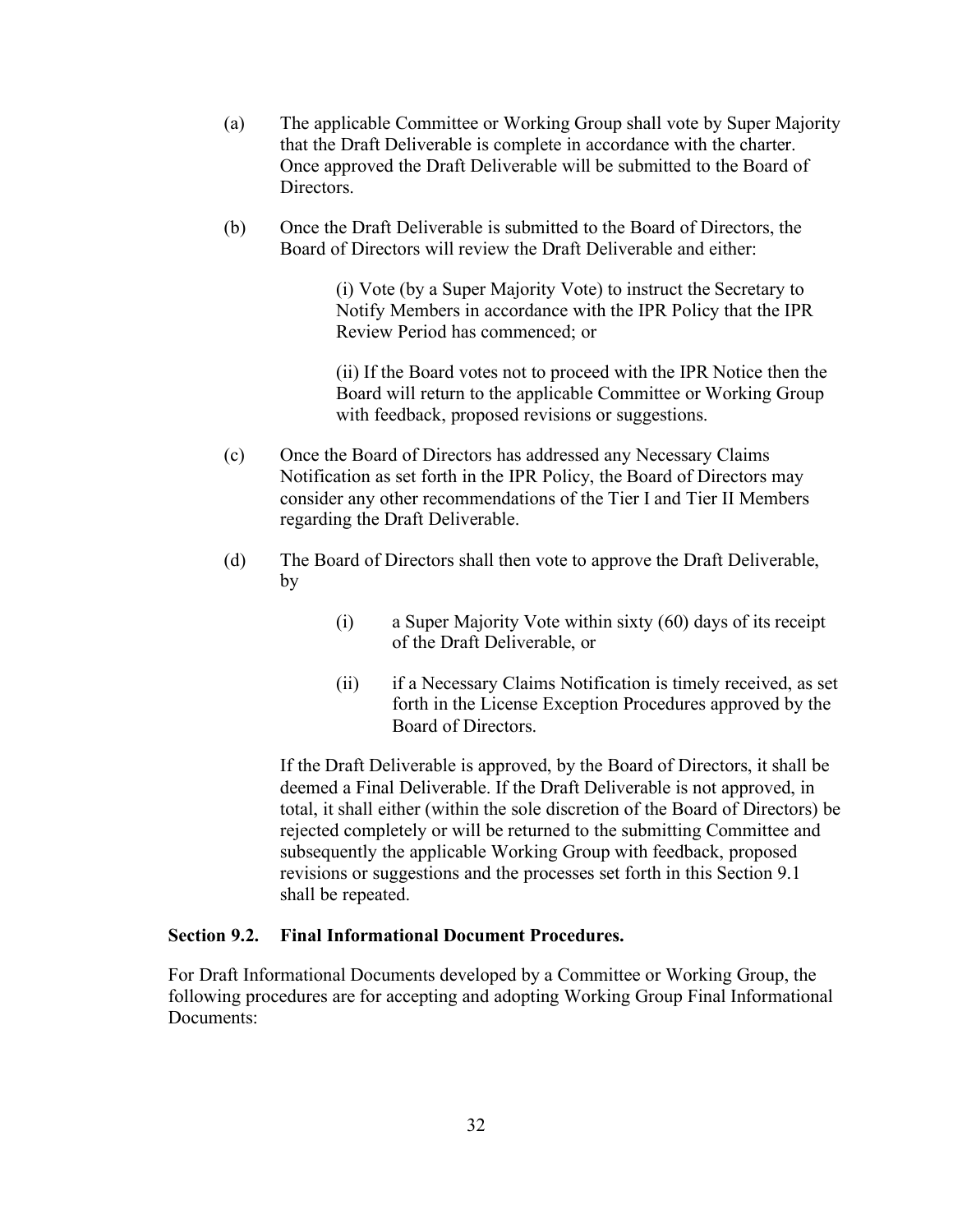(a) The applicable Committee or Working Group shall vote by Super Majority that the Draft Deliverable is complete in accordance with the charter. Once approved the Draft Deliverable will be submitted to the Board of Directors.

(b) Once the Draft Deliverable is submitted to the Board of Directors, the Board of Directors will review the Draft Deliverable and either:

> (i) Vote (by a Super Majority Vote) to instruct the Secretary to Notify Members in accordance with the IPR Policy that the IPR Review Period has commenced; or
>
> (ii) If the Board votes not to proceed with the IPR Notice then the Board will return to the applicable Committee or Working Group with feedback, proposed revisions or suggestions.

(c) Once the Board of Directors has addressed any Necessary Claims Notification as set forth in the IPR Policy, the Board of Directors may consider any other recommendations of the Tier I and Tier II Members regarding the Draft Deliverable.

(d) The Board of Directors shall then vote to approve the Draft Deliverable, by

> (i) a Super Majority Vote within sixty (60) days of its receipt of the Draft Deliverable, or
>
> (ii) if a Necessary Claims Notification is timely received, as set forth in the License Exception Procedures approved by the Board of Directors.

If the Draft Deliverable is approved, by the Board of Directors, it shall be deemed a Final Deliverable. If the Draft Deliverable is not approved, in total, it shall either (within the sole discretion of the Board of Directors) be rejected completely or will be returned to the submitting Committee and subsequently the applicable Working Group with feedback, proposed revisions or suggestions and the processes set forth in this Section 9.1 shall be repeated.

**Section 9.2. Final Informational Document Procedures.**

For Draft Informational Documents developed by a Committee or Working Group, the following procedures are for accepting and adopting Working Group Final Informational Documents: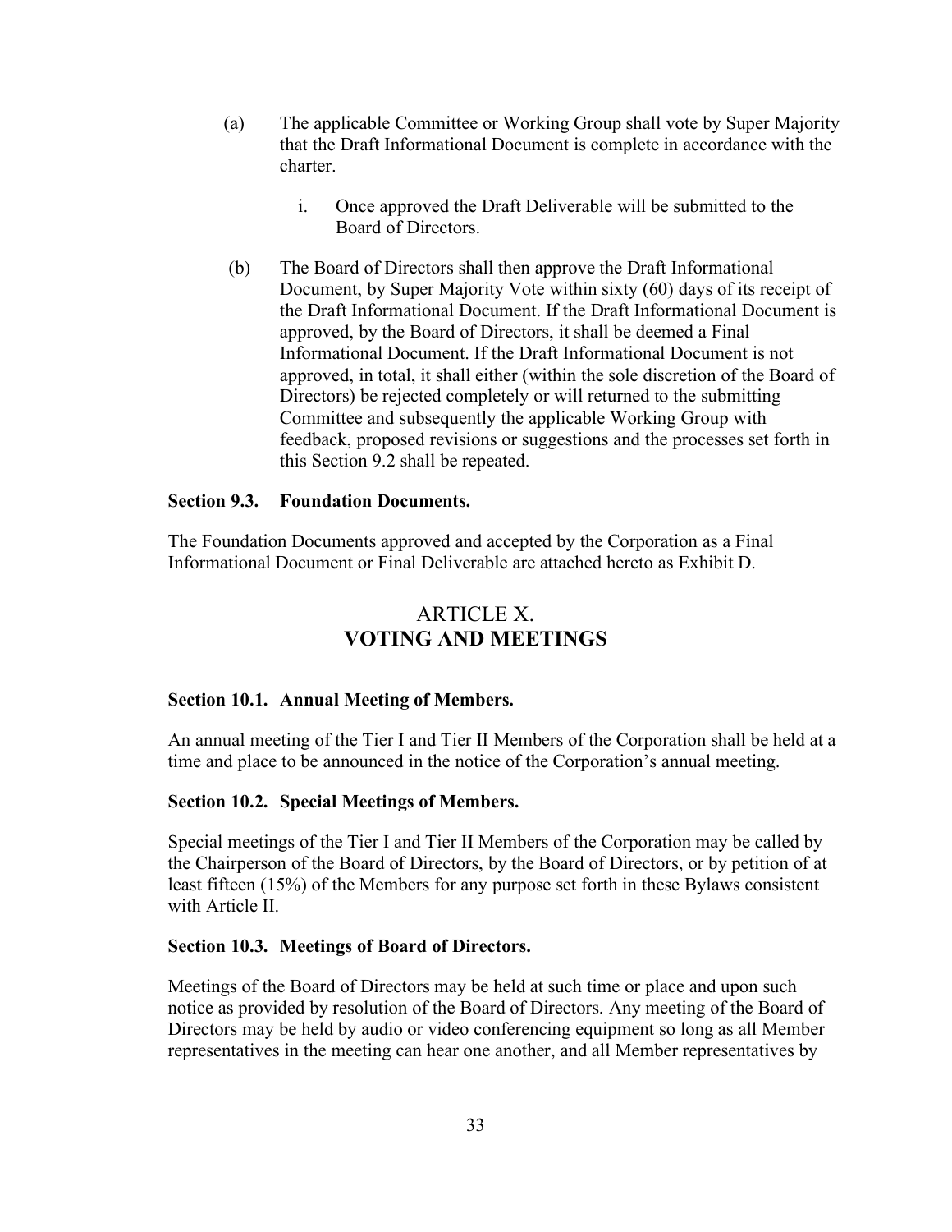(a) The applicable Committee or Working Group shall vote by Super Majority that the Draft Informational Document is complete in accordance with the charter.

   i. Once approved the Draft Deliverable will be submitted to the Board of Directors.

(b) The Board of Directors shall then approve the Draft Informational Document, by Super Majority Vote within sixty (60) days of its receipt of the Draft Informational Document. If the Draft Informational Document is approved, by the Board of Directors, it shall be deemed a Final Informational Document. If the Draft Informational Document is not approved, in total, it shall either (within the sole discretion of the Board of Directors) be rejected completely or will returned to the submitting Committee and subsequently the applicable Working Group with feedback, proposed revisions or suggestions and the processes set forth in this Section 9.2 shall be repeated.

**Section 9.3. Foundation Documents.**

The Foundation Documents approved and accepted by the Corporation as a Final Informational Document or Final Deliverable are attached hereto as Exhibit D.

# ARTICLE X.
# VOTING AND MEETINGS

**Section 10.1. Annual Meeting of Members.**

An annual meeting of the Tier I and Tier II Members of the Corporation shall be held at a time and place to be announced in the notice of the Corporation's annual meeting.

**Section 10.2. Special Meetings of Members.**

Special meetings of the Tier I and Tier II Members of the Corporation may be called by the Chairperson of the Board of Directors, by the Board of Directors, or by petition of at least fifteen (15%) of the Members for any purpose set forth in these Bylaws consistent with Article II.

**Section 10.3. Meetings of Board of Directors.**

Meetings of the Board of Directors may be held at such time or place and upon such notice as provided by resolution of the Board of Directors. Any meeting of the Board of Directors may be held by audio or video conferencing equipment so long as all Member representatives in the meeting can hear one another, and all Member representatives by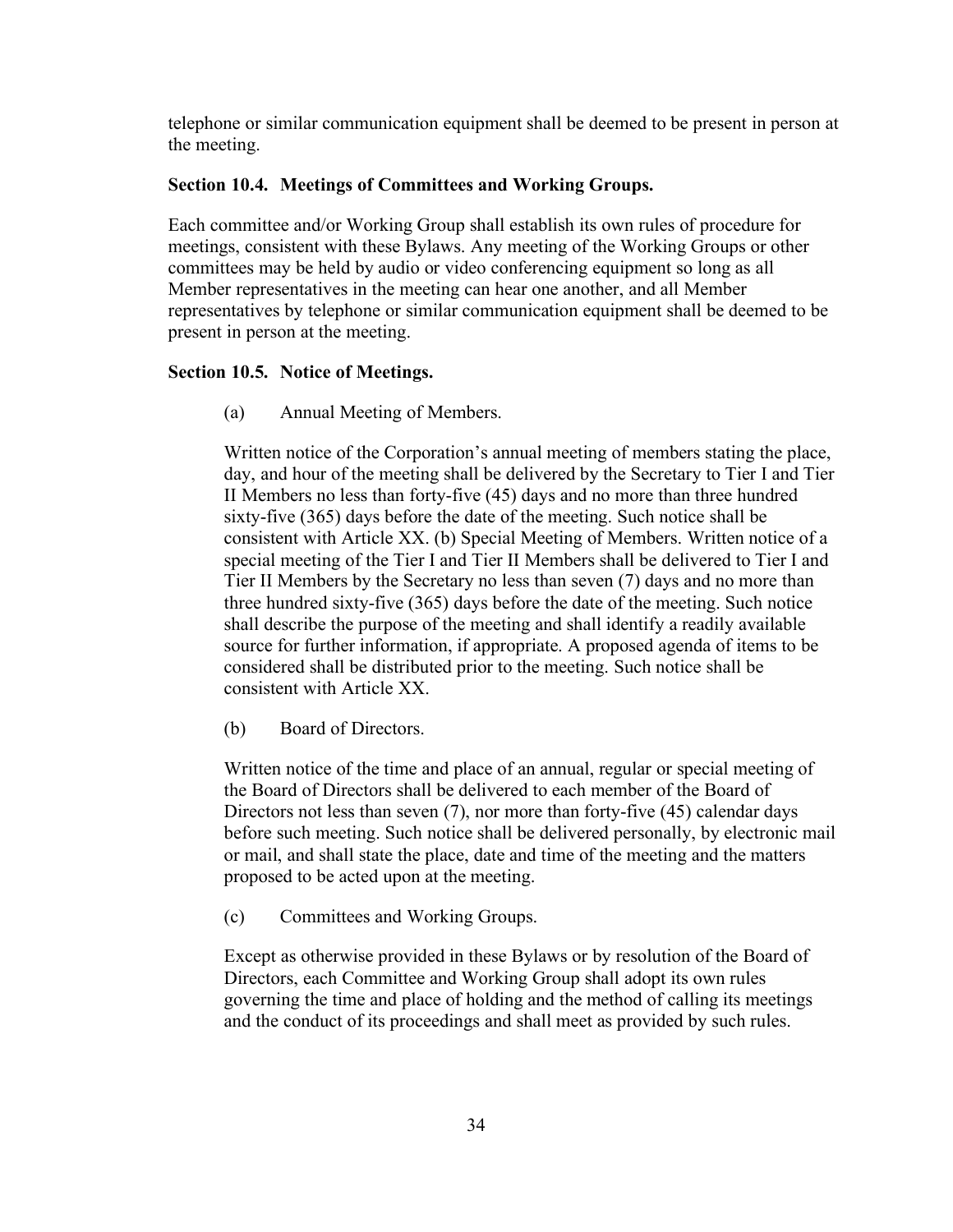telephone or similar communication equipment shall be deemed to be present in person at the meeting.

**Section 10.4. Meetings of Committees and Working Groups.**

Each committee and/or Working Group shall establish its own rules of procedure for meetings, consistent with these Bylaws. Any meeting of the Working Groups or other committees may be held by audio or video conferencing equipment so long as all Member representatives in the meeting can hear one another, and all Member representatives by telephone or similar communication equipment shall be deemed to be present in person at the meeting.

**Section 10.5. Notice of Meetings.**

(a) Annual Meeting of Members.

Written notice of the Corporation's annual meeting of members stating the place, day, and hour of the meeting shall be delivered by the Secretary to Tier I and Tier II Members no less than forty-five (45) days and no more than three hundred sixty-five (365) days before the date of the meeting. Such notice shall be consistent with Article XX. (b) Special Meeting of Members. Written notice of a special meeting of the Tier I and Tier II Members shall be delivered to Tier I and Tier II Members by the Secretary no less than seven (7) days and no more than three hundred sixty-five (365) days before the date of the meeting. Such notice shall describe the purpose of the meeting and shall identify a readily available source for further information, if appropriate. A proposed agenda of items to be considered shall be distributed prior to the meeting. Such notice shall be consistent with Article XX.

(b) Board of Directors.

Written notice of the time and place of an annual, regular or special meeting of the Board of Directors shall be delivered to each member of the Board of Directors not less than seven (7), nor more than forty-five (45) calendar days before such meeting. Such notice shall be delivered personally, by electronic mail or mail, and shall state the place, date and time of the meeting and the matters proposed to be acted upon at the meeting.

(c) Committees and Working Groups.

Except as otherwise provided in these Bylaws or by resolution of the Board of Directors, each Committee and Working Group shall adopt its own rules governing the time and place of holding and the method of calling its meetings and the conduct of its proceedings and shall meet as provided by such rules.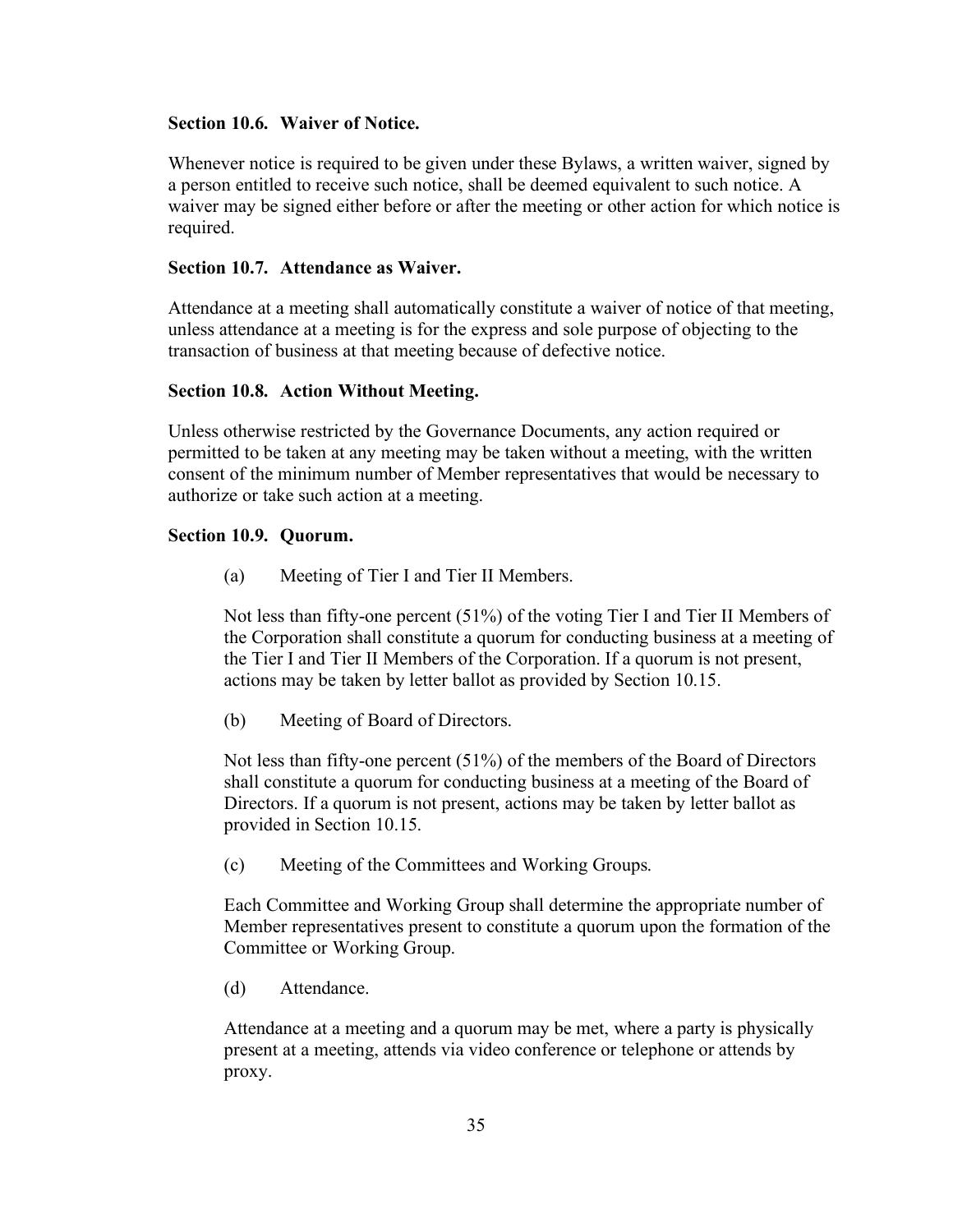### Section 10.6. Waiver of Notice.

Whenever notice is required to be given under these Bylaws, a written waiver, signed by a person entitled to receive such notice, shall be deemed equivalent to such notice. A waiver may be signed either before or after the meeting or other action for which notice is required.

### Section 10.7. Attendance as Waiver.

Attendance at a meeting shall automatically constitute a waiver of notice of that meeting, unless attendance at a meeting is for the express and sole purpose of objecting to the transaction of business at that meeting because of defective notice.

### Section 10.8. Action Without Meeting.

Unless otherwise restricted by the Governance Documents, any action required or permitted to be taken at any meeting may be taken without a meeting, with the written consent of the minimum number of Member representatives that would be necessary to authorize or take such action at a meeting.

### Section 10.9. Quorum.

(a) Meeting of Tier I and Tier II Members.

Not less than fifty-one percent (51%) of the voting Tier I and Tier II Members of the Corporation shall constitute a quorum for conducting business at a meeting of the Tier I and Tier II Members of the Corporation. If a quorum is not present, actions may be taken by letter ballot as provided by Section 10.15.

(b) Meeting of Board of Directors.

Not less than fifty-one percent (51%) of the members of the Board of Directors shall constitute a quorum for conducting business at a meeting of the Board of Directors. If a quorum is not present, actions may be taken by letter ballot as provided in Section 10.15.

(c) Meeting of the Committees and Working Groups.

Each Committee and Working Group shall determine the appropriate number of Member representatives present to constitute a quorum upon the formation of the Committee or Working Group.

(d) Attendance.

Attendance at a meeting and a quorum may be met, where a party is physically present at a meeting, attends via video conference or telephone or attends by proxy.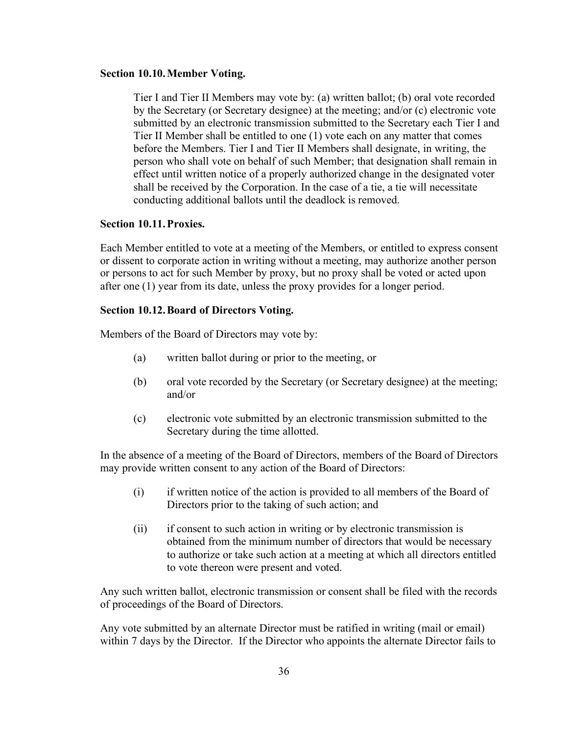**Section 10.10. Member Voting.**

Tier I and Tier II Members may vote by: (a) written ballot; (b) oral vote recorded by the Secretary (or Secretary designee) at the meeting; and/or (c) electronic vote submitted by an electronic transmission submitted to the Secretary each Tier I and Tier II Member shall be entitled to one (1) vote each on any matter that comes before the Members. Tier I and Tier II Members shall designate, in writing, the person who shall vote on behalf of such Member; that designation shall remain in effect until written notice of a properly authorized change in the designated voter shall be received by the Corporation. In the case of a tie, a tie will necessitate conducting additional ballots until the deadlock is removed.

**Section 10.11. Proxies.**

Each Member entitled to vote at a meeting of the Members, or entitled to express consent or dissent to corporate action in writing without a meeting, may authorize another person or persons to act for such Member by proxy, but no proxy shall be voted or acted upon after one (1) year from its date, unless the proxy provides for a longer period.

**Section 10.12. Board of Directors Voting.**

Members of the Board of Directors may vote by:

(a) written ballot during or prior to the meeting, or

(b) oral vote recorded by the Secretary (or Secretary designee) at the meeting; and/or

(c) electronic vote submitted by an electronic transmission submitted to the Secretary during the time allotted.

In the absence of a meeting of the Board of Directors, members of the Board of Directors may provide written consent to any action of the Board of Directors:

(i) if written notice of the action is provided to all members of the Board of Directors prior to the taking of such action; and

(ii) if consent to such action in writing or by electronic transmission is obtained from the minimum number of directors that would be necessary to authorize or take such action at a meeting at which all directors entitled to vote thereon were present and voted.

Any such written ballot, electronic transmission or consent shall be filed with the records of proceedings of the Board of Directors.

Any vote submitted by an alternate Director must be ratified in writing (mail or email) within 7 days by the Director. If the Director who appoints the alternate Director fails to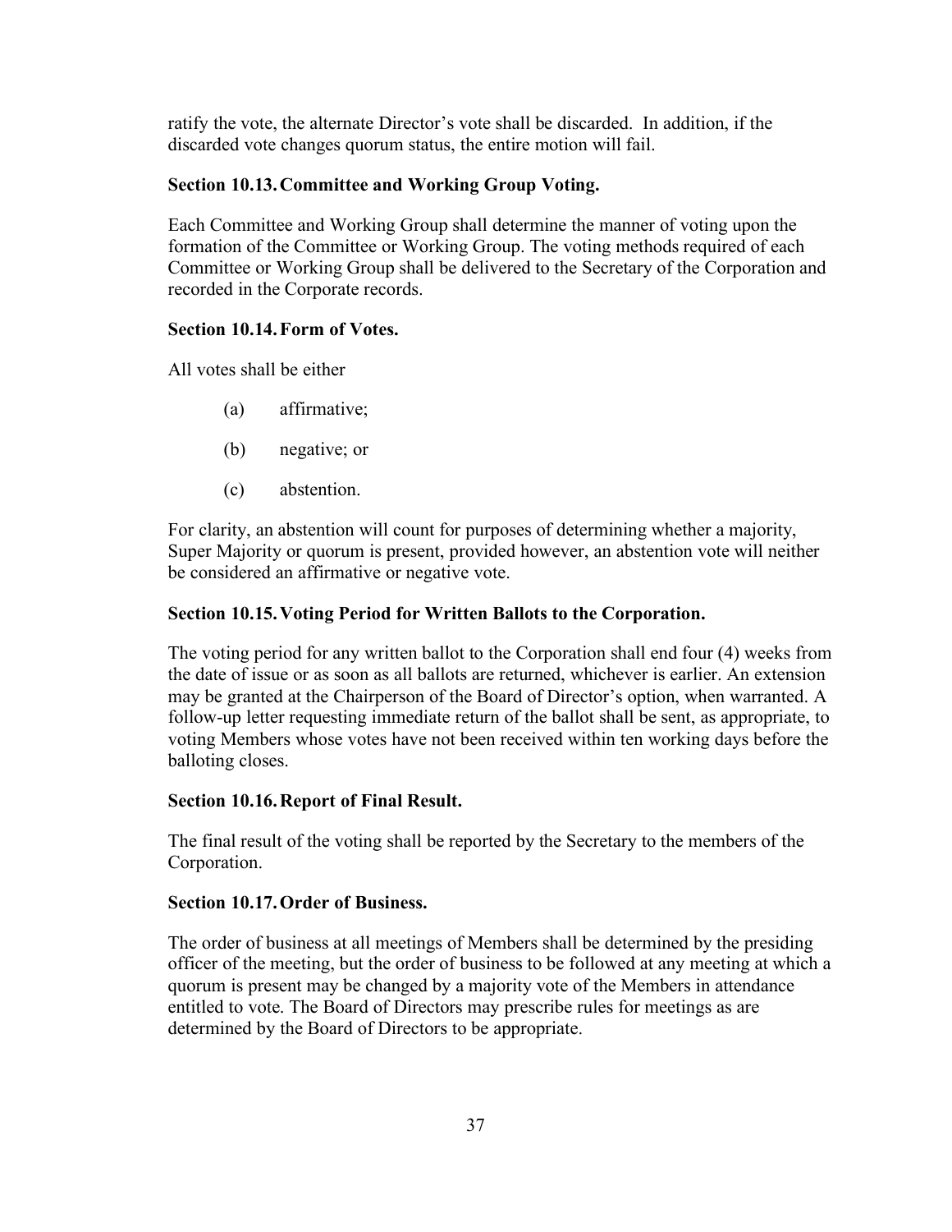ratify the vote, the alternate Director's vote shall be discarded. In addition, if the discarded vote changes quorum status, the entire motion will fail.

### Section 10.13. Committee and Working Group Voting.

Each Committee and Working Group shall determine the manner of voting upon the formation of the Committee or Working Group. The voting methods required of each Committee or Working Group shall be delivered to the Secretary of the Corporation and recorded in the Corporate records.

### Section 10.14. Form of Votes.

All votes shall be either

(a) affirmative;

(b) negative; or

(c) abstention.

For clarity, an abstention will count for purposes of determining whether a majority, Super Majority or quorum is present, provided however, an abstention vote will neither be considered an affirmative or negative vote.

### Section 10.15. Voting Period for Written Ballots to the Corporation.

The voting period for any written ballot to the Corporation shall end four (4) weeks from the date of issue or as soon as all ballots are returned, whichever is earlier. An extension may be granted at the Chairperson of the Board of Director's option, when warranted. A follow-up letter requesting immediate return of the ballot shall be sent, as appropriate, to voting Members whose votes have not been received within ten working days before the balloting closes.

### Section 10.16. Report of Final Result.

The final result of the voting shall be reported by the Secretary to the members of the Corporation.

### Section 10.17. Order of Business.

The order of business at all meetings of Members shall be determined by the presiding officer of the meeting, but the order of business to be followed at any meeting at which a quorum is present may be changed by a majority vote of the Members in attendance entitled to vote. The Board of Directors may prescribe rules for meetings as are determined by the Board of Directors to be appropriate.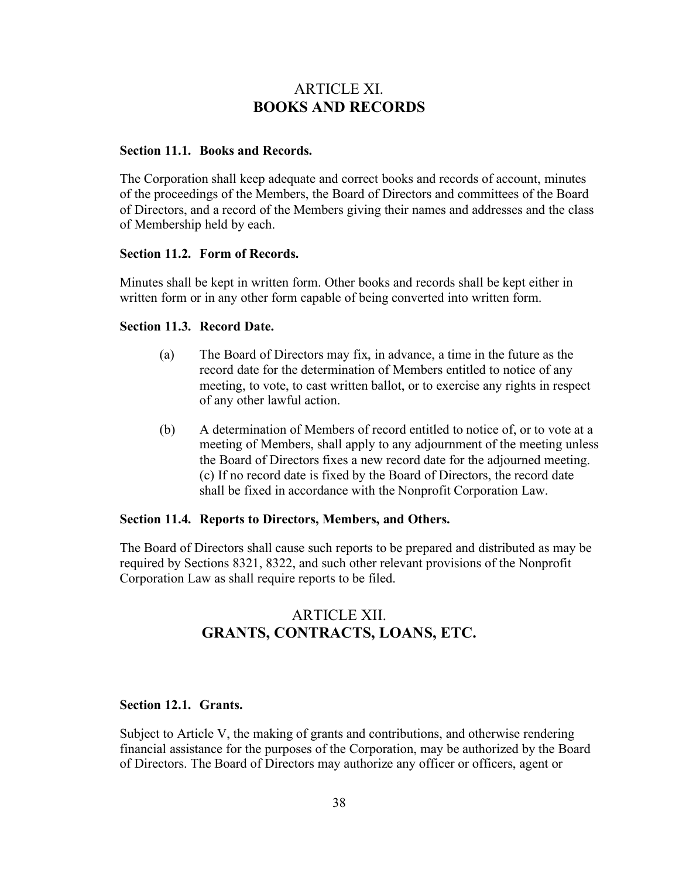## ARTICLE XI.
## BOOKS AND RECORDS

**Section 11.1. Books and Records.**

The Corporation shall keep adequate and correct books and records of account, minutes of the proceedings of the Members, the Board of Directors and committees of the Board of Directors, and a record of the Members giving their names and addresses and the class of Membership held by each.

**Section 11.2. Form of Records.**

Minutes shall be kept in written form. Other books and records shall be kept either in written form or in any other form capable of being converted into written form.

**Section 11.3. Record Date.**

(a) The Board of Directors may fix, in advance, a time in the future as the record date for the determination of Members entitled to notice of any meeting, to vote, to cast written ballot, or to exercise any rights in respect of any other lawful action.

(b) A determination of Members of record entitled to notice of, or to vote at a meeting of Members, shall apply to any adjournment of the meeting unless the Board of Directors fixes a new record date for the adjourned meeting. (c) If no record date is fixed by the Board of Directors, the record date shall be fixed in accordance with the Nonprofit Corporation Law.

**Section 11.4. Reports to Directors, Members, and Others.**

The Board of Directors shall cause such reports to be prepared and distributed as may be required by Sections 8321, 8322, and such other relevant provisions of the Nonprofit Corporation Law as shall require reports to be filed.

## ARTICLE XII.
## GRANTS, CONTRACTS, LOANS, ETC.

**Section 12.1. Grants.**

Subject to Article V, the making of grants and contributions, and otherwise rendering financial assistance for the purposes of the Corporation, may be authorized by the Board of Directors. The Board of Directors may authorize any officer or officers, agent or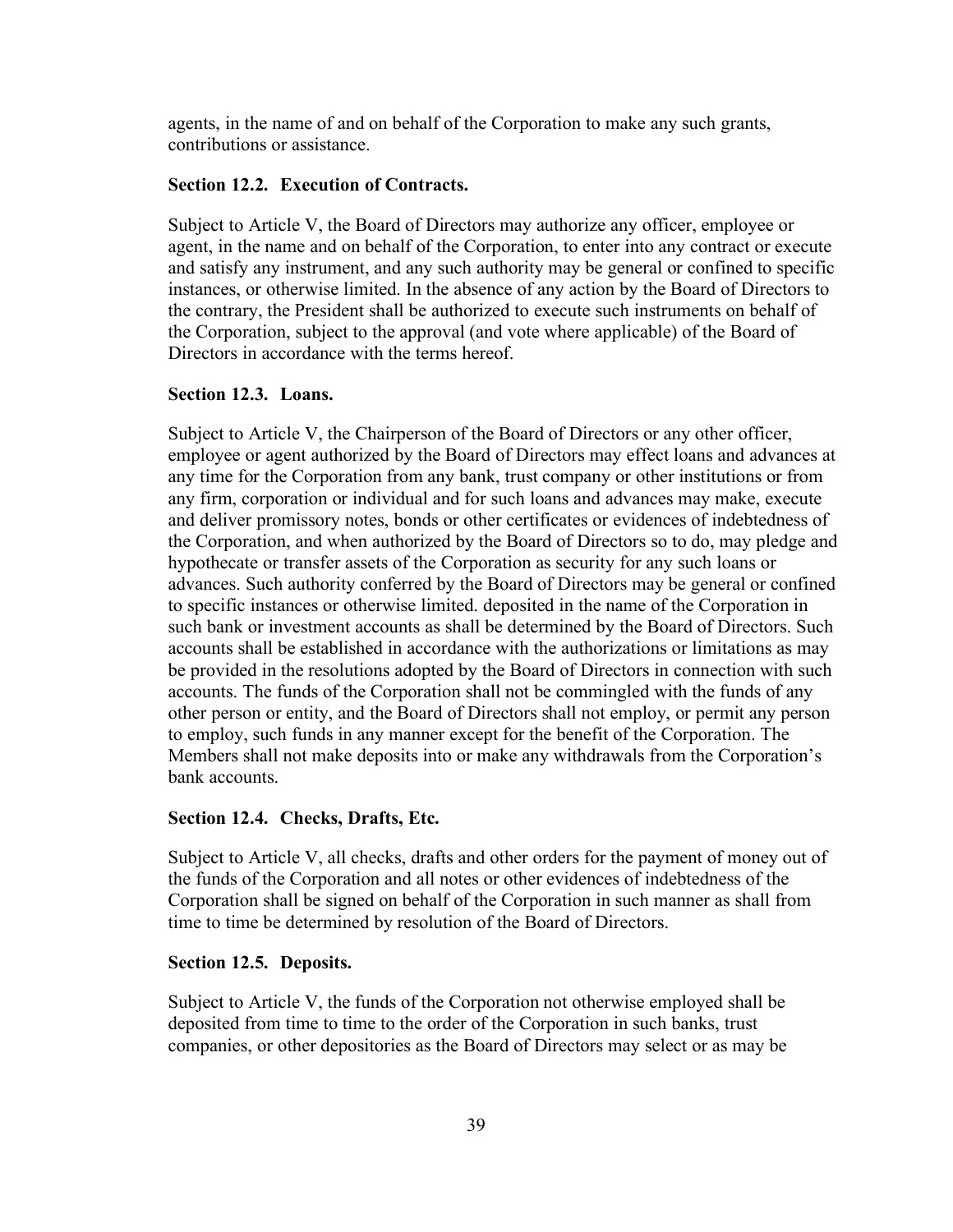agents, in the name of and on behalf of the Corporation to make any such grants, contributions or assistance.

### Section 12.2. Execution of Contracts.

Subject to Article V, the Board of Directors may authorize any officer, employee or agent, in the name and on behalf of the Corporation, to enter into any contract or execute and satisfy any instrument, and any such authority may be general or confined to specific instances, or otherwise limited. In the absence of any action by the Board of Directors to the contrary, the President shall be authorized to execute such instruments on behalf of the Corporation, subject to the approval (and vote where applicable) of the Board of Directors in accordance with the terms hereof.

### Section 12.3. Loans.

Subject to Article V, the Chairperson of the Board of Directors or any other officer, employee or agent authorized by the Board of Directors may effect loans and advances at any time for the Corporation from any bank, trust company or other institutions or from any firm, corporation or individual and for such loans and advances may make, execute and deliver promissory notes, bonds or other certificates or evidences of indebtedness of the Corporation, and when authorized by the Board of Directors so to do, may pledge and hypothecate or transfer assets of the Corporation as security for any such loans or advances. Such authority conferred by the Board of Directors may be general or confined to specific instances or otherwise limited. deposited in the name of the Corporation in such bank or investment accounts as shall be determined by the Board of Directors. Such accounts shall be established in accordance with the authorizations or limitations as may be provided in the resolutions adopted by the Board of Directors in connection with such accounts. The funds of the Corporation shall not be commingled with the funds of any other person or entity, and the Board of Directors shall not employ, or permit any person to employ, such funds in any manner except for the benefit of the Corporation. The Members shall not make deposits into or make any withdrawals from the Corporation's bank accounts.

### Section 12.4. Checks, Drafts, Etc.

Subject to Article V, all checks, drafts and other orders for the payment of money out of the funds of the Corporation and all notes or other evidences of indebtedness of the Corporation shall be signed on behalf of the Corporation in such manner as shall from time to time be determined by resolution of the Board of Directors.

### Section 12.5. Deposits.

Subject to Article V, the funds of the Corporation not otherwise employed shall be deposited from time to time to the order of the Corporation in such banks, trust companies, or other depositories as the Board of Directors may select or as may be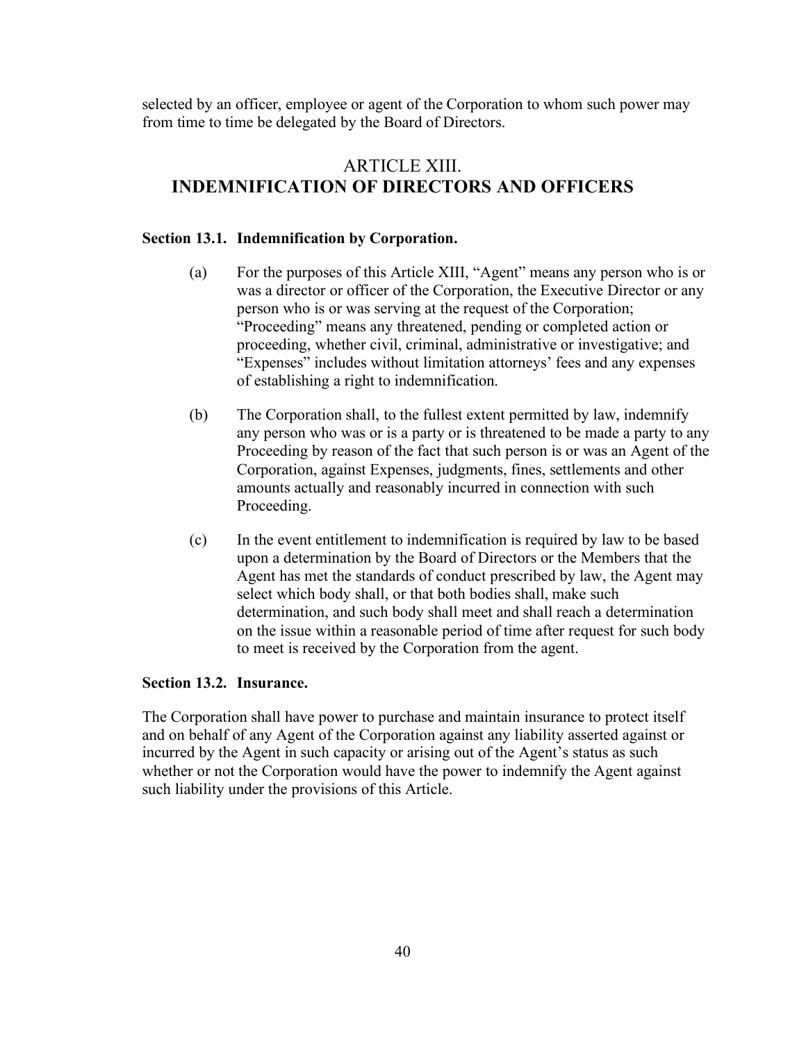selected by an officer, employee or agent of the Corporation to whom such power may from time to time be delegated by the Board of Directors.

## ARTICLE XIII.
## INDEMNIFICATION OF DIRECTORS AND OFFICERS

### Section 13.1. Indemnification by Corporation.

(a) For the purposes of this Article XIII, "Agent" means any person who is or was a director or officer of the Corporation, the Executive Director or any person who is or was serving at the request of the Corporation; "Proceeding" means any threatened, pending or completed action or proceeding, whether civil, criminal, administrative or investigative; and "Expenses" includes without limitation attorneys' fees and any expenses of establishing a right to indemnification.

(b) The Corporation shall, to the fullest extent permitted by law, indemnify any person who was or is a party or is threatened to be made a party to any Proceeding by reason of the fact that such person is or was an Agent of the Corporation, against Expenses, judgments, fines, settlements and other amounts actually and reasonably incurred in connection with such Proceeding.

(c) In the event entitlement to indemnification is required by law to be based upon a determination by the Board of Directors or the Members that the Agent has met the standards of conduct prescribed by law, the Agent may select which body shall, or that both bodies shall, make such determination, and such body shall meet and shall reach a determination on the issue within a reasonable period of time after request for such body to meet is received by the Corporation from the agent.

### Section 13.2. Insurance.

The Corporation shall have power to purchase and maintain insurance to protect itself and on behalf of any Agent of the Corporation against any liability asserted against or incurred by the Agent in such capacity or arising out of the Agent's status as such whether or not the Corporation would have the power to indemnify the Agent against such liability under the provisions of this Article.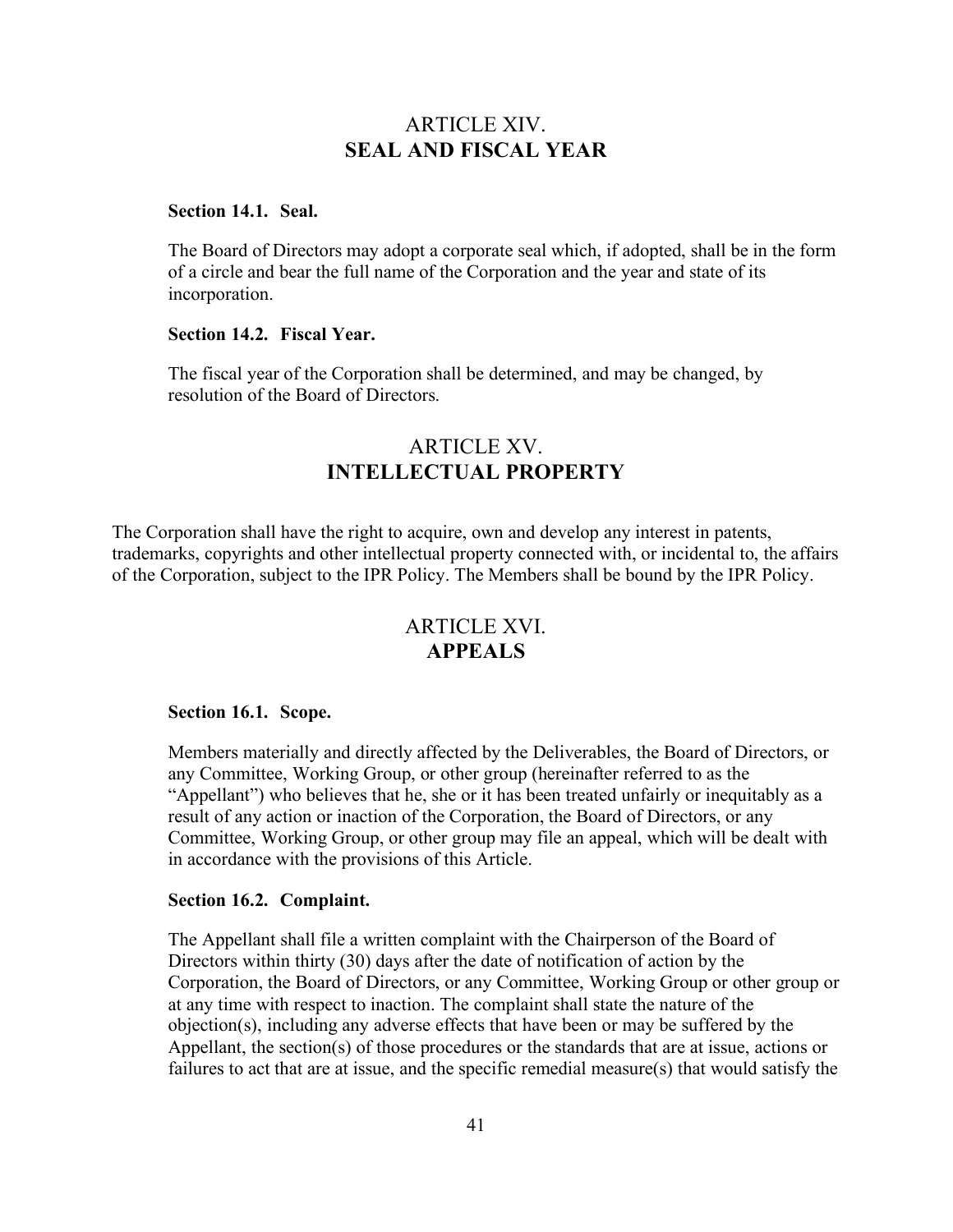## ARTICLE XIV.
## SEAL AND FISCAL YEAR

### Section 14.1. Seal.

The Board of Directors may adopt a corporate seal which, if adopted, shall be in the form of a circle and bear the full name of the Corporation and the year and state of its incorporation.

### Section 14.2. Fiscal Year.

The fiscal year of the Corporation shall be determined, and may be changed, by resolution of the Board of Directors.

## ARTICLE XV.
## INTELLECTUAL PROPERTY

The Corporation shall have the right to acquire, own and develop any interest in patents, trademarks, copyrights and other intellectual property connected with, or incidental to, the affairs of the Corporation, subject to the IPR Policy. The Members shall be bound by the IPR Policy.

## ARTICLE XVI.
## APPEALS

### Section 16.1. Scope.

Members materially and directly affected by the Deliverables, the Board of Directors, or any Committee, Working Group, or other group (hereinafter referred to as the "Appellant") who believes that he, she or it has been treated unfairly or inequitably as a result of any action or inaction of the Corporation, the Board of Directors, or any Committee, Working Group, or other group may file an appeal, which will be dealt with in accordance with the provisions of this Article.

### Section 16.2. Complaint.

The Appellant shall file a written complaint with the Chairperson of the Board of Directors within thirty (30) days after the date of notification of action by the Corporation, the Board of Directors, or any Committee, Working Group or other group or at any time with respect to inaction. The complaint shall state the nature of the objection(s), including any adverse effects that have been or may be suffered by the Appellant, the section(s) of those procedures or the standards that are at issue, actions or failures to act that are at issue, and the specific remedial measure(s) that would satisfy the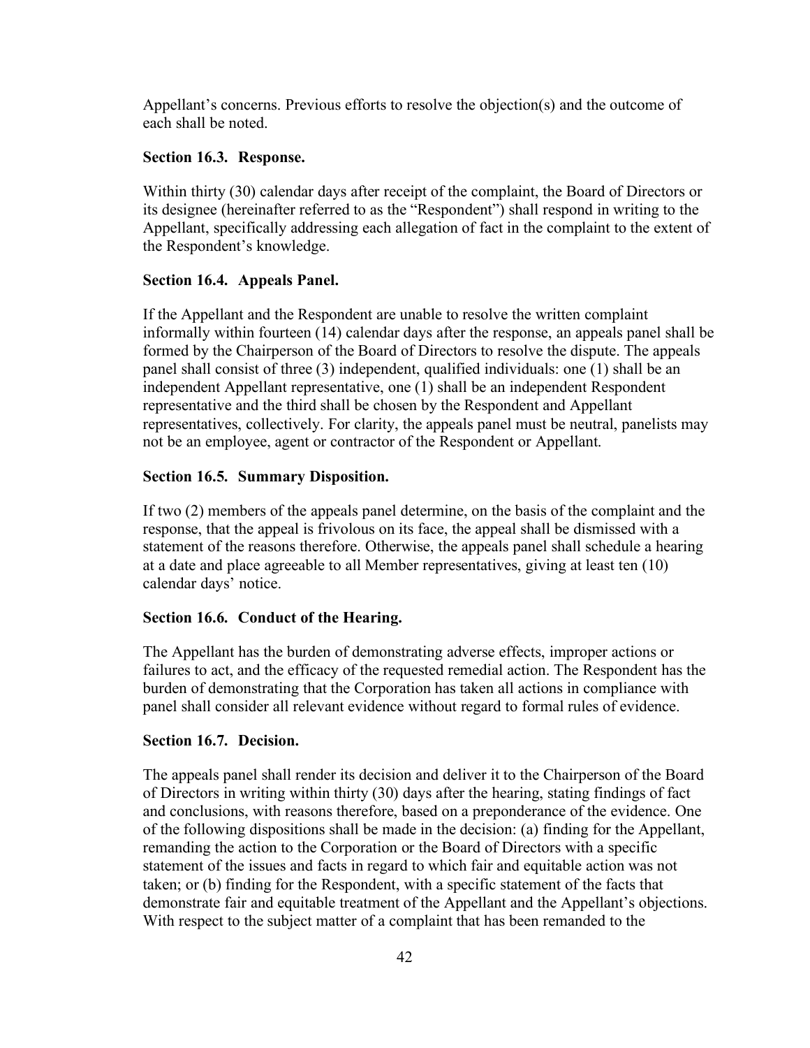Appellant's concerns. Previous efforts to resolve the objection(s) and the outcome of each shall be noted.

**Section 16.3. Response.**

Within thirty (30) calendar days after receipt of the complaint, the Board of Directors or its designee (hereinafter referred to as the "Respondent") shall respond in writing to the Appellant, specifically addressing each allegation of fact in the complaint to the extent of the Respondent's knowledge.

**Section 16.4. Appeals Panel.**

If the Appellant and the Respondent are unable to resolve the written complaint informally within fourteen (14) calendar days after the response, an appeals panel shall be formed by the Chairperson of the Board of Directors to resolve the dispute. The appeals panel shall consist of three (3) independent, qualified individuals: one (1) shall be an independent Appellant representative, one (1) shall be an independent Respondent representative and the third shall be chosen by the Respondent and Appellant representatives, collectively. For clarity, the appeals panel must be neutral, panelists may not be an employee, agent or contractor of the Respondent or Appellant.

**Section 16.5. Summary Disposition.**

If two (2) members of the appeals panel determine, on the basis of the complaint and the response, that the appeal is frivolous on its face, the appeal shall be dismissed with a statement of the reasons therefore. Otherwise, the appeals panel shall schedule a hearing at a date and place agreeable to all Member representatives, giving at least ten (10) calendar days' notice.

**Section 16.6. Conduct of the Hearing.**

The Appellant has the burden of demonstrating adverse effects, improper actions or failures to act, and the efficacy of the requested remedial action. The Respondent has the burden of demonstrating that the Corporation has taken all actions in compliance with panel shall consider all relevant evidence without regard to formal rules of evidence.

**Section 16.7. Decision.**

The appeals panel shall render its decision and deliver it to the Chairperson of the Board of Directors in writing within thirty (30) days after the hearing, stating findings of fact and conclusions, with reasons therefore, based on a preponderance of the evidence. One of the following dispositions shall be made in the decision: (a) finding for the Appellant, remanding the action to the Corporation or the Board of Directors with a specific statement of the issues and facts in regard to which fair and equitable action was not taken; or (b) finding for the Respondent, with a specific statement of the facts that demonstrate fair and equitable treatment of the Appellant and the Appellant's objections. With respect to the subject matter of a complaint that has been remanded to the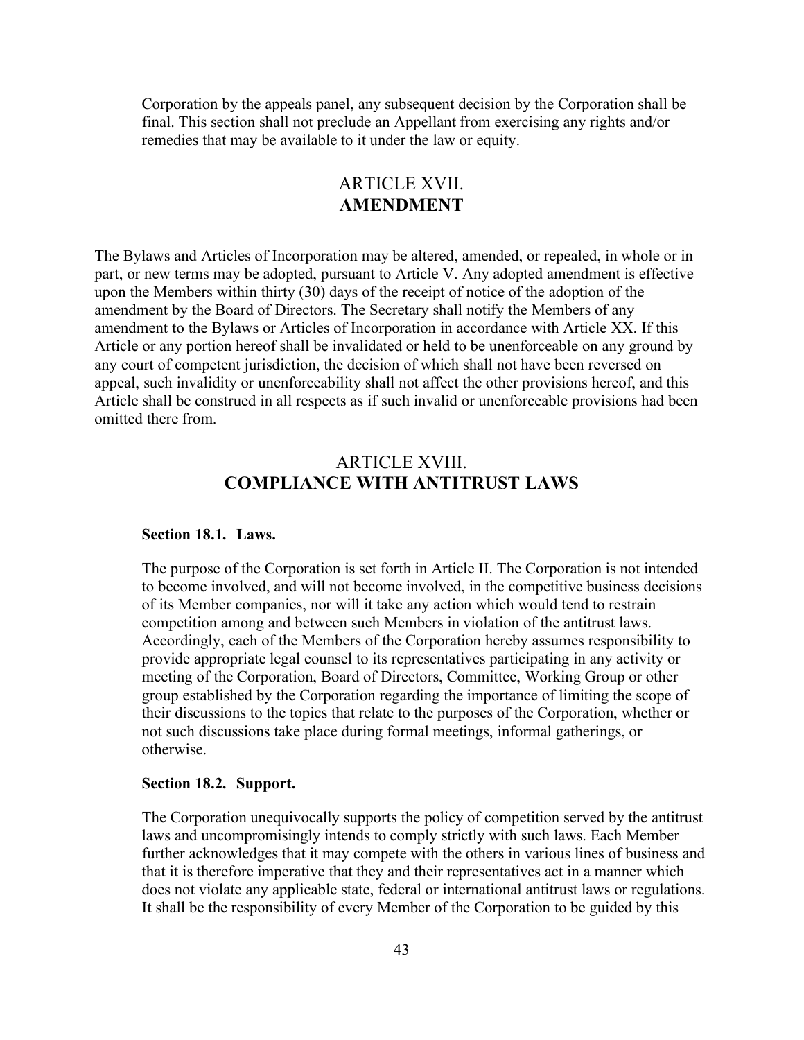Corporation by the appeals panel, any subsequent decision by the Corporation shall be final. This section shall not preclude an Appellant from exercising any rights and/or remedies that may be available to it under the law or equity.

## ARTICLE XVII.
## AMENDMENT

The Bylaws and Articles of Incorporation may be altered, amended, or repealed, in whole or in part, or new terms may be adopted, pursuant to Article V. Any adopted amendment is effective upon the Members within thirty (30) days of the receipt of notice of the adoption of the amendment by the Board of Directors. The Secretary shall notify the Members of any amendment to the Bylaws or Articles of Incorporation in accordance with Article XX. If this Article or any portion hereof shall be invalidated or held to be unenforceable on any ground by any court of competent jurisdiction, the decision of which shall not have been reversed on appeal, such invalidity or unenforceability shall not affect the other provisions hereof, and this Article shall be construed in all respects as if such invalid or unenforceable provisions had been omitted there from.

## ARTICLE XVIII.
## COMPLIANCE WITH ANTITRUST LAWS

### Section 18.1. Laws.

The purpose of the Corporation is set forth in Article II. The Corporation is not intended to become involved, and will not become involved, in the competitive business decisions of its Member companies, nor will it take any action which would tend to restrain competition among and between such Members in violation of the antitrust laws. Accordingly, each of the Members of the Corporation hereby assumes responsibility to provide appropriate legal counsel to its representatives participating in any activity or meeting of the Corporation, Board of Directors, Committee, Working Group or other group established by the Corporation regarding the importance of limiting the scope of their discussions to the topics that relate to the purposes of the Corporation, whether or not such discussions take place during formal meetings, informal gatherings, or otherwise.

### Section 18.2. Support.

The Corporation unequivocally supports the policy of competition served by the antitrust laws and uncompromisingly intends to comply strictly with such laws. Each Member further acknowledges that it may compete with the others in various lines of business and that it is therefore imperative that they and their representatives act in a manner which does not violate any applicable state, federal or international antitrust laws or regulations. It shall be the responsibility of every Member of the Corporation to be guided by this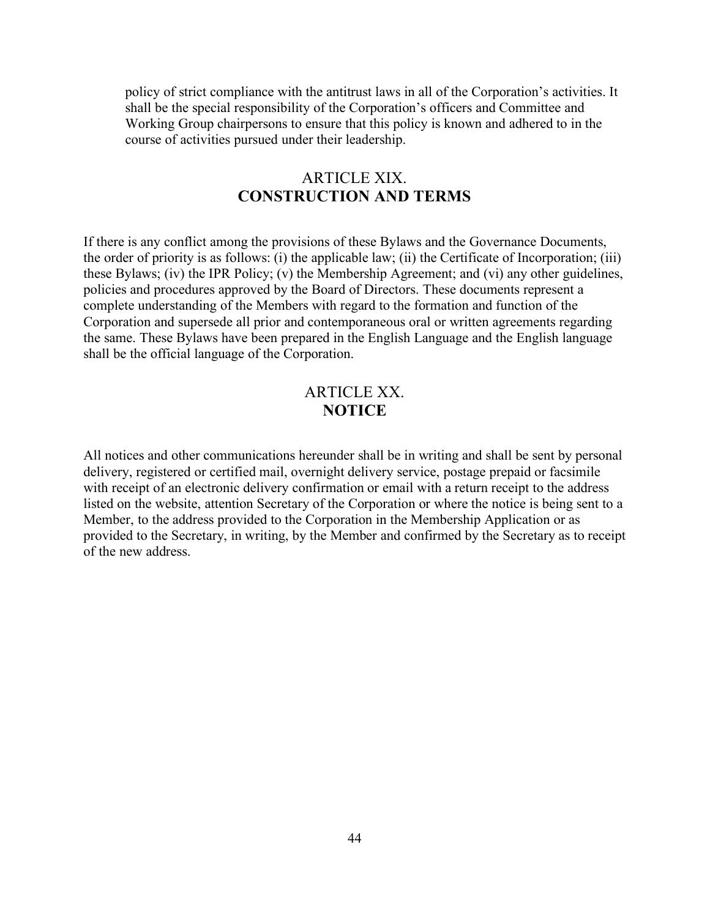policy of strict compliance with the antitrust laws in all of the Corporation's activities. It shall be the special responsibility of the Corporation's officers and Committee and Working Group chairpersons to ensure that this policy is known and adhered to in the course of activities pursued under their leadership.

## ARTICLE XIX.
## **CONSTRUCTION AND TERMS**

If there is any conflict among the provisions of these Bylaws and the Governance Documents, the order of priority is as follows: (i) the applicable law; (ii) the Certificate of Incorporation; (iii) these Bylaws; (iv) the IPR Policy; (v) the Membership Agreement; and (vi) any other guidelines, policies and procedures approved by the Board of Directors. These documents represent a complete understanding of the Members with regard to the formation and function of the Corporation and supersede all prior and contemporaneous oral or written agreements regarding the same. These Bylaws have been prepared in the English Language and the English language shall be the official language of the Corporation.

## ARTICLE XX.
## **NOTICE**

All notices and other communications hereunder shall be in writing and shall be sent by personal delivery, registered or certified mail, overnight delivery service, postage prepaid or facsimile with receipt of an electronic delivery confirmation or email with a return receipt to the address listed on the website, attention Secretary of the Corporation or where the notice is being sent to a Member, to the address provided to the Corporation in the Membership Application or as provided to the Secretary, in writing, by the Member and confirmed by the Secretary as to receipt of the new address.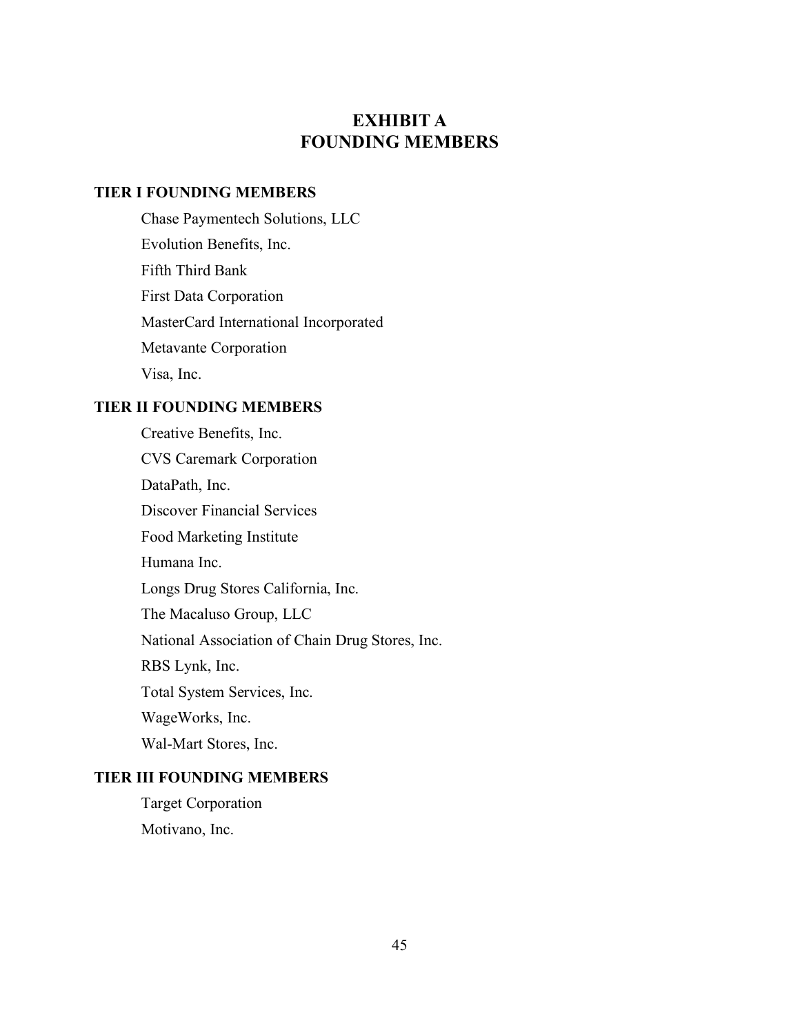# EXHIBIT A
# FOUNDING MEMBERS

**TIER I FOUNDING MEMBERS**

Chase Paymentech Solutions, LLC

Evolution Benefits, Inc.

Fifth Third Bank

First Data Corporation

MasterCard International Incorporated

Metavante Corporation

Visa, Inc.

**TIER II FOUNDING MEMBERS**

Creative Benefits, Inc.

CVS Caremark Corporation

DataPath, Inc.

Discover Financial Services

Food Marketing Institute

Humana Inc.

Longs Drug Stores California, Inc.

The Macaluso Group, LLC

National Association of Chain Drug Stores, Inc.

RBS Lynk, Inc.

Total System Services, Inc.

WageWorks, Inc.

Wal-Mart Stores, Inc.

**TIER III FOUNDING MEMBERS**

Target Corporation

Motivano, Inc.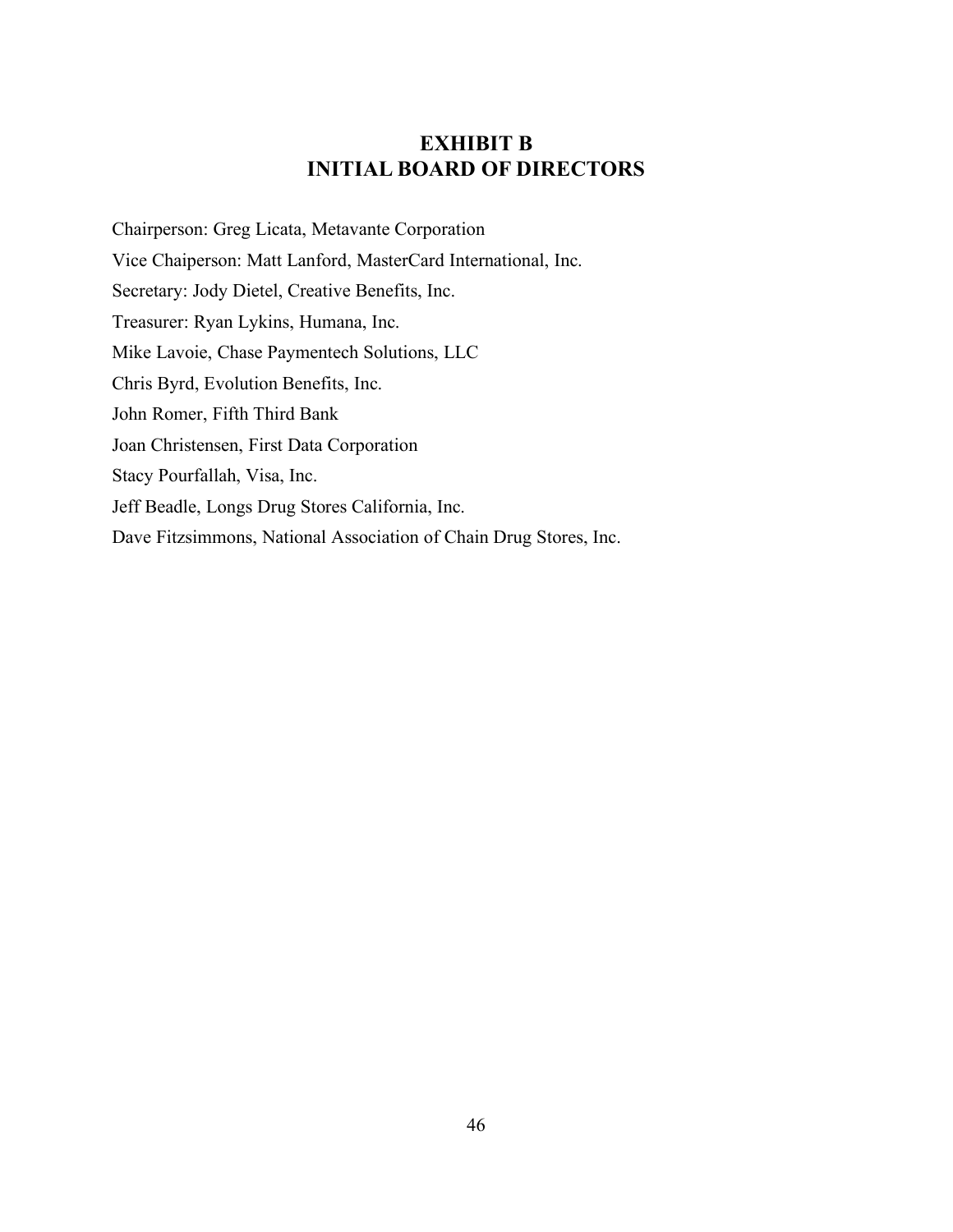# EXHIBIT B
# INITIAL BOARD OF DIRECTORS

Chairperson: Greg Licata, Metavante Corporation

Vice Chaiperson: Matt Lanford, MasterCard International, Inc.

Secretary: Jody Dietel, Creative Benefits, Inc.

Treasurer: Ryan Lykins, Humana, Inc.

Mike Lavoie, Chase Paymentech Solutions, LLC

Chris Byrd, Evolution Benefits, Inc.

John Romer, Fifth Third Bank

Joan Christensen, First Data Corporation

Stacy Pourfallah, Visa, Inc.

Jeff Beadle, Longs Drug Stores California, Inc.

Dave Fitzsimmons, National Association of Chain Drug Stores, Inc.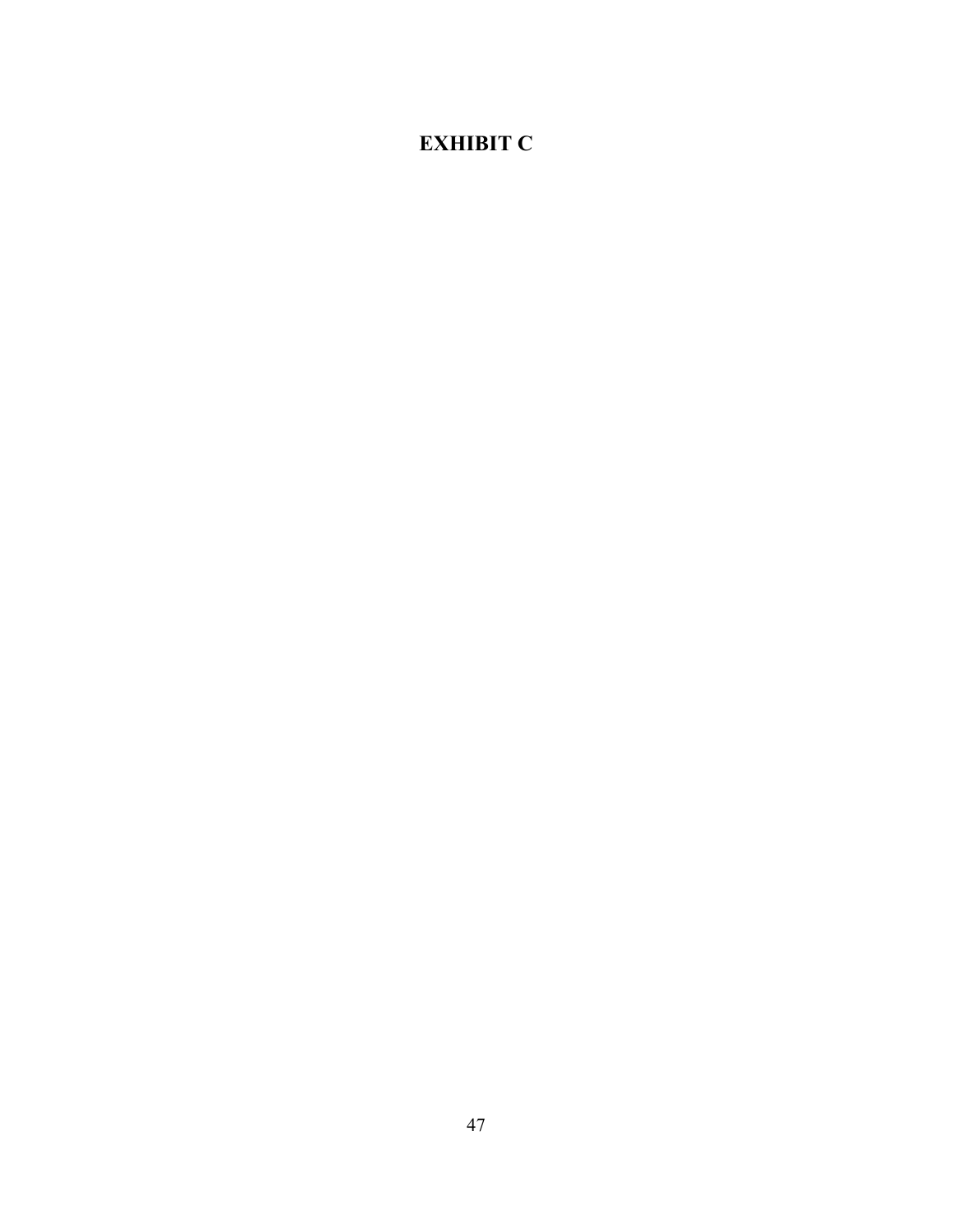# EXHIBIT C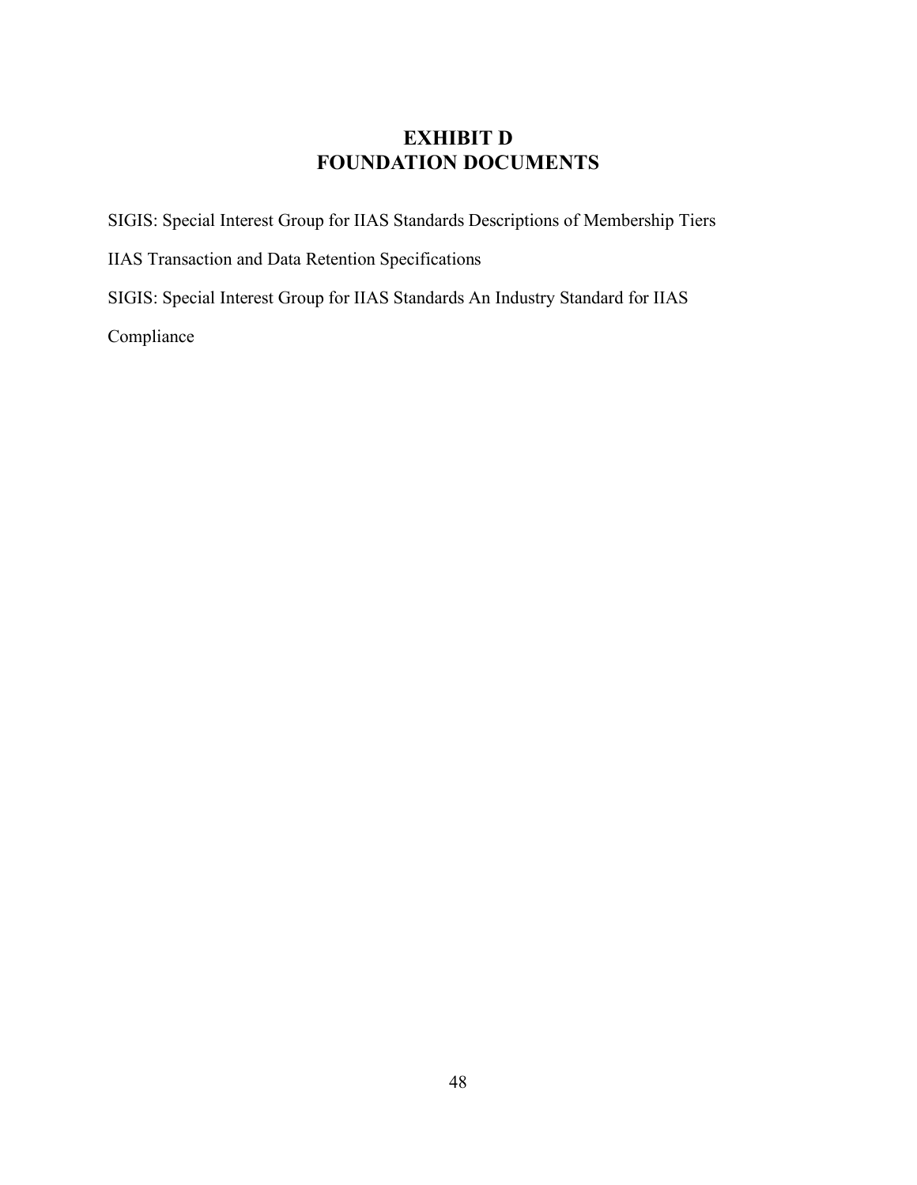# EXHIBIT D
# FOUNDATION DOCUMENTS

SIGIS: Special Interest Group for IIAS Standards Descriptions of Membership Tiers

IIAS Transaction and Data Retention Specifications

SIGIS: Special Interest Group for IIAS Standards An Industry Standard for IIAS Compliance